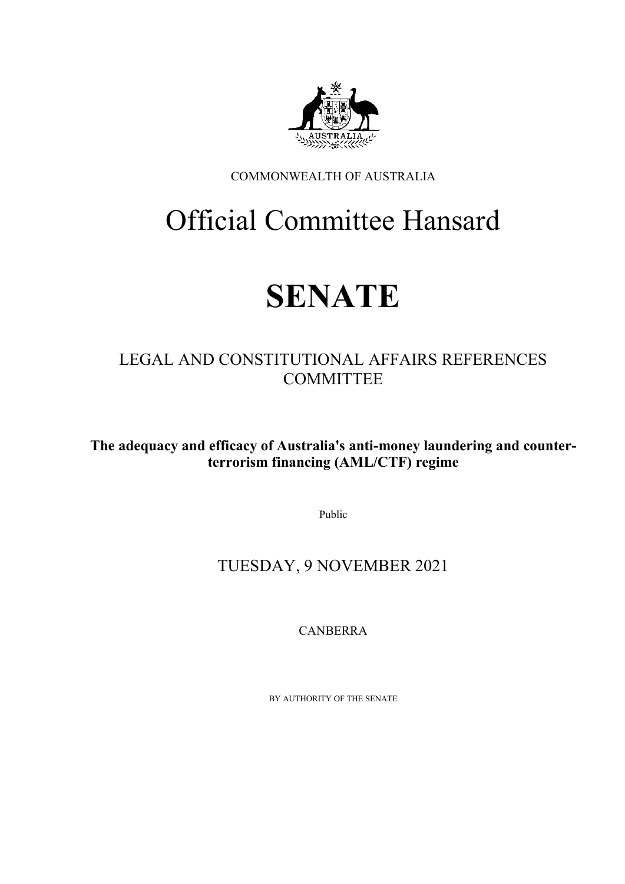COMMONWEALTH OF AUSTRALIA

# Official Committee Hansard

# SENATE

## LEGAL AND CONSTITUTIONAL AFFAIRS REFERENCES COMMITTEE

**The adequacy and efficacy of Australia's anti-money laundering and counter-terrorism financing (AML/CTF) regime**

Public

TUESDAY, 9 NOVEMBER 2021

CANBERRA

BY AUTHORITY OF THE SENATE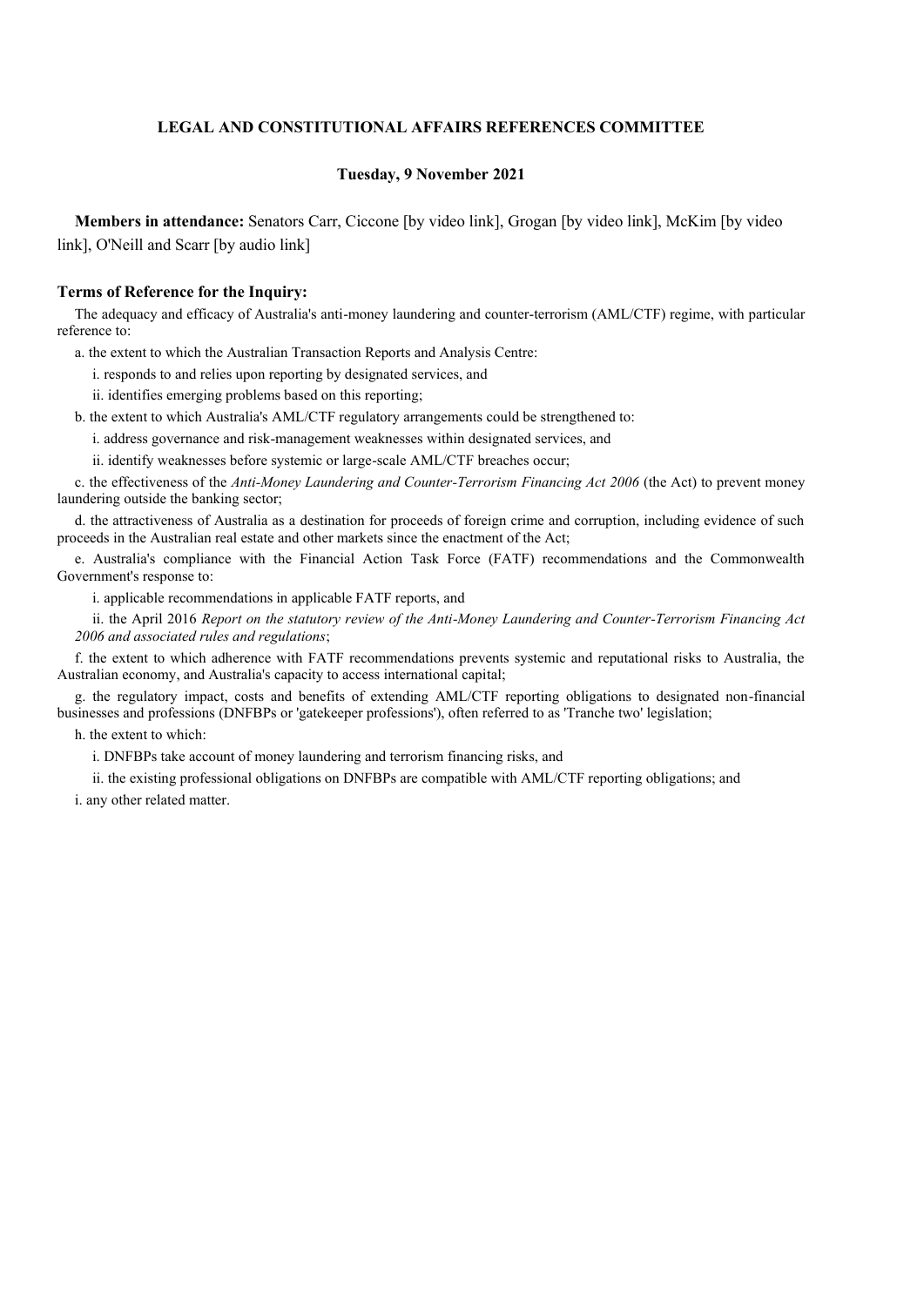**LEGAL AND CONSTITUTIONAL AFFAIRS REFERENCES COMMITTEE**

**Tuesday, 9 November 2021**

**Members in attendance:** Senators Carr, Ciccone [by video link], Grogan [by video link], McKim [by video link], O'Neill and Scarr [by audio link]

**Terms of Reference for the Inquiry:**

The adequacy and efficacy of Australia's anti-money laundering and counter-terrorism (AML/CTF) regime, with particular reference to:

a. the extent to which the Australian Transaction Reports and Analysis Centre:

i. responds to and relies upon reporting by designated services, and

ii. identifies emerging problems based on this reporting;

b. the extent to which Australia's AML/CTF regulatory arrangements could be strengthened to:

i. address governance and risk-management weaknesses within designated services, and

ii. identify weaknesses before systemic or large-scale AML/CTF breaches occur;

c. the effectiveness of the *Anti-Money Laundering and Counter-Terrorism Financing Act 2006* (the Act) to prevent money laundering outside the banking sector;

d. the attractiveness of Australia as a destination for proceeds of foreign crime and corruption, including evidence of such proceeds in the Australian real estate and other markets since the enactment of the Act;

e. Australia's compliance with the Financial Action Task Force (FATF) recommendations and the Commonwealth Government's response to:

i. applicable recommendations in applicable FATF reports, and

ii. the April 2016 *Report on the statutory review of the Anti-Money Laundering and Counter-Terrorism Financing Act 2006 and associated rules and regulations*;

f. the extent to which adherence with FATF recommendations prevents systemic and reputational risks to Australia, the Australian economy, and Australia's capacity to access international capital;

g. the regulatory impact, costs and benefits of extending AML/CTF reporting obligations to designated non-financial businesses and professions (DNFBPs or 'gatekeeper professions'), often referred to as 'Tranche two' legislation;

h. the extent to which:

i. DNFBPs take account of money laundering and terrorism financing risks, and

ii. the existing professional obligations on DNFBPs are compatible with AML/CTF reporting obligations; and

i. any other related matter.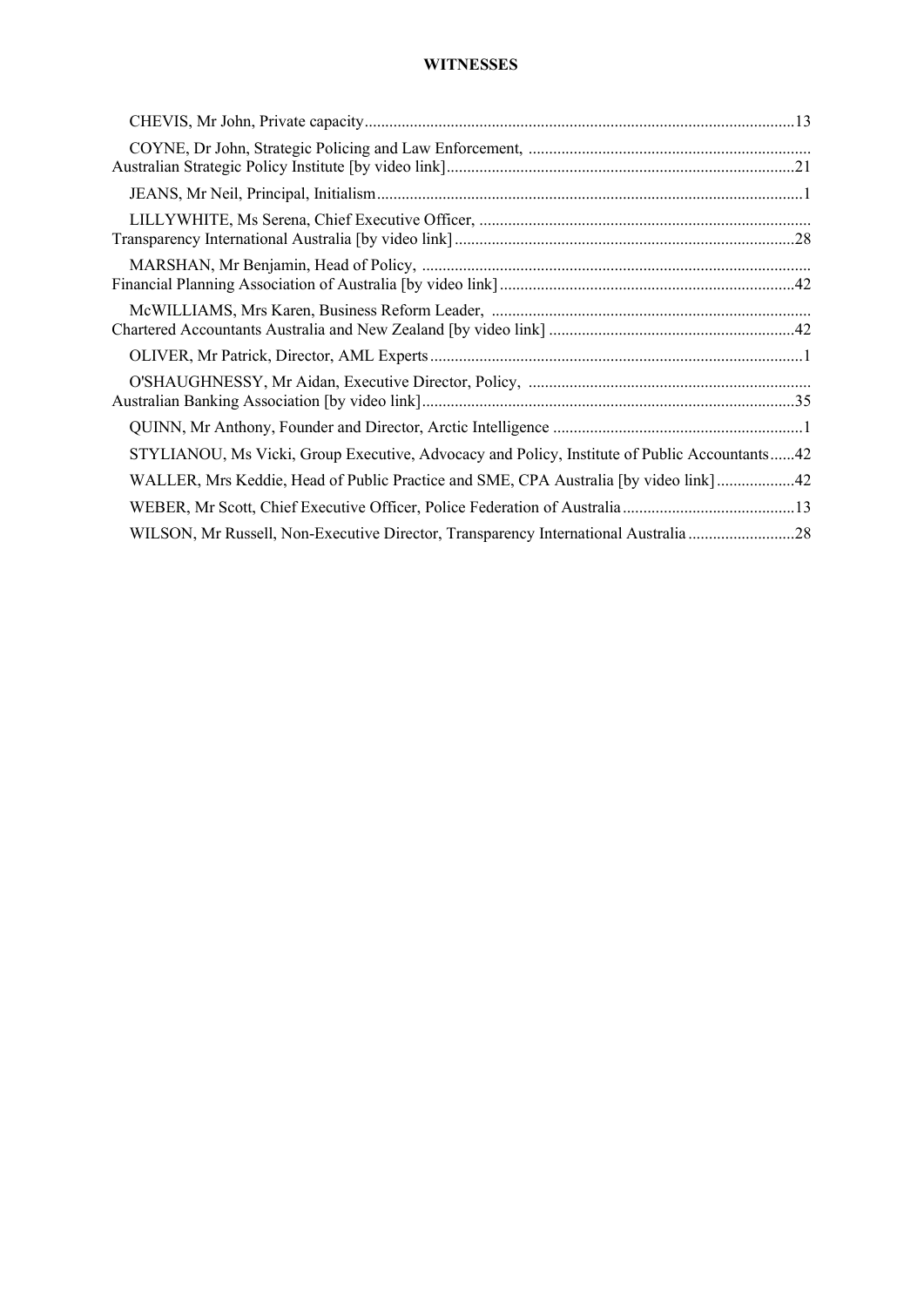**WITNESSES**

CHEVIS, Mr John, Private capacity........................................................................................................13

COYNE, Dr John, Strategic Policing and Law Enforcement, Australian Strategic Policy Institute [by video link]....................................................................................21

JEANS, Mr Neil, Principal, Initialism.......................................................................................................1

LILLYWHITE, Ms Serena, Chief Executive Officer, Transparency International Australia [by video link]...................................................................................28

MARSHAN, Mr Benjamin, Head of Policy, Financial Planning Association of Australia [by video link]........................................................................42

McWILLIAMS, Mrs Karen, Business Reform Leader, Chartered Accountants Australia and New Zealand [by video link] ............................................................42

OLIVER, Mr Patrick, Director, AML Experts..........................................................................................1

O'SHAUGHNESSY, Mr Aidan, Executive Director, Policy, Australian Banking Association [by video link]..........................................................................................35

QUINN, Mr Anthony, Founder and Director, Arctic Intelligence .............................................................1

STYLIANOU, Ms Vicki, Group Executive, Advocacy and Policy, Institute of Public Accountants......42

WALLER, Mrs Keddie, Head of Public Practice and SME, CPA Australia [by video link]...................42

WEBER, Mr Scott, Chief Executive Officer, Police Federation of Australia..........................................13

WILSON, Mr Russell, Non-Executive Director, Transparency International Australia..........................28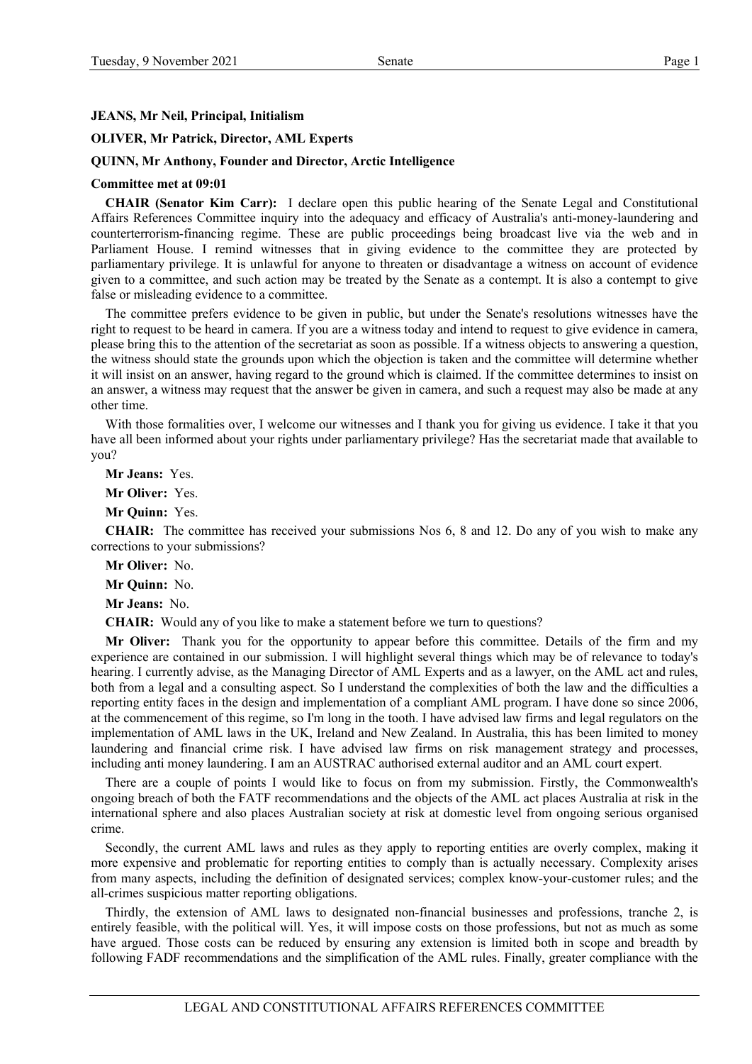**JEANS, Mr Neil, Principal, Initialism**

**OLIVER, Mr Patrick, Director, AML Experts**

**QUINN, Mr Anthony, Founder and Director, Arctic Intelligence**

**Committee met at 09:01**

**CHAIR (Senator Kim Carr):** I declare open this public hearing of the Senate Legal and Constitutional Affairs References Committee inquiry into the adequacy and efficacy of Australia's anti-money-laundering and counterterrorism-financing regime. These are public proceedings being broadcast live via the web and in Parliament House. I remind witnesses that in giving evidence to the committee they are protected by parliamentary privilege. It is unlawful for anyone to threaten or disadvantage a witness on account of evidence given to a committee, and such action may be treated by the Senate as a contempt. It is also a contempt to give false or misleading evidence to a committee.

The committee prefers evidence to be given in public, but under the Senate's resolutions witnesses have the right to request to be heard in camera. If you are a witness today and intend to request to give evidence in camera, please bring this to the attention of the secretariat as soon as possible. If a witness objects to answering a question, the witness should state the grounds upon which the objection is taken and the committee will determine whether it will insist on an answer, having regard to the ground which is claimed. If the committee determines to insist on an answer, a witness may request that the answer be given in camera, and such a request may also be made at any other time.

With those formalities over, I welcome our witnesses and I thank you for giving us evidence. I take it that you have all been informed about your rights under parliamentary privilege? Has the secretariat made that available to you?

**Mr Jeans:** Yes.

**Mr Oliver:** Yes.

**Mr Quinn:** Yes.

**CHAIR:** The committee has received your submissions Nos 6, 8 and 12. Do any of you wish to make any corrections to your submissions?

**Mr Oliver:** No.

**Mr Quinn:** No.

**Mr Jeans:** No.

**CHAIR:** Would any of you like to make a statement before we turn to questions?

**Mr Oliver:** Thank you for the opportunity to appear before this committee. Details of the firm and my experience are contained in our submission. I will highlight several things which may be of relevance to today's hearing. I currently advise, as the Managing Director of AML Experts and as a lawyer, on the AML act and rules, both from a legal and a consulting aspect. So I understand the complexities of both the law and the difficulties a reporting entity faces in the design and implementation of a compliant AML program. I have done so since 2006, at the commencement of this regime, so I'm long in the tooth. I have advised law firms and legal regulators on the implementation of AML laws in the UK, Ireland and New Zealand. In Australia, this has been limited to money laundering and financial crime risk. I have advised law firms on risk management strategy and processes, including anti money laundering. I am an AUSTRAC authorised external auditor and an AML court expert.

There are a couple of points I would like to focus on from my submission. Firstly, the Commonwealth's ongoing breach of both the FATF recommendations and the objects of the AML act places Australia at risk in the international sphere and also places Australian society at risk at domestic level from ongoing serious organised crime.

Secondly, the current AML laws and rules as they apply to reporting entities are overly complex, making it more expensive and problematic for reporting entities to comply than is actually necessary. Complexity arises from many aspects, including the definition of designated services; complex know-your-customer rules; and the all-crimes suspicious matter reporting obligations.

Thirdly, the extension of AML laws to designated non-financial businesses and professions, tranche 2, is entirely feasible, with the political will. Yes, it will impose costs on those professions, but not as much as some have argued. Those costs can be reduced by ensuring any extension is limited both in scope and breadth by following FADF recommendations and the simplification of the AML rules. Finally, greater compliance with the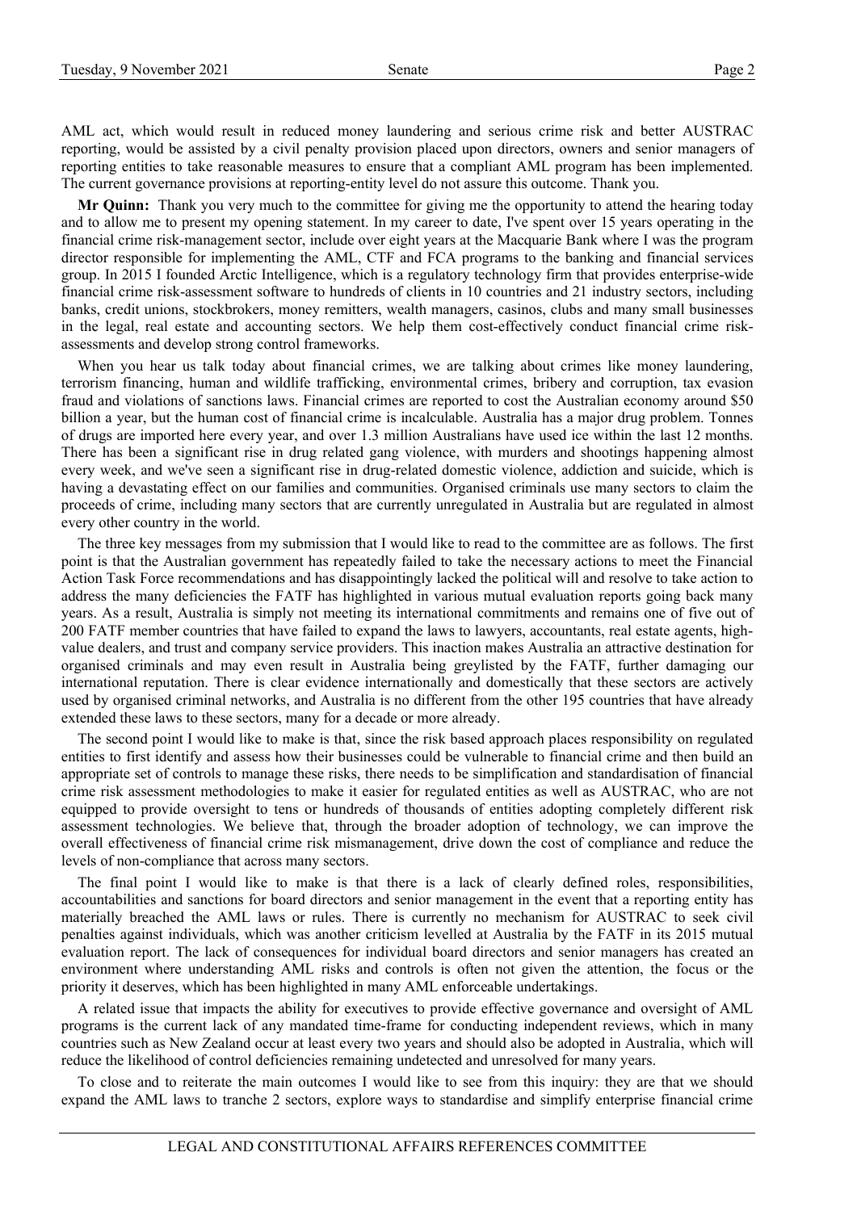AML act, which would result in reduced money laundering and serious crime risk and better AUSTRAC reporting, would be assisted by a civil penalty provision placed upon directors, owners and senior managers of reporting entities to take reasonable measures to ensure that a compliant AML program has been implemented. The current governance provisions at reporting-entity level do not assure this outcome. Thank you.

**Mr Quinn:** Thank you very much to the committee for giving me the opportunity to attend the hearing today and to allow me to present my opening statement. In my career to date, I've spent over 15 years operating in the financial crime risk-management sector, include over eight years at the Macquarie Bank where I was the program director responsible for implementing the AML, CTF and FCA programs to the banking and financial services group. In 2015 I founded Arctic Intelligence, which is a regulatory technology firm that provides enterprise-wide financial crime risk-assessment software to hundreds of clients in 10 countries and 21 industry sectors, including banks, credit unions, stockbrokers, money remitters, wealth managers, casinos, clubs and many small businesses in the legal, real estate and accounting sectors. We help them cost-effectively conduct financial crime risk-assessments and develop strong control frameworks.

When you hear us talk today about financial crimes, we are talking about crimes like money laundering, terrorism financing, human and wildlife trafficking, environmental crimes, bribery and corruption, tax evasion fraud and violations of sanctions laws. Financial crimes are reported to cost the Australian economy around $50 billion a year, but the human cost of financial crime is incalculable. Australia has a major drug problem. Tonnes of drugs are imported here every year, and over 1.3 million Australians have used ice within the last 12 months. There has been a significant rise in drug related gang violence, with murders and shootings happening almost every week, and we've seen a significant rise in drug-related domestic violence, addiction and suicide, which is having a devastating effect on our families and communities. Organised criminals use many sectors to claim the proceeds of crime, including many sectors that are currently unregulated in Australia but are regulated in almost every other country in the world.

The three key messages from my submission that I would like to read to the committee are as follows. The first point is that the Australian government has repeatedly failed to take the necessary actions to meet the Financial Action Task Force recommendations and has disappointingly lacked the political will and resolve to take action to address the many deficiencies the FATF has highlighted in various mutual evaluation reports going back many years. As a result, Australia is simply not meeting its international commitments and remains one of five out of 200 FATF member countries that have failed to expand the laws to lawyers, accountants, real estate agents, high-value dealers, and trust and company service providers. This inaction makes Australia an attractive destination for organised criminals and may even result in Australia being greylisted by the FATF, further damaging our international reputation. There is clear evidence internationally and domestically that these sectors are actively used by organised criminal networks, and Australia is no different from the other 195 countries that have already extended these laws to these sectors, many for a decade or more already.

The second point I would like to make is that, since the risk based approach places responsibility on regulated entities to first identify and assess how their businesses could be vulnerable to financial crime and then build an appropriate set of controls to manage these risks, there needs to be simplification and standardisation of financial crime risk assessment methodologies to make it easier for regulated entities as well as AUSTRAC, who are not equipped to provide oversight to tens or hundreds of thousands of entities adopting completely different risk assessment technologies. We believe that, through the broader adoption of technology, we can improve the overall effectiveness of financial crime risk mismanagement, drive down the cost of compliance and reduce the levels of non-compliance that across many sectors.

The final point I would like to make is that there is a lack of clearly defined roles, responsibilities, accountabilities and sanctions for board directors and senior management in the event that a reporting entity has materially breached the AML laws or rules. There is currently no mechanism for AUSTRAC to seek civil penalties against individuals, which was another criticism levelled at Australia by the FATF in its 2015 mutual evaluation report. The lack of consequences for individual board directors and senior managers has created an environment where understanding AML risks and controls is often not given the attention, the focus or the priority it deserves, which has been highlighted in many AML enforceable undertakings.

A related issue that impacts the ability for executives to provide effective governance and oversight of AML programs is the current lack of any mandated time-frame for conducting independent reviews, which in many countries such as New Zealand occur at least every two years and should also be adopted in Australia, which will reduce the likelihood of control deficiencies remaining undetected and unresolved for many years.

To close and to reiterate the main outcomes I would like to see from this inquiry: they are that we should expand the AML laws to tranche 2 sectors, explore ways to standardise and simplify enterprise financial crime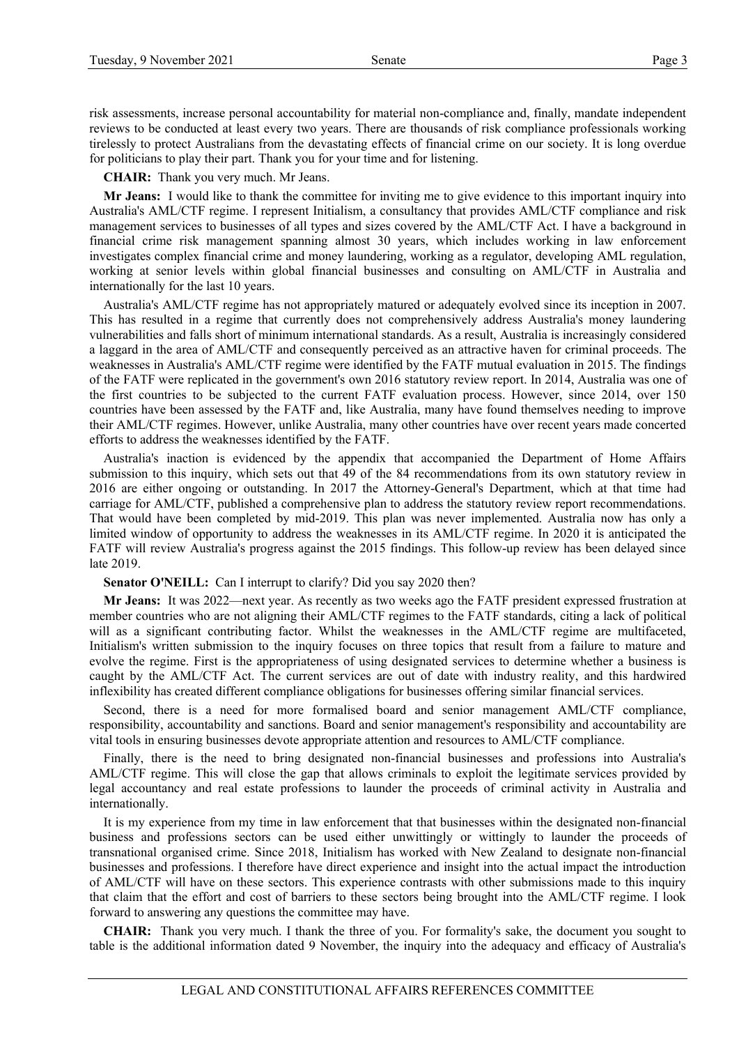risk assessments, increase personal accountability for material non-compliance and, finally, mandate independent reviews to be conducted at least every two years. There are thousands of risk compliance professionals working tirelessly to protect Australians from the devastating effects of financial crime on our society. It is long overdue for politicians to play their part. Thank you for your time and for listening.

**CHAIR:** Thank you very much. Mr Jeans.

**Mr Jeans:** I would like to thank the committee for inviting me to give evidence to this important inquiry into Australia's AML/CTF regime. I represent Initialism, a consultancy that provides AML/CTF compliance and risk management services to businesses of all types and sizes covered by the AML/CTF Act. I have a background in financial crime risk management spanning almost 30 years, which includes working in law enforcement investigates complex financial crime and money laundering, working as a regulator, developing AML regulation, working at senior levels within global financial businesses and consulting on AML/CTF in Australia and internationally for the last 10 years.

Australia's AML/CTF regime has not appropriately matured or adequately evolved since its inception in 2007. This has resulted in a regime that currently does not comprehensively address Australia's money laundering vulnerabilities and falls short of minimum international standards. As a result, Australia is increasingly considered a laggard in the area of AML/CTF and consequently perceived as an attractive haven for criminal proceeds. The weaknesses in Australia's AML/CTF regime were identified by the FATF mutual evaluation in 2015. The findings of the FATF were replicated in the government's own 2016 statutory review report. In 2014, Australia was one of the first countries to be subjected to the current FATF evaluation process. However, since 2014, over 150 countries have been assessed by the FATF and, like Australia, many have found themselves needing to improve their AML/CTF regimes. However, unlike Australia, many other countries have over recent years made concerted efforts to address the weaknesses identified by the FATF.

Australia's inaction is evidenced by the appendix that accompanied the Department of Home Affairs submission to this inquiry, which sets out that 49 of the 84 recommendations from its own statutory review in 2016 are either ongoing or outstanding. In 2017 the Attorney-General's Department, which at that time had carriage for AML/CTF, published a comprehensive plan to address the statutory review report recommendations. That would have been completed by mid-2019. This plan was never implemented. Australia now has only a limited window of opportunity to address the weaknesses in its AML/CTF regime. In 2020 it is anticipated the FATF will review Australia's progress against the 2015 findings. This follow-up review has been delayed since late 2019.

**Senator O'NEILL:** Can I interrupt to clarify? Did you say 2020 then?

**Mr Jeans:** It was 2022—next year. As recently as two weeks ago the FATF president expressed frustration at member countries who are not aligning their AML/CTF regimes to the FATF standards, citing a lack of political will as a significant contributing factor. Whilst the weaknesses in the AML/CTF regime are multifaceted, Initialism's written submission to the inquiry focuses on three topics that result from a failure to mature and evolve the regime. First is the appropriateness of using designated services to determine whether a business is caught by the AML/CTF Act. The current services are out of date with industry reality, and this hardwired inflexibility has created different compliance obligations for businesses offering similar financial services.

Second, there is a need for more formalised board and senior management AML/CTF compliance, responsibility, accountability and sanctions. Board and senior management's responsibility and accountability are vital tools in ensuring businesses devote appropriate attention and resources to AML/CTF compliance.

Finally, there is the need to bring designated non-financial businesses and professions into Australia's AML/CTF regime. This will close the gap that allows criminals to exploit the legitimate services provided by legal accountancy and real estate professions to launder the proceeds of criminal activity in Australia and internationally.

It is my experience from my time in law enforcement that that businesses within the designated non-financial business and professions sectors can be used either unwittingly or wittingly to launder the proceeds of transnational organised crime. Since 2018, Initialism has worked with New Zealand to designate non-financial businesses and professions. I therefore have direct experience and insight into the actual impact the introduction of AML/CTF will have on these sectors. This experience contrasts with other submissions made to this inquiry that claim that the effort and cost of barriers to these sectors being brought into the AML/CTF regime. I look forward to answering any questions the committee may have.

**CHAIR:** Thank you very much. I thank the three of you. For formality's sake, the document you sought to table is the additional information dated 9 November, the inquiry into the adequacy and efficacy of Australia's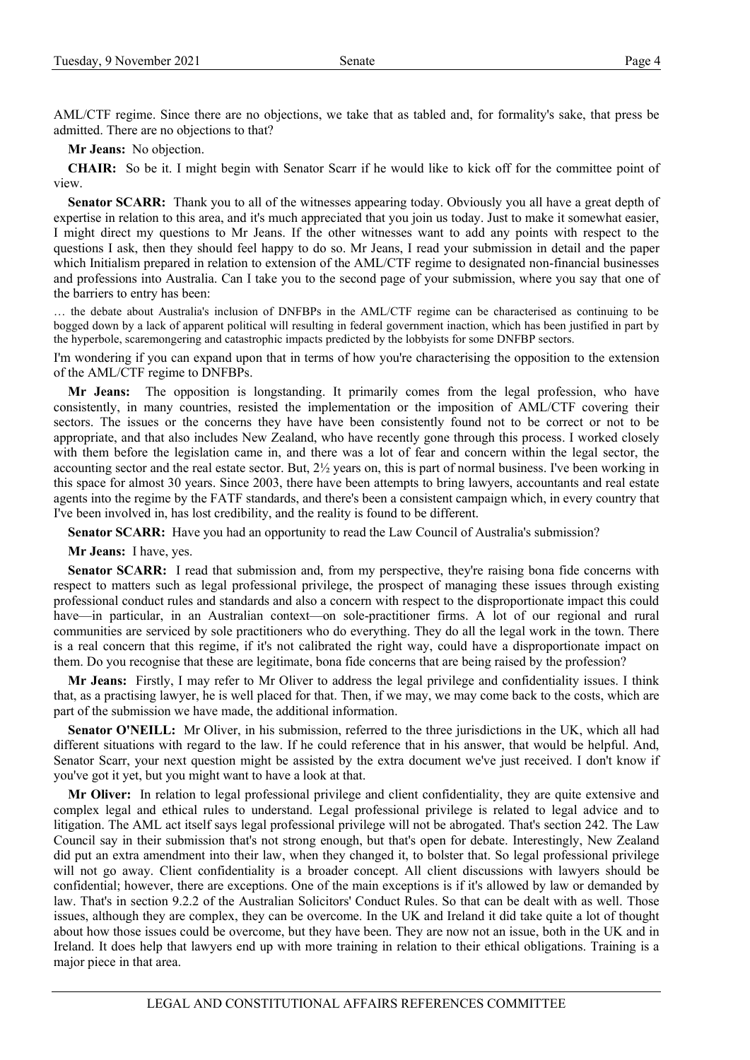AML/CTF regime. Since there are no objections, we take that as tabled and, for formality's sake, that press be admitted. There are no objections to that?

**Mr Jeans:** No objection.

**CHAIR:** So be it. I might begin with Senator Scarr if he would like to kick off for the committee point of view.

**Senator SCARR:** Thank you to all of the witnesses appearing today. Obviously you all have a great depth of expertise in relation to this area, and it's much appreciated that you join us today. Just to make it somewhat easier, I might direct my questions to Mr Jeans. If the other witnesses want to add any points with respect to the questions I ask, then they should feel happy to do so. Mr Jeans, I read your submission in detail and the paper which Initialism prepared in relation to extension of the AML/CTF regime to designated non-financial businesses and professions into Australia. Can I take you to the second page of your submission, where you say that one of the barriers to entry has been:

> … the debate about Australia's inclusion of DNFBPs in the AML/CTF regime can be characterised as continuing to be bogged down by a lack of apparent political will resulting in federal government inaction, which has been justified in part by the hyperbole, scaremongering and catastrophic impacts predicted by the lobbyists for some DNFBP sectors.

I'm wondering if you can expand upon that in terms of how you're characterising the opposition to the extension of the AML/CTF regime to DNFBPs.

**Mr Jeans:** The opposition is longstanding. It primarily comes from the legal profession, who have consistently, in many countries, resisted the implementation or the imposition of AML/CTF covering their sectors. The issues or the concerns they have have been consistently found not to be correct or not to be appropriate, and that also includes New Zealand, who have recently gone through this process. I worked closely with them before the legislation came in, and there was a lot of fear and concern within the legal sector, the accounting sector and the real estate sector. But, 2½ years on, this is part of normal business. I've been working in this space for almost 30 years. Since 2003, there have been attempts to bring lawyers, accountants and real estate agents into the regime by the FATF standards, and there's been a consistent campaign which, in every country that I've been involved in, has lost credibility, and the reality is found to be different.

**Senator SCARR:** Have you had an opportunity to read the Law Council of Australia's submission?

**Mr Jeans:** I have, yes.

**Senator SCARR:** I read that submission and, from my perspective, they're raising bona fide concerns with respect to matters such as legal professional privilege, the prospect of managing these issues through existing professional conduct rules and standards and also a concern with respect to the disproportionate impact this could have—in particular, in an Australian context—on sole-practitioner firms. A lot of our regional and rural communities are serviced by sole practitioners who do everything. They do all the legal work in the town. There is a real concern that this regime, if it's not calibrated the right way, could have a disproportionate impact on them. Do you recognise that these are legitimate, bona fide concerns that are being raised by the profession?

**Mr Jeans:** Firstly, I may refer to Mr Oliver to address the legal privilege and confidentiality issues. I think that, as a practising lawyer, he is well placed for that. Then, if we may, we may come back to the costs, which are part of the submission we have made, the additional information.

**Senator O'NEILL:** Mr Oliver, in his submission, referred to the three jurisdictions in the UK, which all had different situations with regard to the law. If he could reference that in his answer, that would be helpful. And, Senator Scarr, your next question might be assisted by the extra document we've just received. I don't know if you've got it yet, but you might want to have a look at that.

**Mr Oliver:** In relation to legal professional privilege and client confidentiality, they are quite extensive and complex legal and ethical rules to understand. Legal professional privilege is related to legal advice and to litigation. The AML act itself says legal professional privilege will not be abrogated. That's section 242. The Law Council say in their submission that's not strong enough, but that's open for debate. Interestingly, New Zealand did put an extra amendment into their law, when they changed it, to bolster that. So legal professional privilege will not go away. Client confidentiality is a broader concept. All client discussions with lawyers should be confidential; however, there are exceptions. One of the main exceptions is if it's allowed by law or demanded by law. That's in section 9.2.2 of the Australian Solicitors' Conduct Rules. So that can be dealt with as well. Those issues, although they are complex, they can be overcome. In the UK and Ireland it did take quite a lot of thought about how those issues could be overcome, but they have been. They are now not an issue, both in the UK and in Ireland. It does help that lawyers end up with more training in relation to their ethical obligations. Training is a major piece in that area.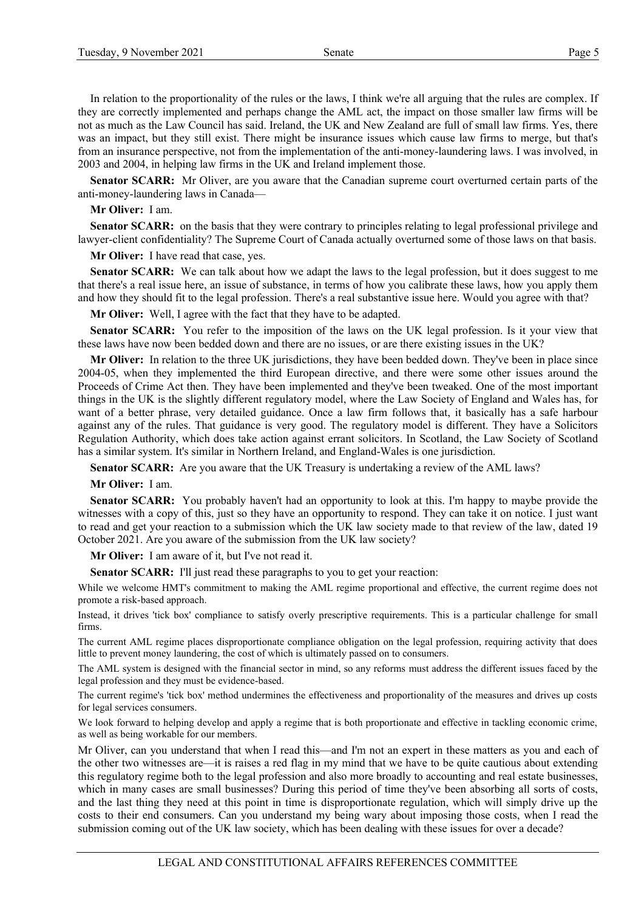In relation to the proportionality of the rules or the laws, I think we're all arguing that the rules are complex. If they are correctly implemented and perhaps change the AML act, the impact on those smaller law firms will be not as much as the Law Council has said. Ireland, the UK and New Zealand are full of small law firms. Yes, there was an impact, but they still exist. There might be insurance issues which cause law firms to merge, but that's from an insurance perspective, not from the implementation of the anti-money-laundering laws. I was involved, in 2003 and 2004, in helping law firms in the UK and Ireland implement those.

**Senator SCARR:** Mr Oliver, are you aware that the Canadian supreme court overturned certain parts of the anti-money-laundering laws in Canada—

**Mr Oliver:** I am.

**Senator SCARR:** on the basis that they were contrary to principles relating to legal professional privilege and lawyer-client confidentiality? The Supreme Court of Canada actually overturned some of those laws on that basis.

**Mr Oliver:** I have read that case, yes.

**Senator SCARR:** We can talk about how we adapt the laws to the legal profession, but it does suggest to me that there's a real issue here, an issue of substance, in terms of how you calibrate these laws, how you apply them and how they should fit to the legal profession. There's a real substantive issue here. Would you agree with that?

**Mr Oliver:** Well, I agree with the fact that they have to be adapted.

**Senator SCARR:** You refer to the imposition of the laws on the UK legal profession. Is it your view that these laws have now been bedded down and there are no issues, or are there existing issues in the UK?

**Mr Oliver:** In relation to the three UK jurisdictions, they have been bedded down. They've been in place since 2004-05, when they implemented the third European directive, and there were some other issues around the Proceeds of Crime Act then. They have been implemented and they've been tweaked. One of the most important things in the UK is the slightly different regulatory model, where the Law Society of England and Wales has, for want of a better phrase, very detailed guidance. Once a law firm follows that, it basically has a safe harbour against any of the rules. That guidance is very good. The regulatory model is different. They have a Solicitors Regulation Authority, which does take action against errant solicitors. In Scotland, the Law Society of Scotland has a similar system. It's similar in Northern Ireland, and England-Wales is one jurisdiction.

**Senator SCARR:** Are you aware that the UK Treasury is undertaking a review of the AML laws?

**Mr Oliver:** I am.

**Senator SCARR:** You probably haven't had an opportunity to look at this. I'm happy to maybe provide the witnesses with a copy of this, just so they have an opportunity to respond. They can take it on notice. I just want to read and get your reaction to a submission which the UK law society made to that review of the law, dated 19 October 2021. Are you aware of the submission from the UK law society?

**Mr Oliver:** I am aware of it, but I've not read it.

**Senator SCARR:** I'll just read these paragraphs to you to get your reaction:

> While we welcome HMT's commitment to making the AML regime proportional and effective, the current regime does not promote a risk-based approach.
>
> Instead, it drives 'tick box' compliance to satisfy overly prescriptive requirements. This is a particular challenge for small firms.
>
> The current AML regime places disproportionate compliance obligation on the legal profession, requiring activity that does little to prevent money laundering, the cost of which is ultimately passed on to consumers.
>
> The AML system is designed with the financial sector in mind, so any reforms must address the different issues faced by the legal profession and they must be evidence-based.
>
> The current regime's 'tick box' method undermines the effectiveness and proportionality of the measures and drives up costs for legal services consumers.
>
> We look forward to helping develop and apply a regime that is both proportionate and effective in tackling economic crime, as well as being workable for our members.

Mr Oliver, can you understand that when I read this—and I'm not an expert in these matters as you and each of the other two witnesses are—it is raises a red flag in my mind that we have to be quite cautious about extending this regulatory regime both to the legal profession and also more broadly to accounting and real estate businesses, which in many cases are small businesses? During this period of time they've been absorbing all sorts of costs, and the last thing they need at this point in time is disproportionate regulation, which will simply drive up the costs to their end consumers. Can you understand my being wary about imposing those costs, when I read the submission coming out of the UK law society, which has been dealing with these issues for over a decade?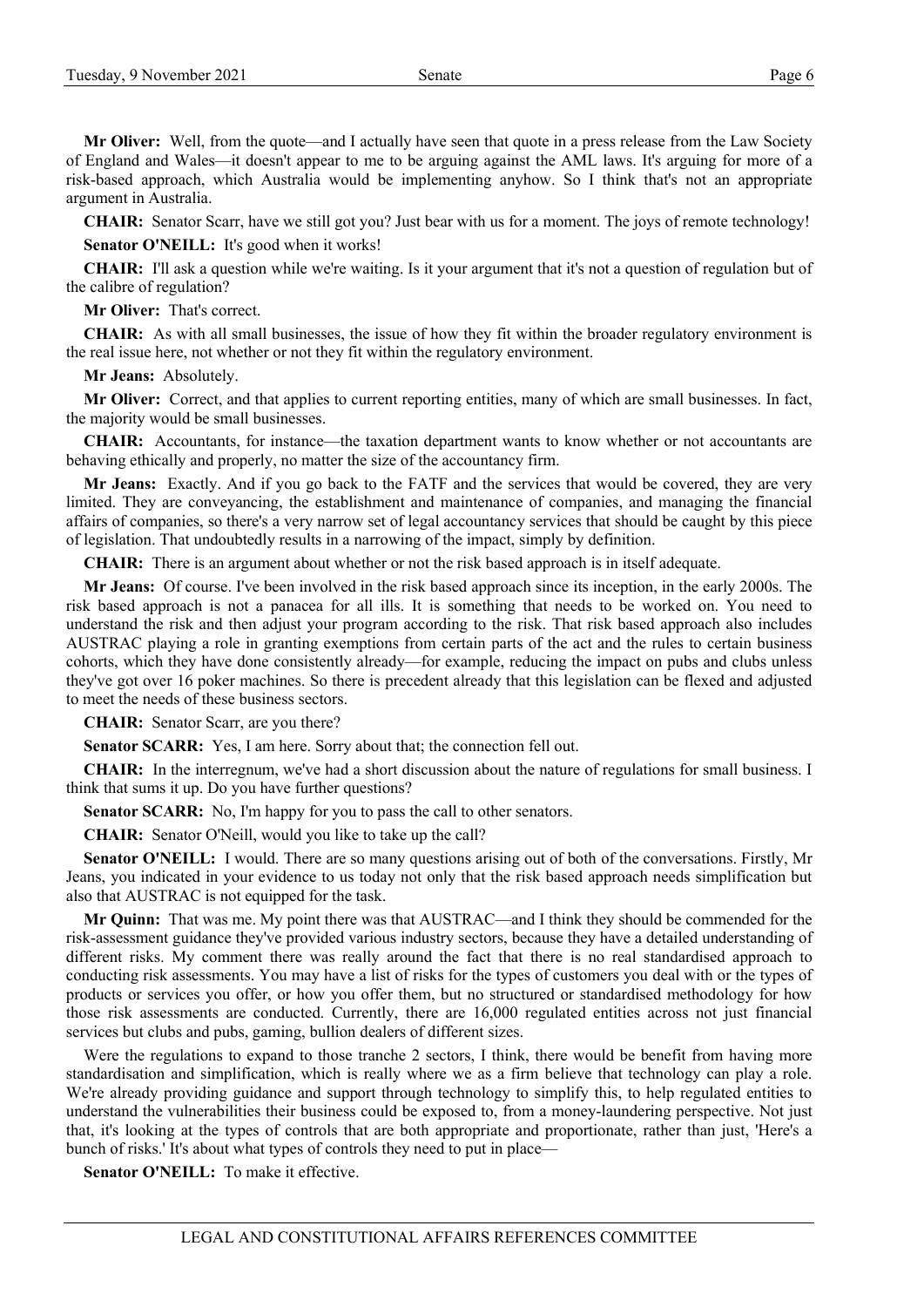**Mr Oliver:** Well, from the quote—and I actually have seen that quote in a press release from the Law Society of England and Wales—it doesn't appear to me to be arguing against the AML laws. It's arguing for more of a risk-based approach, which Australia would be implementing anyhow. So I think that's not an appropriate argument in Australia.

**CHAIR:** Senator Scarr, have we still got you? Just bear with us for a moment. The joys of remote technology!

**Senator O'NEILL:** It's good when it works!

**CHAIR:** I'll ask a question while we're waiting. Is it your argument that it's not a question of regulation but of the calibre of regulation?

**Mr Oliver:** That's correct.

**CHAIR:** As with all small businesses, the issue of how they fit within the broader regulatory environment is the real issue here, not whether or not they fit within the regulatory environment.

**Mr Jeans:** Absolutely.

**Mr Oliver:** Correct, and that applies to current reporting entities, many of which are small businesses. In fact, the majority would be small businesses.

**CHAIR:** Accountants, for instance—the taxation department wants to know whether or not accountants are behaving ethically and properly, no matter the size of the accountancy firm.

**Mr Jeans:** Exactly. And if you go back to the FATF and the services that would be covered, they are very limited. They are conveyancing, the establishment and maintenance of companies, and managing the financial affairs of companies, so there's a very narrow set of legal accountancy services that should be caught by this piece of legislation. That undoubtedly results in a narrowing of the impact, simply by definition.

**CHAIR:** There is an argument about whether or not the risk based approach is in itself adequate.

**Mr Jeans:** Of course. I've been involved in the risk based approach since its inception, in the early 2000s. The risk based approach is not a panacea for all ills. It is something that needs to be worked on. You need to understand the risk and then adjust your program according to the risk. That risk based approach also includes AUSTRAC playing a role in granting exemptions from certain parts of the act and the rules to certain business cohorts, which they have done consistently already—for example, reducing the impact on pubs and clubs unless they've got over 16 poker machines. So there is precedent already that this legislation can be flexed and adjusted to meet the needs of these business sectors.

**CHAIR:** Senator Scarr, are you there?

**Senator SCARR:** Yes, I am here. Sorry about that; the connection fell out.

**CHAIR:** In the interregnum, we've had a short discussion about the nature of regulations for small business. I think that sums it up. Do you have further questions?

**Senator SCARR:** No, I'm happy for you to pass the call to other senators.

**CHAIR:** Senator O'Neill, would you like to take up the call?

**Senator O'NEILL:** I would. There are so many questions arising out of both of the conversations. Firstly, Mr Jeans, you indicated in your evidence to us today not only that the risk based approach needs simplification but also that AUSTRAC is not equipped for the task.

**Mr Quinn:** That was me. My point there was that AUSTRAC—and I think they should be commended for the risk-assessment guidance they've provided various industry sectors, because they have a detailed understanding of different risks. My comment there was really around the fact that there is no real standardised approach to conducting risk assessments. You may have a list of risks for the types of customers you deal with or the types of products or services you offer, or how you offer them, but no structured or standardised methodology for how those risk assessments are conducted. Currently, there are 16,000 regulated entities across not just financial services but clubs and pubs, gaming, bullion dealers of different sizes.

Were the regulations to expand to those tranche 2 sectors, I think, there would be benefit from having more standardisation and simplification, which is really where we as a firm believe that technology can play a role. We're already providing guidance and support through technology to simplify this, to help regulated entities to understand the vulnerabilities their business could be exposed to, from a money-laundering perspective. Not just that, it's looking at the types of controls that are both appropriate and proportionate, rather than just, 'Here's a bunch of risks.' It's about what types of controls they need to put in place—

**Senator O'NEILL:** To make it effective.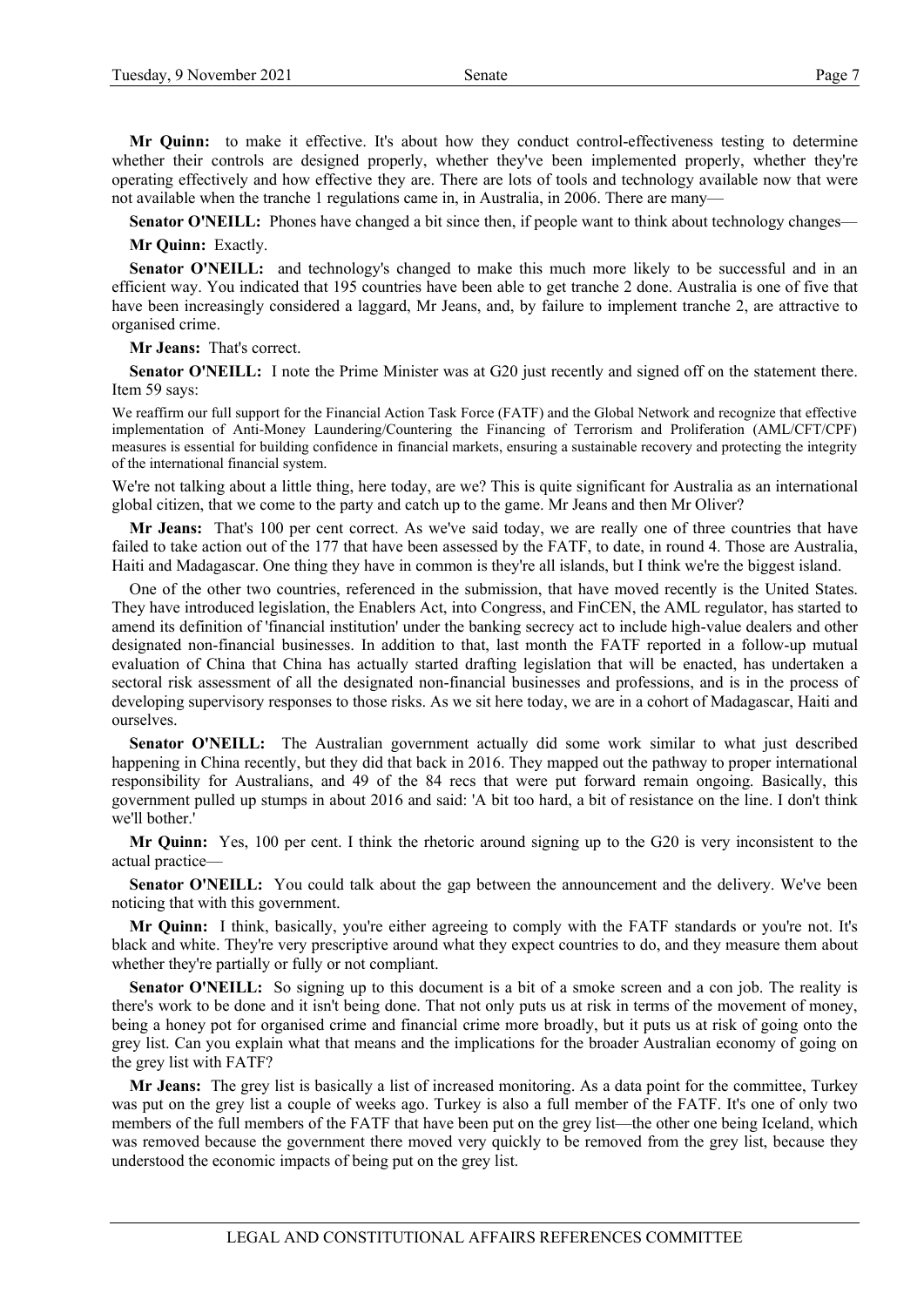**Mr Quinn:** to make it effective. It's about how they conduct control-effectiveness testing to determine whether their controls are designed properly, whether they've been implemented properly, whether they're operating effectively and how effective they are. There are lots of tools and technology available now that were not available when the tranche 1 regulations came in, in Australia, in 2006. There are many—

**Senator O'NEILL:** Phones have changed a bit since then, if people want to think about technology changes—

**Mr Quinn:** Exactly.

**Senator O'NEILL:** and technology's changed to make this much more likely to be successful and in an efficient way. You indicated that 195 countries have been able to get tranche 2 done. Australia is one of five that have been increasingly considered a laggard, Mr Jeans, and, by failure to implement tranche 2, are attractive to organised crime.

**Mr Jeans:** That's correct.

**Senator O'NEILL:** I note the Prime Minister was at G20 just recently and signed off on the statement there. Item 59 says:

We reaffirm our full support for the Financial Action Task Force (FATF) and the Global Network and recognize that effective implementation of Anti-Money Laundering/Countering the Financing of Terrorism and Proliferation (AML/CFT/CPF) measures is essential for building confidence in financial markets, ensuring a sustainable recovery and protecting the integrity of the international financial system.

We're not talking about a little thing, here today, are we? This is quite significant for Australia as an international global citizen, that we come to the party and catch up to the game. Mr Jeans and then Mr Oliver?

**Mr Jeans:** That's 100 per cent correct. As we've said today, we are really one of three countries that have failed to take action out of the 177 that have been assessed by the FATF, to date, in round 4. Those are Australia, Haiti and Madagascar. One thing they have in common is they're all islands, but I think we're the biggest island.

One of the other two countries, referenced in the submission, that have moved recently is the United States. They have introduced legislation, the Enablers Act, into Congress, and FinCEN, the AML regulator, has started to amend its definition of 'financial institution' under the banking secrecy act to include high-value dealers and other designated non-financial businesses. In addition to that, last month the FATF reported in a follow-up mutual evaluation of China that China has actually started drafting legislation that will be enacted, has undertaken a sectoral risk assessment of all the designated non-financial businesses and professions, and is in the process of developing supervisory responses to those risks. As we sit here today, we are in a cohort of Madagascar, Haiti and ourselves.

**Senator O'NEILL:** The Australian government actually did some work similar to what just described happening in China recently, but they did that back in 2016. They mapped out the pathway to proper international responsibility for Australians, and 49 of the 84 recs that were put forward remain ongoing. Basically, this government pulled up stumps in about 2016 and said: 'A bit too hard, a bit of resistance on the line. I don't think we'll bother.'

**Mr Quinn:** Yes, 100 per cent. I think the rhetoric around signing up to the G20 is very inconsistent to the actual practice—

**Senator O'NEILL:** You could talk about the gap between the announcement and the delivery. We've been noticing that with this government.

**Mr Quinn:** I think, basically, you're either agreeing to comply with the FATF standards or you're not. It's black and white. They're very prescriptive around what they expect countries to do, and they measure them about whether they're partially or fully or not compliant.

**Senator O'NEILL:** So signing up to this document is a bit of a smoke screen and a con job. The reality is there's work to be done and it isn't being done. That not only puts us at risk in terms of the movement of money, being a honey pot for organised crime and financial crime more broadly, but it puts us at risk of going onto the grey list. Can you explain what that means and the implications for the broader Australian economy of going on the grey list with FATF?

**Mr Jeans:** The grey list is basically a list of increased monitoring. As a data point for the committee, Turkey was put on the grey list a couple of weeks ago. Turkey is also a full member of the FATF. It's one of only two members of the full members of the FATF that have been put on the grey list—the other one being Iceland, which was removed because the government there moved very quickly to be removed from the grey list, because they understood the economic impacts of being put on the grey list.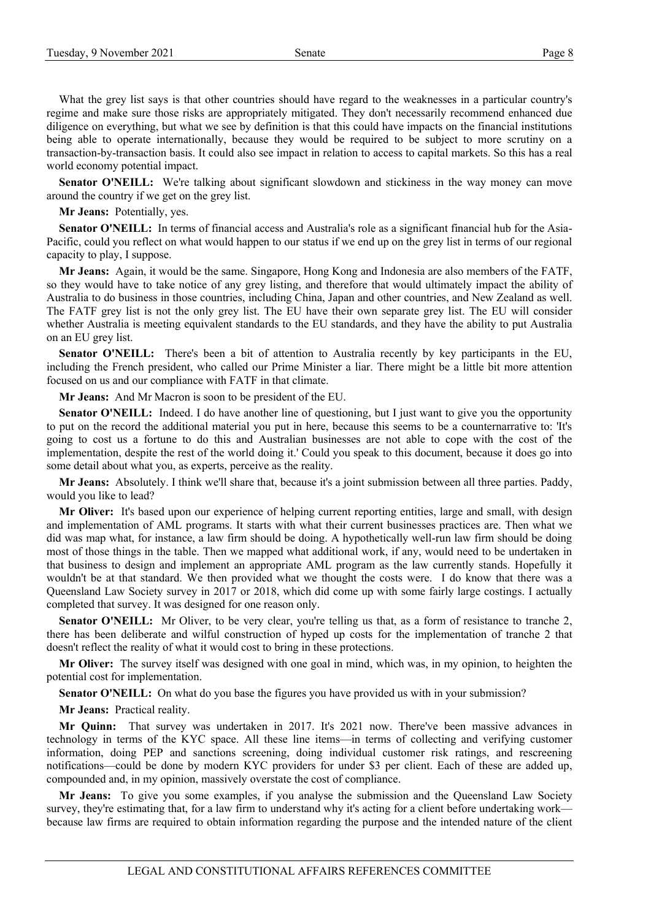What the grey list says is that other countries should have regard to the weaknesses in a particular country's regime and make sure those risks are appropriately mitigated. They don't necessarily recommend enhanced due diligence on everything, but what we see by definition is that this could have impacts on the financial institutions being able to operate internationally, because they would be required to be subject to more scrutiny on a transaction-by-transaction basis. It could also see impact in relation to access to capital markets. So this has a real world economy potential impact.

**Senator O'NEILL:** We're talking about significant slowdown and stickiness in the way money can move around the country if we get on the grey list.

**Mr Jeans:** Potentially, yes.

**Senator O'NEILL:** In terms of financial access and Australia's role as a significant financial hub for the Asia-Pacific, could you reflect on what would happen to our status if we end up on the grey list in terms of our regional capacity to play, I suppose.

**Mr Jeans:** Again, it would be the same. Singapore, Hong Kong and Indonesia are also members of the FATF, so they would have to take notice of any grey listing, and therefore that would ultimately impact the ability of Australia to do business in those countries, including China, Japan and other countries, and New Zealand as well. The FATF grey list is not the only grey list. The EU have their own separate grey list. The EU will consider whether Australia is meeting equivalent standards to the EU standards, and they have the ability to put Australia on an EU grey list.

**Senator O'NEILL:** There's been a bit of attention to Australia recently by key participants in the EU, including the French president, who called our Prime Minister a liar. There might be a little bit more attention focused on us and our compliance with FATF in that climate.

**Mr Jeans:** And Mr Macron is soon to be president of the EU.

**Senator O'NEILL:** Indeed. I do have another line of questioning, but I just want to give you the opportunity to put on the record the additional material you put in here, because this seems to be a counternarrative to: 'It's going to cost us a fortune to do this and Australian businesses are not able to cope with the cost of the implementation, despite the rest of the world doing it.' Could you speak to this document, because it does go into some detail about what you, as experts, perceive as the reality.

**Mr Jeans:** Absolutely. I think we'll share that, because it's a joint submission between all three parties. Paddy, would you like to lead?

**Mr Oliver:** It's based upon our experience of helping current reporting entities, large and small, with design and implementation of AML programs. It starts with what their current businesses practices are. Then what we did was map what, for instance, a law firm should be doing. A hypothetically well-run law firm should be doing most of those things in the table. Then we mapped what additional work, if any, would need to be undertaken in that business to design and implement an appropriate AML program as the law currently stands. Hopefully it wouldn't be at that standard. We then provided what we thought the costs were. I do know that there was a Queensland Law Society survey in 2017 or 2018, which did come up with some fairly large costings. I actually completed that survey. It was designed for one reason only.

**Senator O'NEILL:** Mr Oliver, to be very clear, you're telling us that, as a form of resistance to tranche 2, there has been deliberate and wilful construction of hyped up costs for the implementation of tranche 2 that doesn't reflect the reality of what it would cost to bring in these protections.

**Mr Oliver:** The survey itself was designed with one goal in mind, which was, in my opinion, to heighten the potential cost for implementation.

**Senator O'NEILL:** On what do you base the figures you have provided us with in your submission?

**Mr Jeans:** Practical reality.

**Mr Quinn:** That survey was undertaken in 2017. It's 2021 now. There've been massive advances in technology in terms of the KYC space. All these line items—in terms of collecting and verifying customer information, doing PEP and sanctions screening, doing individual customer risk ratings, and rescreening notifications—could be done by modern KYC providers for under $3 per client. Each of these are added up, compounded and, in my opinion, massively overstate the cost of compliance.

**Mr Jeans:** To give you some examples, if you analyse the submission and the Queensland Law Society survey, they're estimating that, for a law firm to understand why it's acting for a client before undertaking work—because law firms are required to obtain information regarding the purpose and the intended nature of the client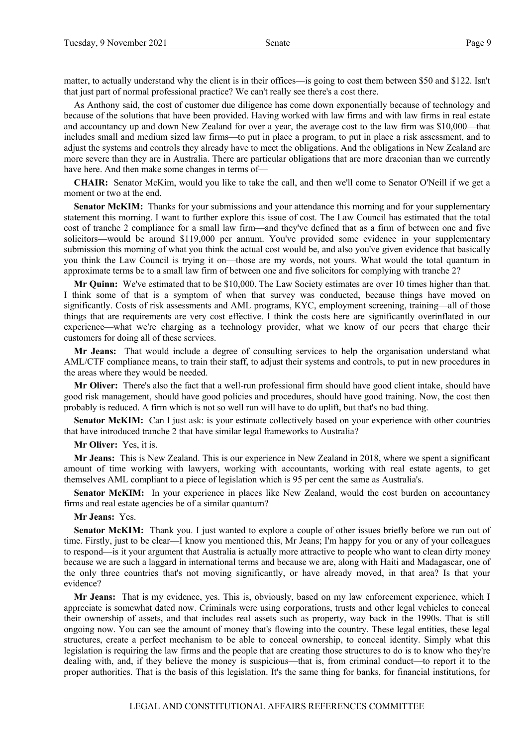matter, to actually understand why the client is in their offices—is going to cost them between $50 and $122. Isn't that just part of normal professional practice? We can't really see there's a cost there.

As Anthony said, the cost of customer due diligence has come down exponentially because of technology and because of the solutions that have been provided. Having worked with law firms and with law firms in real estate and accountancy up and down New Zealand for over a year, the average cost to the law firm was $10,000—that includes small and medium sized law firms—to put in place a program, to put in place a risk assessment, and to adjust the systems and controls they already have to meet the obligations. And the obligations in New Zealand are more severe than they are in Australia. There are particular obligations that are more draconian than we currently have here. And then make some changes in terms of—

**CHAIR:** Senator McKim, would you like to take the call, and then we'll come to Senator O'Neill if we get a moment or two at the end.

**Senator McKIM:** Thanks for your submissions and your attendance this morning and for your supplementary statement this morning. I want to further explore this issue of cost. The Law Council has estimated that the total cost of tranche 2 compliance for a small law firm—and they've defined that as a firm of between one and five solicitors—would be around $119,000 per annum. You've provided some evidence in your supplementary submission this morning of what you think the actual cost would be, and also you've given evidence that basically you think the Law Council is trying it on—those are my words, not yours. What would the total quantum in approximate terms be to a small law firm of between one and five solicitors for complying with tranche 2?

**Mr Quinn:** We've estimated that to be $10,000. The Law Society estimates are over 10 times higher than that. I think some of that is a symptom of when that survey was conducted, because things have moved on significantly. Costs of risk assessments and AML programs, KYC, employment screening, training—all of those things that are requirements are very cost effective. I think the costs here are significantly overinflated in our experience—what we're charging as a technology provider, what we know of our peers that charge their customers for doing all of these services.

**Mr Jeans:** That would include a degree of consulting services to help the organisation understand what AML/CTF compliance means, to train their staff, to adjust their systems and controls, to put in new procedures in the areas where they would be needed.

**Mr Oliver:** There's also the fact that a well-run professional firm should have good client intake, should have good risk management, should have good policies and procedures, should have good training. Now, the cost then probably is reduced. A firm which is not so well run will have to do uplift, but that's no bad thing.

**Senator McKIM:** Can I just ask: is your estimate collectively based on your experience with other countries that have introduced tranche 2 that have similar legal frameworks to Australia?

**Mr Oliver:** Yes, it is.

**Mr Jeans:** This is New Zealand. This is our experience in New Zealand in 2018, where we spent a significant amount of time working with lawyers, working with accountants, working with real estate agents, to get themselves AML compliant to a piece of legislation which is 95 per cent the same as Australia's.

**Senator McKIM:** In your experience in places like New Zealand, would the cost burden on accountancy firms and real estate agencies be of a similar quantum?

**Mr Jeans:** Yes.

**Senator McKIM:** Thank you. I just wanted to explore a couple of other issues briefly before we run out of time. Firstly, just to be clear—I know you mentioned this, Mr Jeans; I'm happy for you or any of your colleagues to respond—is it your argument that Australia is actually more attractive to people who want to clean dirty money because we are such a laggard in international terms and because we are, along with Haiti and Madagascar, one of the only three countries that's not moving significantly, or have already moved, in that area? Is that your evidence?

**Mr Jeans:** That is my evidence, yes. This is, obviously, based on my law enforcement experience, which I appreciate is somewhat dated now. Criminals were using corporations, trusts and other legal vehicles to conceal their ownership of assets, and that includes real assets such as property, way back in the 1990s. That is still ongoing now. You can see the amount of money that's flowing into the country. These legal entities, these legal structures, create a perfect mechanism to be able to conceal ownership, to conceal identity. Simply what this legislation is requiring the law firms and the people that are creating those structures to do is to know who they're dealing with, and, if they believe the money is suspicious—that is, from criminal conduct—to report it to the proper authorities. That is the basis of this legislation. It's the same thing for banks, for financial institutions, for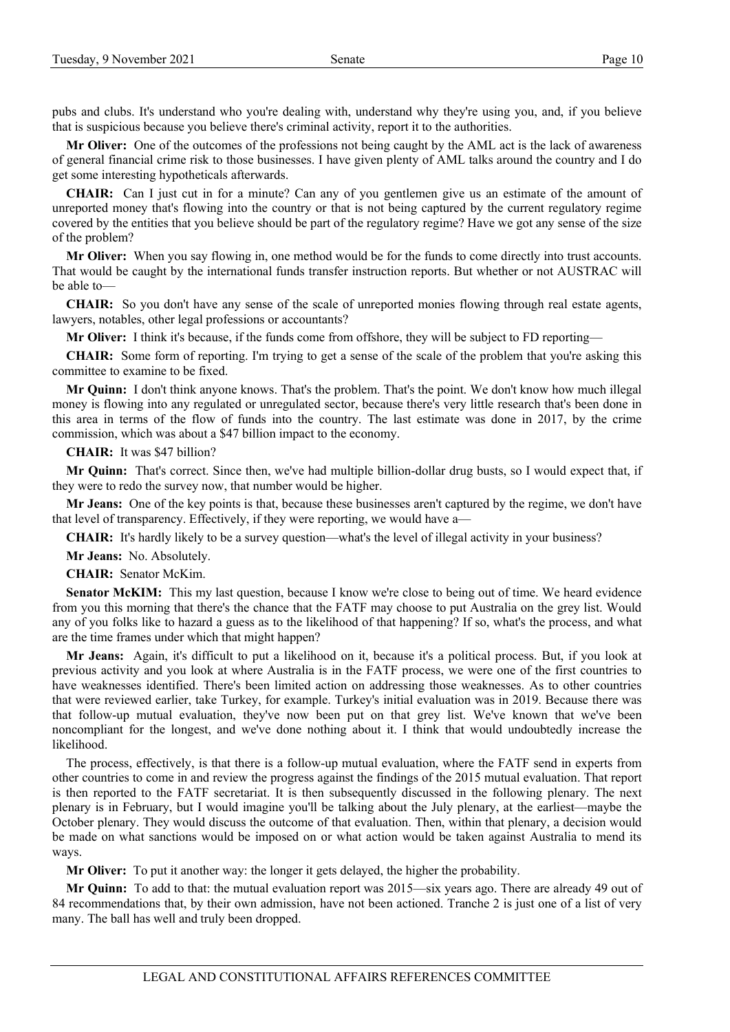pubs and clubs. It's understand who you're dealing with, understand why they're using you, and, if you believe that is suspicious because you believe there's criminal activity, report it to the authorities.

**Mr Oliver:** One of the outcomes of the professions not being caught by the AML act is the lack of awareness of general financial crime risk to those businesses. I have given plenty of AML talks around the country and I do get some interesting hypotheticals afterwards.

**CHAIR:** Can I just cut in for a minute? Can any of you gentlemen give us an estimate of the amount of unreported money that's flowing into the country or that is not being captured by the current regulatory regime covered by the entities that you believe should be part of the regulatory regime? Have we got any sense of the size of the problem?

**Mr Oliver:** When you say flowing in, one method would be for the funds to come directly into trust accounts. That would be caught by the international funds transfer instruction reports. But whether or not AUSTRAC will be able to—

**CHAIR:** So you don't have any sense of the scale of unreported monies flowing through real estate agents, lawyers, notables, other legal professions or accountants?

**Mr Oliver:** I think it's because, if the funds come from offshore, they will be subject to FD reporting—

**CHAIR:** Some form of reporting. I'm trying to get a sense of the scale of the problem that you're asking this committee to examine to be fixed.

**Mr Quinn:** I don't think anyone knows. That's the problem. That's the point. We don't know how much illegal money is flowing into any regulated or unregulated sector, because there's very little research that's been done in this area in terms of the flow of funds into the country. The last estimate was done in 2017, by the crime commission, which was about a $47 billion impact to the economy.

**CHAIR:** It was $47 billion?

**Mr Quinn:** That's correct. Since then, we've had multiple billion-dollar drug busts, so I would expect that, if they were to redo the survey now, that number would be higher.

**Mr Jeans:** One of the key points is that, because these businesses aren't captured by the regime, we don't have that level of transparency. Effectively, if they were reporting, we would have a—

**CHAIR:** It's hardly likely to be a survey question—what's the level of illegal activity in your business?

**Mr Jeans:** No. Absolutely.

**CHAIR:** Senator McKim.

**Senator McKIM:** This my last question, because I know we're close to being out of time. We heard evidence from you this morning that there's the chance that the FATF may choose to put Australia on the grey list. Would any of you folks like to hazard a guess as to the likelihood of that happening? If so, what's the process, and what are the time frames under which that might happen?

**Mr Jeans:** Again, it's difficult to put a likelihood on it, because it's a political process. But, if you look at previous activity and you look at where Australia is in the FATF process, we were one of the first countries to have weaknesses identified. There's been limited action on addressing those weaknesses. As to other countries that were reviewed earlier, take Turkey, for example. Turkey's initial evaluation was in 2019. Because there was that follow-up mutual evaluation, they've now been put on that grey list. We've known that we've been noncompliant for the longest, and we've done nothing about it. I think that would undoubtedly increase the likelihood.

The process, effectively, is that there is a follow-up mutual evaluation, where the FATF send in experts from other countries to come in and review the progress against the findings of the 2015 mutual evaluation. That report is then reported to the FATF secretariat. It is then subsequently discussed in the following plenary. The next plenary is in February, but I would imagine you'll be talking about the July plenary, at the earliest—maybe the October plenary. They would discuss the outcome of that evaluation. Then, within that plenary, a decision would be made on what sanctions would be imposed on or what action would be taken against Australia to mend its ways.

**Mr Oliver:** To put it another way: the longer it gets delayed, the higher the probability.

**Mr Quinn:** To add to that: the mutual evaluation report was 2015—six years ago. There are already 49 out of 84 recommendations that, by their own admission, have not been actioned. Tranche 2 is just one of a list of very many. The ball has well and truly been dropped.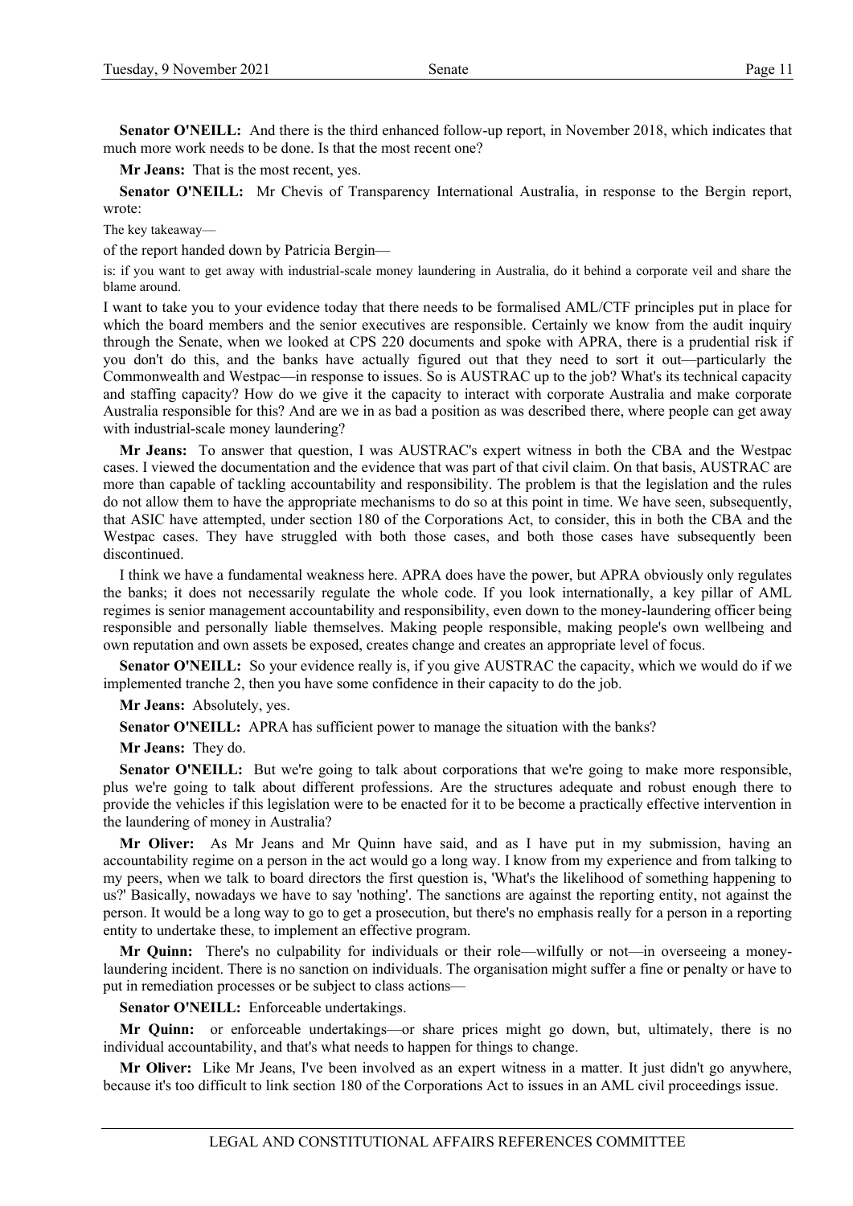**Senator O'NEILL:** And there is the third enhanced follow-up report, in November 2018, which indicates that much more work needs to be done. Is that the most recent one?

**Mr Jeans:** That is the most recent, yes.

**Senator O'NEILL:** Mr Chevis of Transparency International Australia, in response to the Bergin report, wrote:

The key takeaway—

of the report handed down by Patricia Bergin—

is: if you want to get away with industrial-scale money laundering in Australia, do it behind a corporate veil and share the blame around.

I want to take you to your evidence today that there needs to be formalised AML/CTF principles put in place for which the board members and the senior executives are responsible. Certainly we know from the audit inquiry through the Senate, when we looked at CPS 220 documents and spoke with APRA, there is a prudential risk if you don't do this, and the banks have actually figured out that they need to sort it out—particularly the Commonwealth and Westpac—in response to issues. So is AUSTRAC up to the job? What's its technical capacity and staffing capacity? How do we give it the capacity to interact with corporate Australia and make corporate Australia responsible for this? And are we in as bad a position as was described there, where people can get away with industrial-scale money laundering?

**Mr Jeans:** To answer that question, I was AUSTRAC's expert witness in both the CBA and the Westpac cases. I viewed the documentation and the evidence that was part of that civil claim. On that basis, AUSTRAC are more than capable of tackling accountability and responsibility. The problem is that the legislation and the rules do not allow them to have the appropriate mechanisms to do so at this point in time. We have seen, subsequently, that ASIC have attempted, under section 180 of the Corporations Act, to consider, this in both the CBA and the Westpac cases. They have struggled with both those cases, and both those cases have subsequently been discontinued.

I think we have a fundamental weakness here. APRA does have the power, but APRA obviously only regulates the banks; it does not necessarily regulate the whole code. If you look internationally, a key pillar of AML regimes is senior management accountability and responsibility, even down to the money-laundering officer being responsible and personally liable themselves. Making people responsible, making people's own wellbeing and own reputation and own assets be exposed, creates change and creates an appropriate level of focus.

**Senator O'NEILL:** So your evidence really is, if you give AUSTRAC the capacity, which we would do if we implemented tranche 2, then you have some confidence in their capacity to do the job.

**Mr Jeans:** Absolutely, yes.

**Senator O'NEILL:** APRA has sufficient power to manage the situation with the banks?

**Mr Jeans:** They do.

**Senator O'NEILL:** But we're going to talk about corporations that we're going to make more responsible, plus we're going to talk about different professions. Are the structures adequate and robust enough there to provide the vehicles if this legislation were to be enacted for it to be become a practically effective intervention in the laundering of money in Australia?

**Mr Oliver:** As Mr Jeans and Mr Quinn have said, and as I have put in my submission, having an accountability regime on a person in the act would go a long way. I know from my experience and from talking to my peers, when we talk to board directors the first question is, 'What's the likelihood of something happening to us?' Basically, nowadays we have to say 'nothing'. The sanctions are against the reporting entity, not against the person. It would be a long way to go to get a prosecution, but there's no emphasis really for a person in a reporting entity to undertake these, to implement an effective program.

**Mr Quinn:** There's no culpability for individuals or their role—wilfully or not—in overseeing a money-laundering incident. There is no sanction on individuals. The organisation might suffer a fine or penalty or have to put in remediation processes or be subject to class actions—

**Senator O'NEILL:** Enforceable undertakings.

**Mr Quinn:** or enforceable undertakings—or share prices might go down, but, ultimately, there is no individual accountability, and that's what needs to happen for things to change.

**Mr Oliver:** Like Mr Jeans, I've been involved as an expert witness in a matter. It just didn't go anywhere, because it's too difficult to link section 180 of the Corporations Act to issues in an AML civil proceedings issue.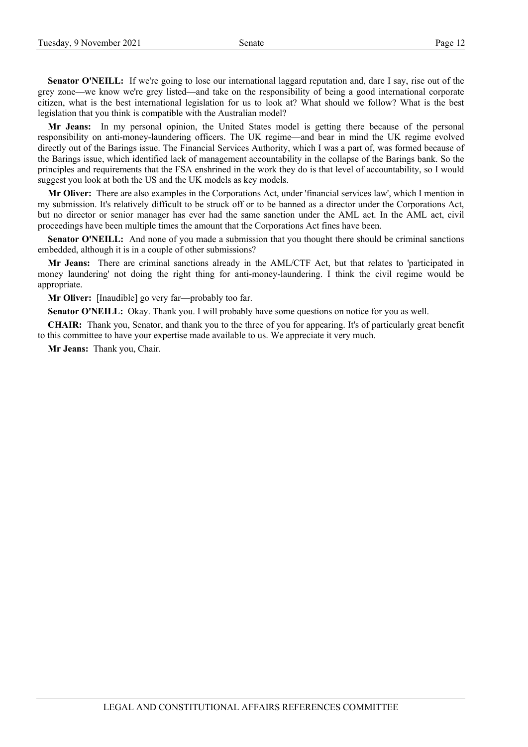**Senator O'NEILL:** If we're going to lose our international laggard reputation and, dare I say, rise out of the grey zone—we know we're grey listed—and take on the responsibility of being a good international corporate citizen, what is the best international legislation for us to look at? What should we follow? What is the best legislation that you think is compatible with the Australian model?

**Mr Jeans:** In my personal opinion, the United States model is getting there because of the personal responsibility on anti-money-laundering officers. The UK regime—and bear in mind the UK regime evolved directly out of the Barings issue. The Financial Services Authority, which I was a part of, was formed because of the Barings issue, which identified lack of management accountability in the collapse of the Barings bank. So the principles and requirements that the FSA enshrined in the work they do is that level of accountability, so I would suggest you look at both the US and the UK models as key models.

**Mr Oliver:** There are also examples in the Corporations Act, under 'financial services law', which I mention in my submission. It's relatively difficult to be struck off or to be banned as a director under the Corporations Act, but no director or senior manager has ever had the same sanction under the AML act. In the AML act, civil proceedings have been multiple times the amount that the Corporations Act fines have been.

**Senator O'NEILL:** And none of you made a submission that you thought there should be criminal sanctions embedded, although it is in a couple of other submissions?

**Mr Jeans:** There are criminal sanctions already in the AML/CTF Act, but that relates to 'participated in money laundering' not doing the right thing for anti-money-laundering. I think the civil regime would be appropriate.

**Mr Oliver:** [Inaudible] go very far—probably too far.

**Senator O'NEILL:** Okay. Thank you. I will probably have some questions on notice for you as well.

**CHAIR:** Thank you, Senator, and thank you to the three of you for appearing. It's of particularly great benefit to this committee to have your expertise made available to us. We appreciate it very much.

**Mr Jeans:** Thank you, Chair.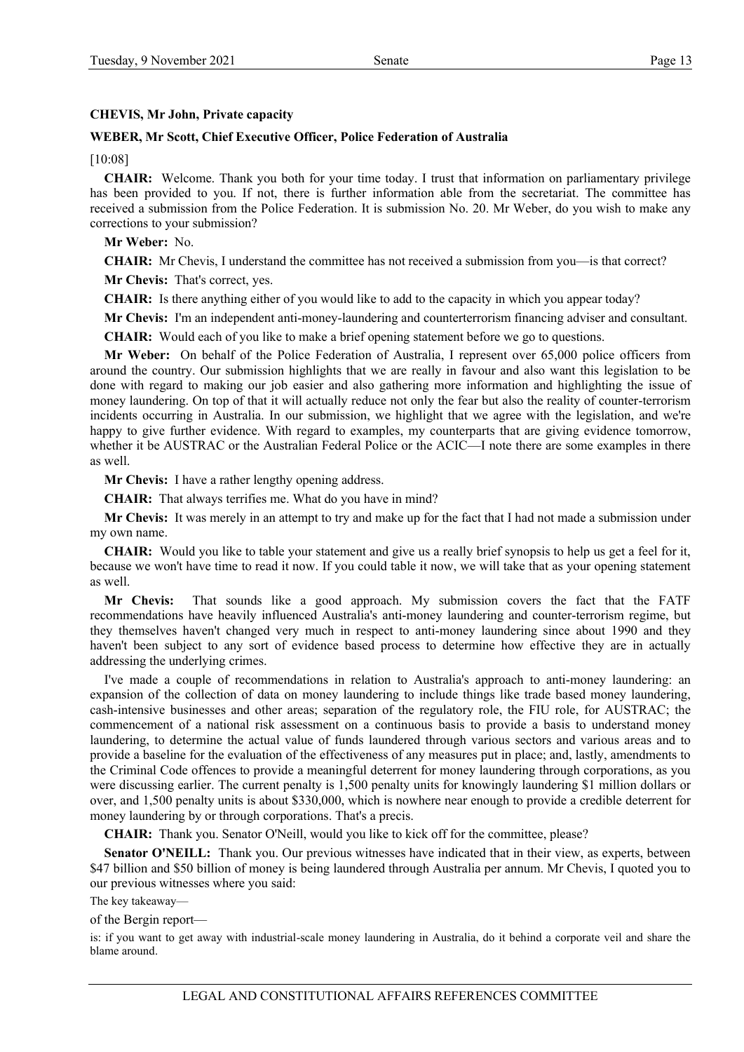**CHEVIS, Mr John, Private capacity**

**WEBER, Mr Scott, Chief Executive Officer, Police Federation of Australia**

[10:08]

**CHAIR:** Welcome. Thank you both for your time today. I trust that information on parliamentary privilege has been provided to you. If not, there is further information able from the secretariat. The committee has received a submission from the Police Federation. It is submission No. 20. Mr Weber, do you wish to make any corrections to your submission?

**Mr Weber:** No.

**CHAIR:** Mr Chevis, I understand the committee has not received a submission from you—is that correct?

**Mr Chevis:** That's correct, yes.

**CHAIR:** Is there anything either of you would like to add to the capacity in which you appear today?

**Mr Chevis:** I'm an independent anti-money-laundering and counterterrorism financing adviser and consultant.

**CHAIR:** Would each of you like to make a brief opening statement before we go to questions.

**Mr Weber:** On behalf of the Police Federation of Australia, I represent over 65,000 police officers from around the country. Our submission highlights that we are really in favour and also want this legislation to be done with regard to making our job easier and also gathering more information and highlighting the issue of money laundering. On top of that it will actually reduce not only the fear but also the reality of counter-terrorism incidents occurring in Australia. In our submission, we highlight that we agree with the legislation, and we're happy to give further evidence. With regard to examples, my counterparts that are giving evidence tomorrow, whether it be AUSTRAC or the Australian Federal Police or the ACIC—I note there are some examples in there as well.

**Mr Chevis:** I have a rather lengthy opening address.

**CHAIR:** That always terrifies me. What do you have in mind?

**Mr Chevis:** It was merely in an attempt to try and make up for the fact that I had not made a submission under my own name.

**CHAIR:** Would you like to table your statement and give us a really brief synopsis to help us get a feel for it, because we won't have time to read it now. If you could table it now, we will take that as your opening statement as well.

**Mr Chevis:** That sounds like a good approach. My submission covers the fact that the FATF recommendations have heavily influenced Australia's anti-money laundering and counter-terrorism regime, but they themselves haven't changed very much in respect to anti-money laundering since about 1990 and they haven't been subject to any sort of evidence based process to determine how effective they are in actually addressing the underlying crimes.

I've made a couple of recommendations in relation to Australia's approach to anti-money laundering: an expansion of the collection of data on money laundering to include things like trade based money laundering, cash-intensive businesses and other areas; separation of the regulatory role, the FIU role, for AUSTRAC; the commencement of a national risk assessment on a continuous basis to provide a basis to understand money laundering, to determine the actual value of funds laundered through various sectors and various areas and to provide a baseline for the evaluation of the effectiveness of any measures put in place; and, lastly, amendments to the Criminal Code offences to provide a meaningful deterrent for money laundering through corporations, as you were discussing earlier. The current penalty is 1,500 penalty units for knowingly laundering $1 million dollars or over, and 1,500 penalty units is about $330,000, which is nowhere near enough to provide a credible deterrent for money laundering by or through corporations. That's a precis.

**CHAIR:** Thank you. Senator O'Neill, would you like to kick off for the committee, please?

**Senator O'NEILL:** Thank you. Our previous witnesses have indicated that in their view, as experts, between $47 billion and $50 billion of money is being laundered through Australia per annum. Mr Chevis, I quoted you to our previous witnesses where you said:

The key takeaway—

of the Bergin report—

is: if you want to get away with industrial-scale money laundering in Australia, do it behind a corporate veil and share the blame around.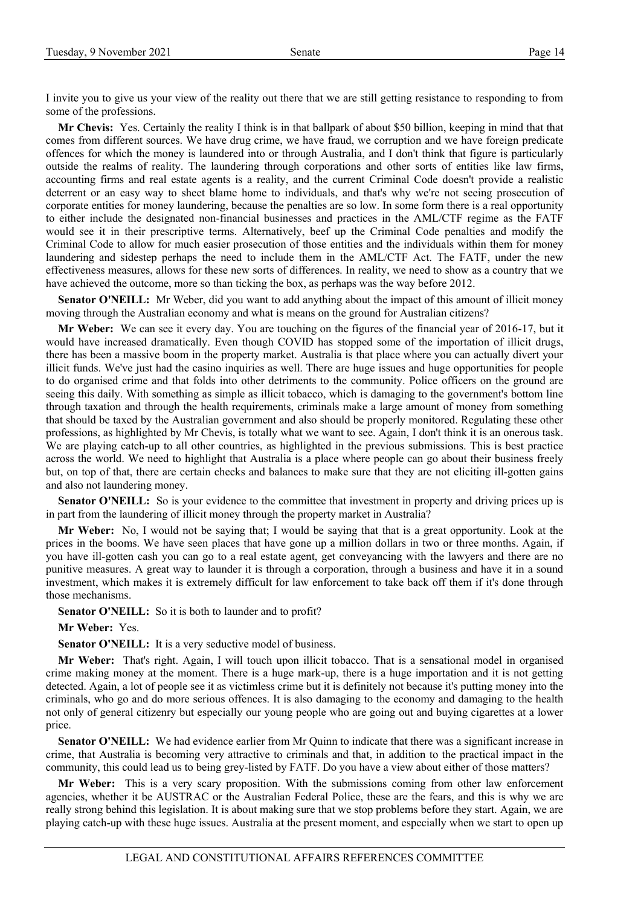I invite you to give us your view of the reality out there that we are still getting resistance to responding to from some of the professions.

**Mr Chevis:** Yes. Certainly the reality I think is in that ballpark of about $50 billion, keeping in mind that that comes from different sources. We have drug crime, we have fraud, we corruption and we have foreign predicate offences for which the money is laundered into or through Australia, and I don't think that figure is particularly outside the realms of reality. The laundering through corporations and other sorts of entities like law firms, accounting firms and real estate agents is a reality, and the current Criminal Code doesn't provide a realistic deterrent or an easy way to sheet blame home to individuals, and that's why we're not seeing prosecution of corporate entities for money laundering, because the penalties are so low. In some form there is a real opportunity to either include the designated non-financial businesses and practices in the AML/CTF regime as the FATF would see it in their prescriptive terms. Alternatively, beef up the Criminal Code penalties and modify the Criminal Code to allow for much easier prosecution of those entities and the individuals within them for money laundering and sidestep perhaps the need to include them in the AML/CTF Act. The FATF, under the new effectiveness measures, allows for these new sorts of differences. In reality, we need to show as a country that we have achieved the outcome, more so than ticking the box, as perhaps was the way before 2012.

**Senator O'NEILL:** Mr Weber, did you want to add anything about the impact of this amount of illicit money moving through the Australian economy and what is means on the ground for Australian citizens?

**Mr Weber:** We can see it every day. You are touching on the figures of the financial year of 2016-17, but it would have increased dramatically. Even though COVID has stopped some of the importation of illicit drugs, there has been a massive boom in the property market. Australia is that place where you can actually divert your illicit funds. We've just had the casino inquiries as well. There are huge issues and huge opportunities for people to do organised crime and that folds into other detriments to the community. Police officers on the ground are seeing this daily. With something as simple as illicit tobacco, which is damaging to the government's bottom line through taxation and through the health requirements, criminals make a large amount of money from something that should be taxed by the Australian government and also should be properly monitored. Regulating these other professions, as highlighted by Mr Chevis, is totally what we want to see. Again, I don't think it is an onerous task. We are playing catch-up to all other countries, as highlighted in the previous submissions. This is best practice across the world. We need to highlight that Australia is a place where people can go about their business freely but, on top of that, there are certain checks and balances to make sure that they are not eliciting ill-gotten gains and also not laundering money.

**Senator O'NEILL:** So is your evidence to the committee that investment in property and driving prices up is in part from the laundering of illicit money through the property market in Australia?

**Mr Weber:** No, I would not be saying that; I would be saying that that is a great opportunity. Look at the prices in the booms. We have seen places that have gone up a million dollars in two or three months. Again, if you have ill-gotten cash you can go to a real estate agent, get conveyancing with the lawyers and there are no punitive measures. A great way to launder it is through a corporation, through a business and have it in a sound investment, which makes it is extremely difficult for law enforcement to take back off them if it's done through those mechanisms.

**Senator O'NEILL:** So it is both to launder and to profit?

**Mr Weber:** Yes.

**Senator O'NEILL:** It is a very seductive model of business.

**Mr Weber:** That's right. Again, I will touch upon illicit tobacco. That is a sensational model in organised crime making money at the moment. There is a huge mark-up, there is a huge importation and it is not getting detected. Again, a lot of people see it as victimless crime but it is definitely not because it's putting money into the criminals, who go and do more serious offences. It is also damaging to the economy and damaging to the health not only of general citizenry but especially our young people who are going out and buying cigarettes at a lower price.

**Senator O'NEILL:** We had evidence earlier from Mr Quinn to indicate that there was a significant increase in crime, that Australia is becoming very attractive to criminals and that, in addition to the practical impact in the community, this could lead us to being grey-listed by FATF. Do you have a view about either of those matters?

**Mr Weber:** This is a very scary proposition. With the submissions coming from other law enforcement agencies, whether it be AUSTRAC or the Australian Federal Police, these are the fears, and this is why we are really strong behind this legislation. It is about making sure that we stop problems before they start. Again, we are playing catch-up with these huge issues. Australia at the present moment, and especially when we start to open up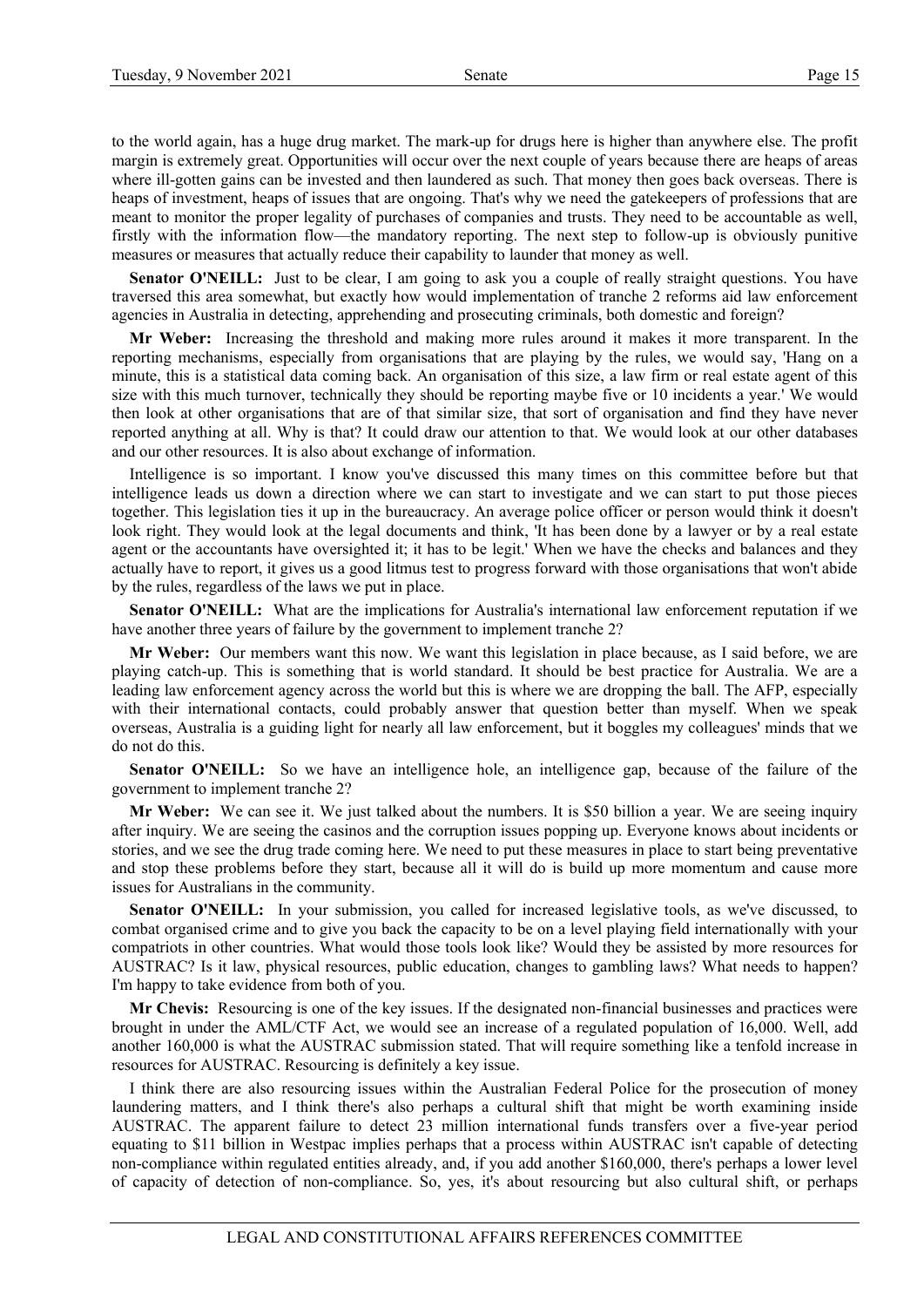to the world again, has a huge drug market. The mark-up for drugs here is higher than anywhere else. The profit margin is extremely great. Opportunities will occur over the next couple of years because there are heaps of areas where ill-gotten gains can be invested and then laundered as such. That money then goes back overseas. There is heaps of investment, heaps of issues that are ongoing. That's why we need the gatekeepers of professions that are meant to monitor the proper legality of purchases of companies and trusts. They need to be accountable as well, firstly with the information flow—the mandatory reporting. The next step to follow-up is obviously punitive measures or measures that actually reduce their capability to launder that money as well.

**Senator O'NEILL:** Just to be clear, I am going to ask you a couple of really straight questions. You have traversed this area somewhat, but exactly how would implementation of tranche 2 reforms aid law enforcement agencies in Australia in detecting, apprehending and prosecuting criminals, both domestic and foreign?

**Mr Weber:** Increasing the threshold and making more rules around it makes it more transparent. In the reporting mechanisms, especially from organisations that are playing by the rules, we would say, 'Hang on a minute, this is a statistical data coming back. An organisation of this size, a law firm or real estate agent of this size with this much turnover, technically they should be reporting maybe five or 10 incidents a year.' We would then look at other organisations that are of that similar size, that sort of organisation and find they have never reported anything at all. Why is that? It could draw our attention to that. We would look at our other databases and our other resources. It is also about exchange of information.

Intelligence is so important. I know you've discussed this many times on this committee before but that intelligence leads us down a direction where we can start to investigate and we can start to put those pieces together. This legislation ties it up in the bureaucracy. An average police officer or person would think it doesn't look right. They would look at the legal documents and think, 'It has been done by a lawyer or by a real estate agent or the accountants have oversighted it; it has to be legit.' When we have the checks and balances and they actually have to report, it gives us a good litmus test to progress forward with those organisations that won't abide by the rules, regardless of the laws we put in place.

**Senator O'NEILL:** What are the implications for Australia's international law enforcement reputation if we have another three years of failure by the government to implement tranche 2?

**Mr Weber:** Our members want this now. We want this legislation in place because, as I said before, we are playing catch-up. This is something that is world standard. It should be best practice for Australia. We are a leading law enforcement agency across the world but this is where we are dropping the ball. The AFP, especially with their international contacts, could probably answer that question better than myself. When we speak overseas, Australia is a guiding light for nearly all law enforcement, but it boggles my colleagues' minds that we do not do this.

**Senator O'NEILL:** So we have an intelligence hole, an intelligence gap, because of the failure of the government to implement tranche 2?

**Mr Weber:** We can see it. We just talked about the numbers. It is \$50 billion a year. We are seeing inquiry after inquiry. We are seeing the casinos and the corruption issues popping up. Everyone knows about incidents or stories, and we see the drug trade coming here. We need to put these measures in place to start being preventative and stop these problems before they start, because all it will do is build up more momentum and cause more issues for Australians in the community.

**Senator O'NEILL:** In your submission, you called for increased legislative tools, as we've discussed, to combat organised crime and to give you back the capacity to be on a level playing field internationally with your compatriots in other countries. What would those tools look like? Would they be assisted by more resources for AUSTRAC? Is it law, physical resources, public education, changes to gambling laws? What needs to happen? I'm happy to take evidence from both of you.

**Mr Chevis:** Resourcing is one of the key issues. If the designated non-financial businesses and practices were brought in under the AML/CTF Act, we would see an increase of a regulated population of 16,000. Well, add another 160,000 is what the AUSTRAC submission stated. That will require something like a tenfold increase in resources for AUSTRAC. Resourcing is definitely a key issue.

I think there are also resourcing issues within the Australian Federal Police for the prosecution of money laundering matters, and I think there's also perhaps a cultural shift that might be worth examining inside AUSTRAC. The apparent failure to detect 23 million international funds transfers over a five-year period equating to \$11 billion in Westpac implies perhaps that a process within AUSTRAC isn't capable of detecting non-compliance within regulated entities already, and, if you add another \$160,000, there's perhaps a lower level of capacity of detection of non-compliance. So, yes, it's about resourcing but also cultural shift, or perhaps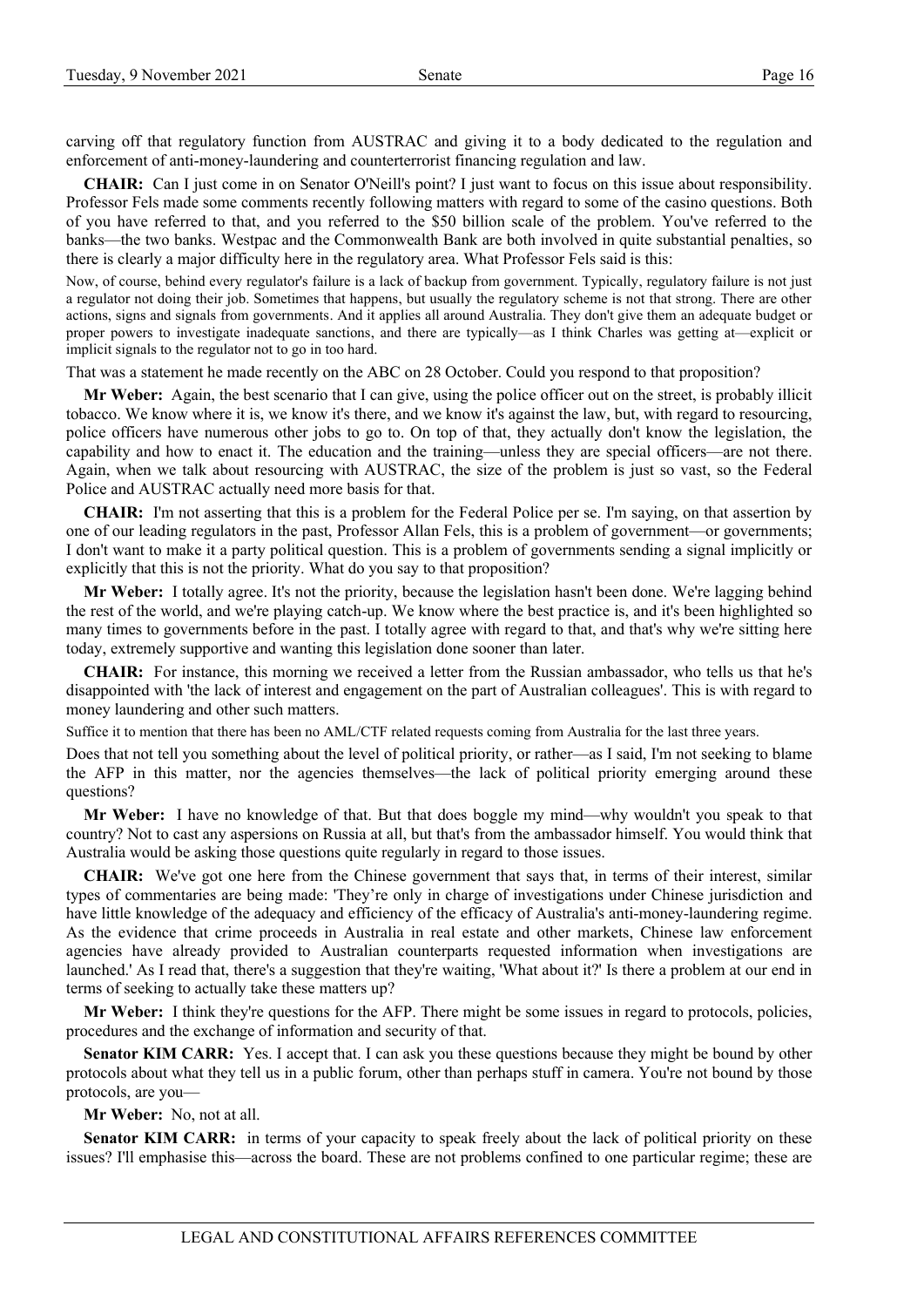carving off that regulatory function from AUSTRAC and giving it to a body dedicated to the regulation and enforcement of anti-money-laundering and counterterrorist financing regulation and law.

**CHAIR:** Can I just come in on Senator O'Neill's point? I just want to focus on this issue about responsibility. Professor Fels made some comments recently following matters with regard to some of the casino questions. Both of you have referred to that, and you referred to the $50 billion scale of the problem. You've referred to the banks—the two banks. Westpac and the Commonwealth Bank are both involved in quite substantial penalties, so there is clearly a major difficulty here in the regulatory area. What Professor Fels said is this:

Now, of course, behind every regulator's failure is a lack of backup from government. Typically, regulatory failure is not just a regulator not doing their job. Sometimes that happens, but usually the regulatory scheme is not that strong. There are other actions, signs and signals from governments. And it applies all around Australia. They don't give them an adequate budget or proper powers to investigate inadequate sanctions, and there are typically—as I think Charles was getting at—explicit or implicit signals to the regulator not to go in too hard.

That was a statement he made recently on the ABC on 28 October. Could you respond to that proposition?

**Mr Weber:** Again, the best scenario that I can give, using the police officer out on the street, is probably illicit tobacco. We know where it is, we know it's there, and we know it's against the law, but, with regard to resourcing, police officers have numerous other jobs to go to. On top of that, they actually don't know the legislation, the capability and how to enact it. The education and the training—unless they are special officers—are not there. Again, when we talk about resourcing with AUSTRAC, the size of the problem is just so vast, so the Federal Police and AUSTRAC actually need more basis for that.

**CHAIR:** I'm not asserting that this is a problem for the Federal Police per se. I'm saying, on that assertion by one of our leading regulators in the past, Professor Allan Fels, this is a problem of government—or governments; I don't want to make it a party political question. This is a problem of governments sending a signal implicitly or explicitly that this is not the priority. What do you say to that proposition?

**Mr Weber:** I totally agree. It's not the priority, because the legislation hasn't been done. We're lagging behind the rest of the world, and we're playing catch-up. We know where the best practice is, and it's been highlighted so many times to governments before in the past. I totally agree with regard to that, and that's why we're sitting here today, extremely supportive and wanting this legislation done sooner than later.

**CHAIR:** For instance, this morning we received a letter from the Russian ambassador, who tells us that he's disappointed with 'the lack of interest and engagement on the part of Australian colleagues'. This is with regard to money laundering and other such matters.

Suffice it to mention that there has been no AML/CTF related requests coming from Australia for the last three years.

Does that not tell you something about the level of political priority, or rather—as I said, I'm not seeking to blame the AFP in this matter, nor the agencies themselves—the lack of political priority emerging around these questions?

**Mr Weber:** I have no knowledge of that. But that does boggle my mind—why wouldn't you speak to that country? Not to cast any aspersions on Russia at all, but that's from the ambassador himself. You would think that Australia would be asking those questions quite regularly in regard to those issues.

**CHAIR:** We've got one here from the Chinese government that says that, in terms of their interest, similar types of commentaries are being made: 'They're only in charge of investigations under Chinese jurisdiction and have little knowledge of the adequacy and efficiency of the efficacy of Australia's anti-money-laundering regime. As the evidence that crime proceeds in Australia in real estate and other markets, Chinese law enforcement agencies have already provided to Australian counterparts requested information when investigations are launched.' As I read that, there's a suggestion that they're waiting, 'What about it?' Is there a problem at our end in terms of seeking to actually take these matters up?

**Mr Weber:** I think they're questions for the AFP. There might be some issues in regard to protocols, policies, procedures and the exchange of information and security of that.

**Senator KIM CARR:** Yes. I accept that. I can ask you these questions because they might be bound by other protocols about what they tell us in a public forum, other than perhaps stuff in camera. You're not bound by those protocols, are you—

**Mr Weber:** No, not at all.

**Senator KIM CARR:** in terms of your capacity to speak freely about the lack of political priority on these issues? I'll emphasise this—across the board. These are not problems confined to one particular regime; these are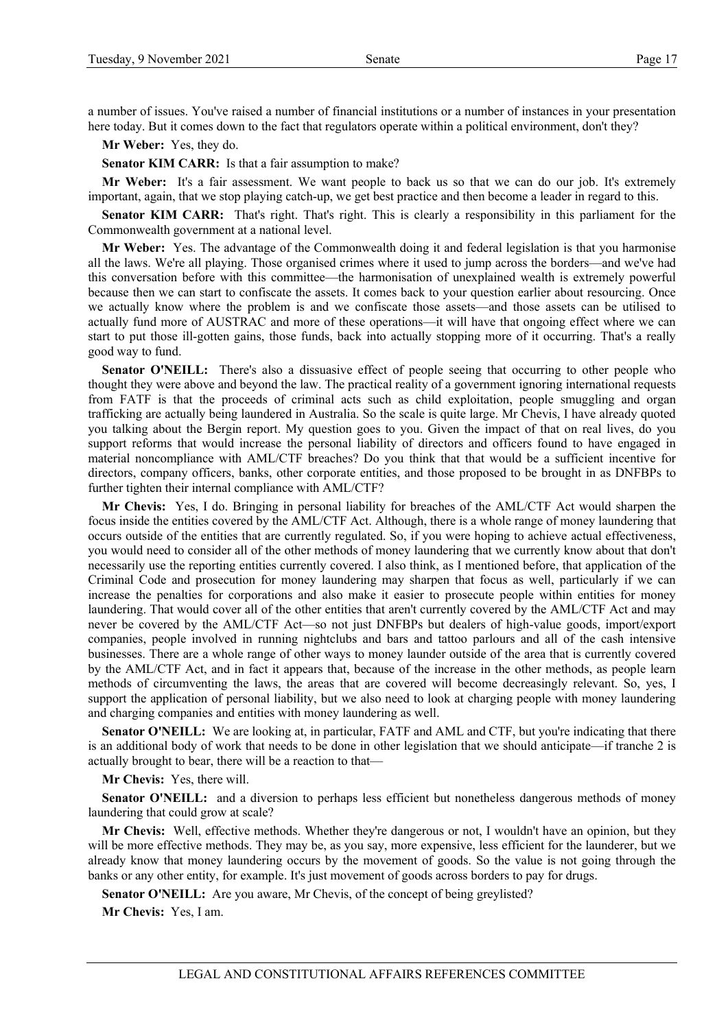a number of issues. You've raised a number of financial institutions or a number of instances in your presentation here today. But it comes down to the fact that regulators operate within a political environment, don't they?

**Mr Weber:** Yes, they do.

**Senator KIM CARR:** Is that a fair assumption to make?

**Mr Weber:** It's a fair assessment. We want people to back us so that we can do our job. It's extremely important, again, that we stop playing catch-up, we get best practice and then become a leader in regard to this.

**Senator KIM CARR:** That's right. That's right. This is clearly a responsibility in this parliament for the Commonwealth government at a national level.

**Mr Weber:** Yes. The advantage of the Commonwealth doing it and federal legislation is that you harmonise all the laws. We're all playing. Those organised crimes where it used to jump across the borders—and we've had this conversation before with this committee—the harmonisation of unexplained wealth is extremely powerful because then we can start to confiscate the assets. It comes back to your question earlier about resourcing. Once we actually know where the problem is and we confiscate those assets—and those assets can be utilised to actually fund more of AUSTRAC and more of these operations—it will have that ongoing effect where we can start to put those ill-gotten gains, those funds, back into actually stopping more of it occurring. That's a really good way to fund.

**Senator O'NEILL:** There's also a dissuasive effect of people seeing that occurring to other people who thought they were above and beyond the law. The practical reality of a government ignoring international requests from FATF is that the proceeds of criminal acts such as child exploitation, people smuggling and organ trafficking are actually being laundered in Australia. So the scale is quite large. Mr Chevis, I have already quoted you talking about the Bergin report. My question goes to you. Given the impact of that on real lives, do you support reforms that would increase the personal liability of directors and officers found to have engaged in material noncompliance with AML/CTF breaches? Do you think that that would be a sufficient incentive for directors, company officers, banks, other corporate entities, and those proposed to be brought in as DNFBPs to further tighten their internal compliance with AML/CTF?

**Mr Chevis:** Yes, I do. Bringing in personal liability for breaches of the AML/CTF Act would sharpen the focus inside the entities covered by the AML/CTF Act. Although, there is a whole range of money laundering that occurs outside of the entities that are currently regulated. So, if you were hoping to achieve actual effectiveness, you would need to consider all of the other methods of money laundering that we currently know about that don't necessarily use the reporting entities currently covered. I also think, as I mentioned before, that application of the Criminal Code and prosecution for money laundering may sharpen that focus as well, particularly if we can increase the penalties for corporations and also make it easier to prosecute people within entities for money laundering. That would cover all of the other entities that aren't currently covered by the AML/CTF Act and may never be covered by the AML/CTF Act—so not just DNFBPs but dealers of high-value goods, import/export companies, people involved in running nightclubs and bars and tattoo parlours and all of the cash intensive businesses. There are a whole range of other ways to money launder outside of the area that is currently covered by the AML/CTF Act, and in fact it appears that, because of the increase in the other methods, as people learn methods of circumventing the laws, the areas that are covered will become decreasingly relevant. So, yes, I support the application of personal liability, but we also need to look at charging people with money laundering and charging companies and entities with money laundering as well.

**Senator O'NEILL:** We are looking at, in particular, FATF and AML and CTF, but you're indicating that there is an additional body of work that needs to be done in other legislation that we should anticipate—if tranche 2 is actually brought to bear, there will be a reaction to that—

**Mr Chevis:** Yes, there will.

**Senator O'NEILL:** and a diversion to perhaps less efficient but nonetheless dangerous methods of money laundering that could grow at scale?

**Mr Chevis:** Well, effective methods. Whether they're dangerous or not, I wouldn't have an opinion, but they will be more effective methods. They may be, as you say, more expensive, less efficient for the launderer, but we already know that money laundering occurs by the movement of goods. So the value is not going through the banks or any other entity, for example. It's just movement of goods across borders to pay for drugs.

**Senator O'NEILL:** Are you aware, Mr Chevis, of the concept of being greylisted?

**Mr Chevis:** Yes, I am.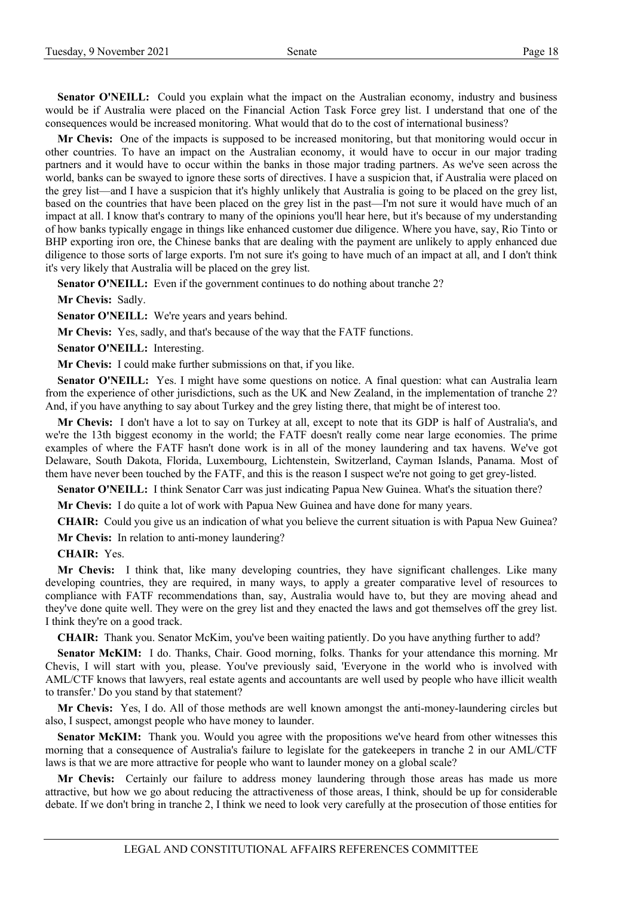**Senator O'NEILL:** Could you explain what the impact on the Australian economy, industry and business would be if Australia were placed on the Financial Action Task Force grey list. I understand that one of the consequences would be increased monitoring. What would that do to the cost of international business?

**Mr Chevis:** One of the impacts is supposed to be increased monitoring, but that monitoring would occur in other countries. To have an impact on the Australian economy, it would have to occur in our major trading partners and it would have to occur within the banks in those major trading partners. As we've seen across the world, banks can be swayed to ignore these sorts of directives. I have a suspicion that, if Australia were placed on the grey list—and I have a suspicion that it's highly unlikely that Australia is going to be placed on the grey list, based on the countries that have been placed on the grey list in the past—I'm not sure it would have much of an impact at all. I know that's contrary to many of the opinions you'll hear here, but it's because of my understanding of how banks typically engage in things like enhanced customer due diligence. Where you have, say, Rio Tinto or BHP exporting iron ore, the Chinese banks that are dealing with the payment are unlikely to apply enhanced due diligence to those sorts of large exports. I'm not sure it's going to have much of an impact at all, and I don't think it's very likely that Australia will be placed on the grey list.

**Senator O'NEILL:** Even if the government continues to do nothing about tranche 2?

**Mr Chevis:** Sadly.

**Senator O'NEILL:** We're years and years behind.

**Mr Chevis:** Yes, sadly, and that's because of the way that the FATF functions.

**Senator O'NEILL:** Interesting.

**Mr Chevis:** I could make further submissions on that, if you like.

**Senator O'NEILL:** Yes. I might have some questions on notice. A final question: what can Australia learn from the experience of other jurisdictions, such as the UK and New Zealand, in the implementation of tranche 2? And, if you have anything to say about Turkey and the grey listing there, that might be of interest too.

**Mr Chevis:** I don't have a lot to say on Turkey at all, except to note that its GDP is half of Australia's, and we're the 13th biggest economy in the world; the FATF doesn't really come near large economies. The prime examples of where the FATF hasn't done work is in all of the money laundering and tax havens. We've got Delaware, South Dakota, Florida, Luxembourg, Lichtenstein, Switzerland, Cayman Islands, Panama. Most of them have never been touched by the FATF, and this is the reason I suspect we're not going to get grey-listed.

**Senator O'NEILL:** I think Senator Carr was just indicating Papua New Guinea. What's the situation there?

**Mr Chevis:** I do quite a lot of work with Papua New Guinea and have done for many years.

**CHAIR:** Could you give us an indication of what you believe the current situation is with Papua New Guinea?

**Mr Chevis:** In relation to anti-money laundering?

**CHAIR:** Yes.

**Mr Chevis:** I think that, like many developing countries, they have significant challenges. Like many developing countries, they are required, in many ways, to apply a greater comparative level of resources to compliance with FATF recommendations than, say, Australia would have to, but they are moving ahead and they've done quite well. They were on the grey list and they enacted the laws and got themselves off the grey list. I think they're on a good track.

**CHAIR:** Thank you. Senator McKim, you've been waiting patiently. Do you have anything further to add?

**Senator McKIM:** I do. Thanks, Chair. Good morning, folks. Thanks for your attendance this morning. Mr Chevis, I will start with you, please. You've previously said, 'Everyone in the world who is involved with AML/CTF knows that lawyers, real estate agents and accountants are well used by people who have illicit wealth to transfer.' Do you stand by that statement?

**Mr Chevis:** Yes, I do. All of those methods are well known amongst the anti-money-laundering circles but also, I suspect, amongst people who have money to launder.

**Senator McKIM:** Thank you. Would you agree with the propositions we've heard from other witnesses this morning that a consequence of Australia's failure to legislate for the gatekeepers in tranche 2 in our AML/CTF laws is that we are more attractive for people who want to launder money on a global scale?

**Mr Chevis:** Certainly our failure to address money laundering through those areas has made us more attractive, but how we go about reducing the attractiveness of those areas, I think, should be up for considerable debate. If we don't bring in tranche 2, I think we need to look very carefully at the prosecution of those entities for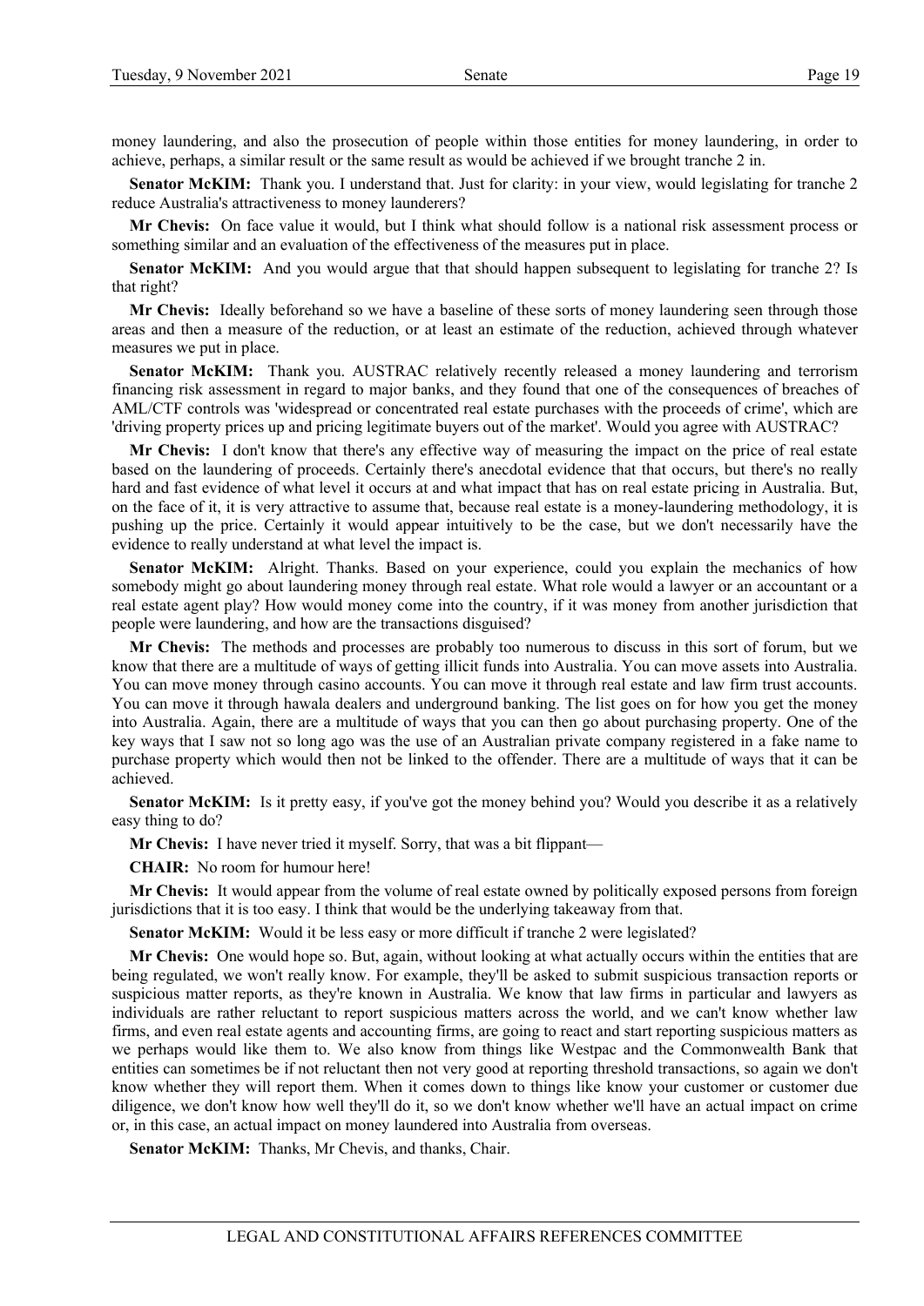money laundering, and also the prosecution of people within those entities for money laundering, in order to achieve, perhaps, a similar result or the same result as would be achieved if we brought tranche 2 in.

**Senator McKIM:** Thank you. I understand that. Just for clarity: in your view, would legislating for tranche 2 reduce Australia's attractiveness to money launderers?

**Mr Chevis:** On face value it would, but I think what should follow is a national risk assessment process or something similar and an evaluation of the effectiveness of the measures put in place.

**Senator McKIM:** And you would argue that that should happen subsequent to legislating for tranche 2? Is that right?

**Mr Chevis:** Ideally beforehand so we have a baseline of these sorts of money laundering seen through those areas and then a measure of the reduction, or at least an estimate of the reduction, achieved through whatever measures we put in place.

**Senator McKIM:** Thank you. AUSTRAC relatively recently released a money laundering and terrorism financing risk assessment in regard to major banks, and they found that one of the consequences of breaches of AML/CTF controls was 'widespread or concentrated real estate purchases with the proceeds of crime', which are 'driving property prices up and pricing legitimate buyers out of the market'. Would you agree with AUSTRAC?

**Mr Chevis:** I don't know that there's any effective way of measuring the impact on the price of real estate based on the laundering of proceeds. Certainly there's anecdotal evidence that that occurs, but there's no really hard and fast evidence of what level it occurs at and what impact that has on real estate pricing in Australia. But, on the face of it, it is very attractive to assume that, because real estate is a money-laundering methodology, it is pushing up the price. Certainly it would appear intuitively to be the case, but we don't necessarily have the evidence to really understand at what level the impact is.

**Senator McKIM:** Alright. Thanks. Based on your experience, could you explain the mechanics of how somebody might go about laundering money through real estate. What role would a lawyer or an accountant or a real estate agent play? How would money come into the country, if it was money from another jurisdiction that people were laundering, and how are the transactions disguised?

**Mr Chevis:** The methods and processes are probably too numerous to discuss in this sort of forum, but we know that there are a multitude of ways of getting illicit funds into Australia. You can move assets into Australia. You can move money through casino accounts. You can move it through real estate and law firm trust accounts. You can move it through hawala dealers and underground banking. The list goes on for how you get the money into Australia. Again, there are a multitude of ways that you can then go about purchasing property. One of the key ways that I saw not so long ago was the use of an Australian private company registered in a fake name to purchase property which would then not be linked to the offender. There are a multitude of ways that it can be achieved.

**Senator McKIM:** Is it pretty easy, if you've got the money behind you? Would you describe it as a relatively easy thing to do?

**Mr Chevis:** I have never tried it myself. Sorry, that was a bit flippant—

**CHAIR:** No room for humour here!

**Mr Chevis:** It would appear from the volume of real estate owned by politically exposed persons from foreign jurisdictions that it is too easy. I think that would be the underlying takeaway from that.

**Senator McKIM:** Would it be less easy or more difficult if tranche 2 were legislated?

**Mr Chevis:** One would hope so. But, again, without looking at what actually occurs within the entities that are being regulated, we won't really know. For example, they'll be asked to submit suspicious transaction reports or suspicious matter reports, as they're known in Australia. We know that law firms in particular and lawyers as individuals are rather reluctant to report suspicious matters across the world, and we can't know whether law firms, and even real estate agents and accounting firms, are going to react and start reporting suspicious matters as we perhaps would like them to. We also know from things like Westpac and the Commonwealth Bank that entities can sometimes be if not reluctant then not very good at reporting threshold transactions, so again we don't know whether they will report them. When it comes down to things like know your customer or customer due diligence, we don't know how well they'll do it, so we don't know whether we'll have an actual impact on crime or, in this case, an actual impact on money laundered into Australia from overseas.

**Senator McKIM:** Thanks, Mr Chevis, and thanks, Chair.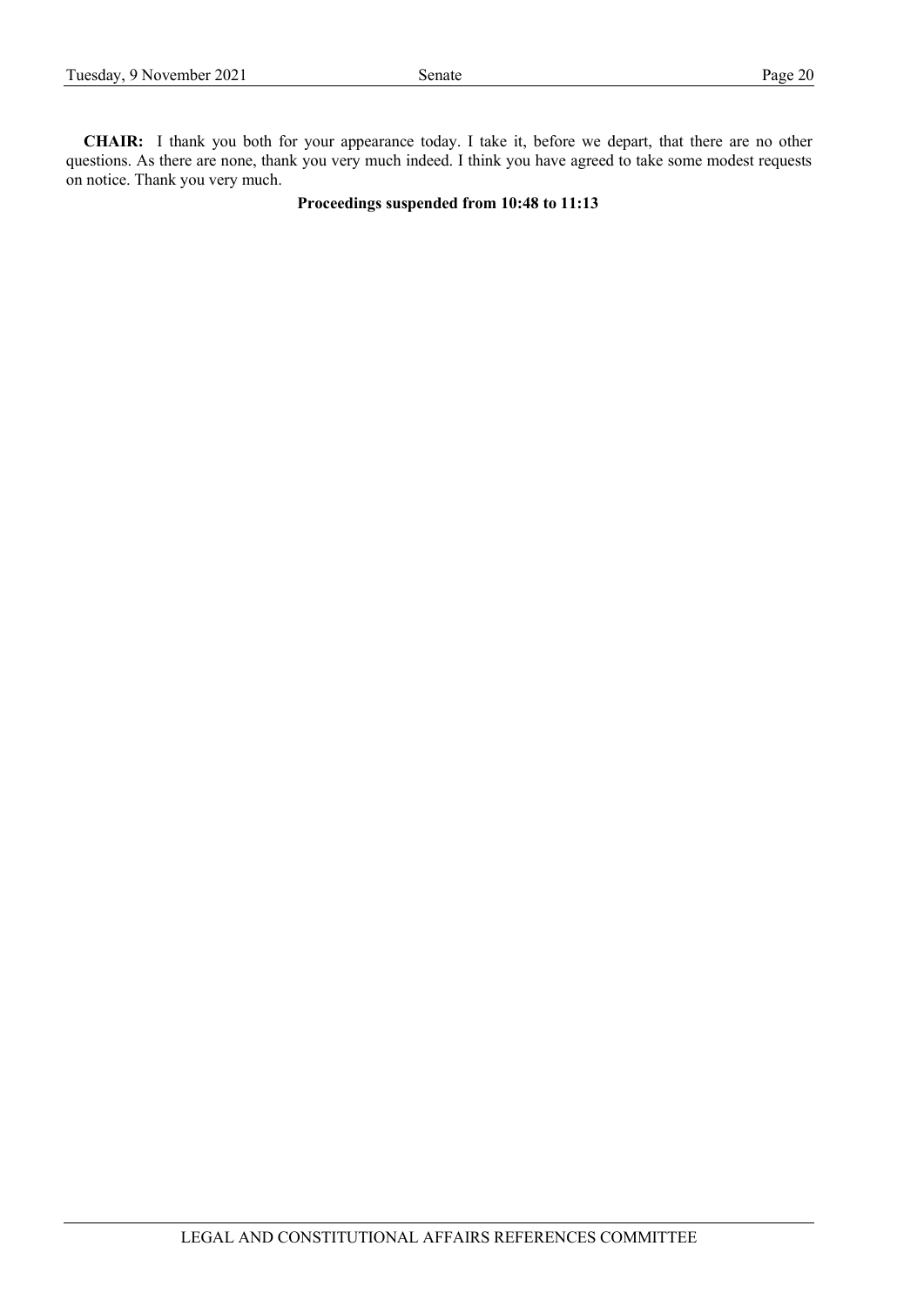**CHAIR:** I thank you both for your appearance today. I take it, before we depart, that there are no other questions. As there are none, thank you very much indeed. I think you have agreed to take some modest requests on notice. Thank you very much.

**Proceedings suspended from 10:48 to 11:13**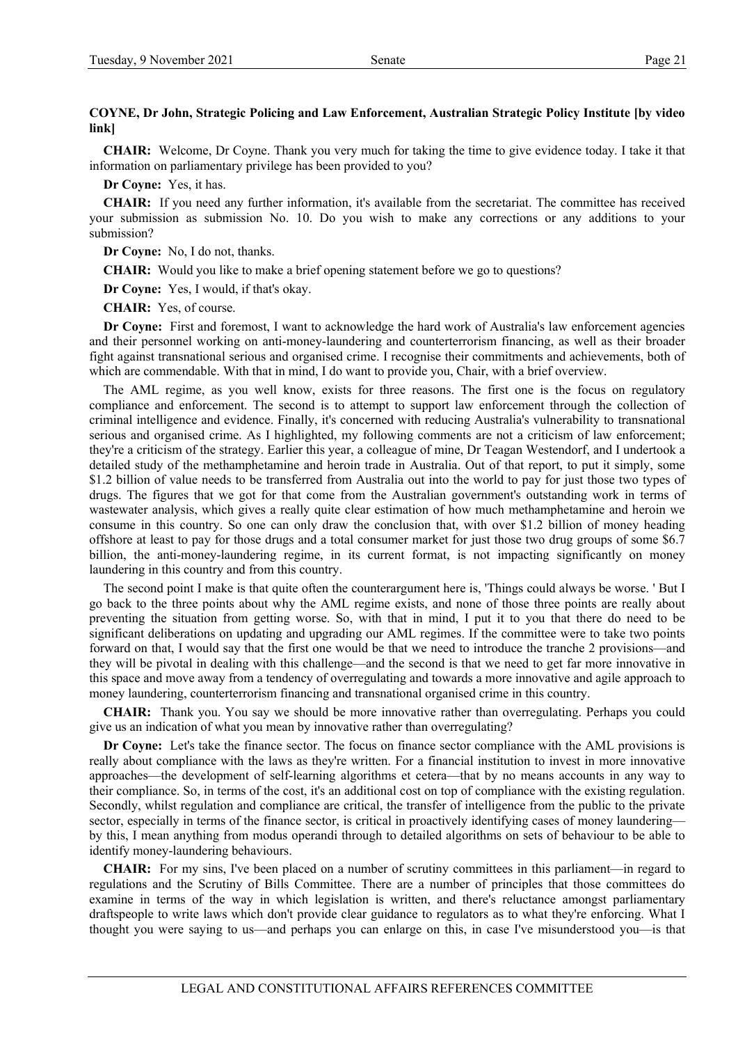**COYNE, Dr John, Strategic Policing and Law Enforcement, Australian Strategic Policy Institute [by video link]**

**CHAIR:** Welcome, Dr Coyne. Thank you very much for taking the time to give evidence today. I take it that information on parliamentary privilege has been provided to you?

**Dr Coyne:** Yes, it has.

**CHAIR:** If you need any further information, it's available from the secretariat. The committee has received your submission as submission No. 10. Do you wish to make any corrections or any additions to your submission?

**Dr Coyne:** No, I do not, thanks.

**CHAIR:** Would you like to make a brief opening statement before we go to questions?

**Dr Coyne:** Yes, I would, if that's okay.

**CHAIR:** Yes, of course.

**Dr Coyne:** First and foremost, I want to acknowledge the hard work of Australia's law enforcement agencies and their personnel working on anti-money-laundering and counterterrorism financing, as well as their broader fight against transnational serious and organised crime. I recognise their commitments and achievements, both of which are commendable. With that in mind, I do want to provide you, Chair, with a brief overview.

The AML regime, as you well know, exists for three reasons. The first one is the focus on regulatory compliance and enforcement. The second is to attempt to support law enforcement through the collection of criminal intelligence and evidence. Finally, it's concerned with reducing Australia's vulnerability to transnational serious and organised crime. As I highlighted, my following comments are not a criticism of law enforcement; they're a criticism of the strategy. Earlier this year, a colleague of mine, Dr Teagan Westendorf, and I undertook a detailed study of the methamphetamine and heroin trade in Australia. Out of that report, to put it simply, some $1.2 billion of value needs to be transferred from Australia out into the world to pay for just those two types of drugs. The figures that we got for that come from the Australian government's outstanding work in terms of wastewater analysis, which gives a really quite clear estimation of how much methamphetamine and heroin we consume in this country. So one can only draw the conclusion that, with over $1.2 billion of money heading offshore at least to pay for those drugs and a total consumer market for just those two drug groups of some $6.7 billion, the anti-money-laundering regime, in its current format, is not impacting significantly on money laundering in this country and from this country.

The second point I make is that quite often the counterargument here is, 'Things could always be worse. ' But I go back to the three points about why the AML regime exists, and none of those three points are really about preventing the situation from getting worse. So, with that in mind, I put it to you that there do need to be significant deliberations on updating and upgrading our AML regimes. If the committee were to take two points forward on that, I would say that the first one would be that we need to introduce the tranche 2 provisions—and they will be pivotal in dealing with this challenge—and the second is that we need to get far more innovative in this space and move away from a tendency of overregulating and towards a more innovative and agile approach to money laundering, counterterrorism financing and transnational organised crime in this country.

**CHAIR:** Thank you. You say we should be more innovative rather than overregulating. Perhaps you could give us an indication of what you mean by innovative rather than overregulating?

**Dr Coyne:** Let's take the finance sector. The focus on finance sector compliance with the AML provisions is really about compliance with the laws as they're written. For a financial institution to invest in more innovative approaches—the development of self-learning algorithms et cetera—that by no means accounts in any way to their compliance. So, in terms of the cost, it's an additional cost on top of compliance with the existing regulation. Secondly, whilst regulation and compliance are critical, the transfer of intelligence from the public to the private sector, especially in terms of the finance sector, is critical in proactively identifying cases of money laundering—by this, I mean anything from modus operandi through to detailed algorithms on sets of behaviour to be able to identify money-laundering behaviours.

**CHAIR:** For my sins, I've been placed on a number of scrutiny committees in this parliament—in regard to regulations and the Scrutiny of Bills Committee. There are a number of principles that those committees do examine in terms of the way in which legislation is written, and there's reluctance amongst parliamentary draftspeople to write laws which don't provide clear guidance to regulators as to what they're enforcing. What I thought you were saying to us—and perhaps you can enlarge on this, in case I've misunderstood you—is that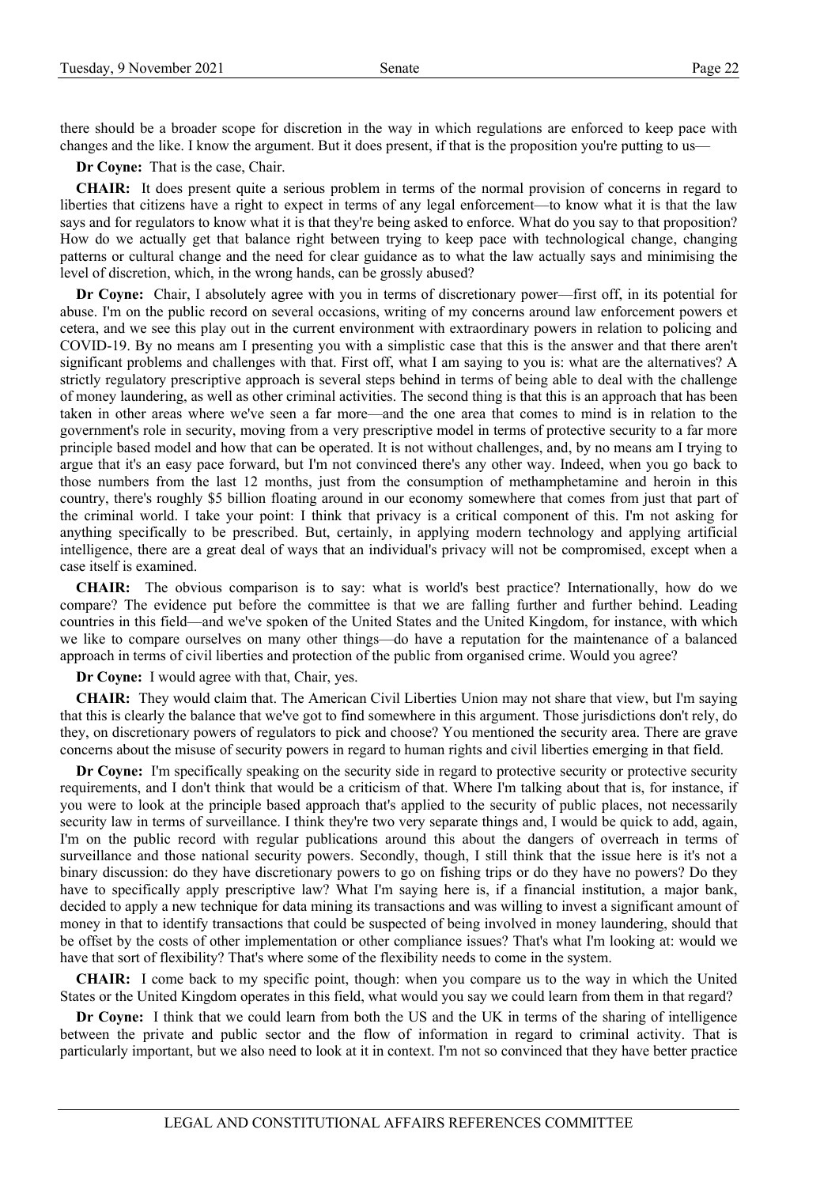there should be a broader scope for discretion in the way in which regulations are enforced to keep pace with changes and the like. I know the argument. But it does present, if that is the proposition you're putting to us—

**Dr Coyne:** That is the case, Chair.

**CHAIR:** It does present quite a serious problem in terms of the normal provision of concerns in regard to liberties that citizens have a right to expect in terms of any legal enforcement—to know what it is that the law says and for regulators to know what it is that they're being asked to enforce. What do you say to that proposition? How do we actually get that balance right between trying to keep pace with technological change, changing patterns or cultural change and the need for clear guidance as to what the law actually says and minimising the level of discretion, which, in the wrong hands, can be grossly abused?

**Dr Coyne:** Chair, I absolutely agree with you in terms of discretionary power—first off, in its potential for abuse. I'm on the public record on several occasions, writing of my concerns around law enforcement powers et cetera, and we see this play out in the current environment with extraordinary powers in relation to policing and COVID-19. By no means am I presenting you with a simplistic case that this is the answer and that there aren't significant problems and challenges with that. First off, what I am saying to you is: what are the alternatives? A strictly regulatory prescriptive approach is several steps behind in terms of being able to deal with the challenge of money laundering, as well as other criminal activities. The second thing is that this is an approach that has been taken in other areas where we've seen a far more—and the one area that comes to mind is in relation to the government's role in security, moving from a very prescriptive model in terms of protective security to a far more principle based model and how that can be operated. It is not without challenges, and, by no means am I trying to argue that it's an easy pace forward, but I'm not convinced there's any other way. Indeed, when you go back to those numbers from the last 12 months, just from the consumption of methamphetamine and heroin in this country, there's roughly $5 billion floating around in our economy somewhere that comes from just that part of the criminal world. I take your point: I think that privacy is a critical component of this. I'm not asking for anything specifically to be prescribed. But, certainly, in applying modern technology and applying artificial intelligence, there are a great deal of ways that an individual's privacy will not be compromised, except when a case itself is examined.

**CHAIR:** The obvious comparison is to say: what is world's best practice? Internationally, how do we compare? The evidence put before the committee is that we are falling further and further behind. Leading countries in this field—and we've spoken of the United States and the United Kingdom, for instance, with which we like to compare ourselves on many other things—do have a reputation for the maintenance of a balanced approach in terms of civil liberties and protection of the public from organised crime. Would you agree?

**Dr Coyne:** I would agree with that, Chair, yes.

**CHAIR:** They would claim that. The American Civil Liberties Union may not share that view, but I'm saying that this is clearly the balance that we've got to find somewhere in this argument. Those jurisdictions don't rely, do they, on discretionary powers of regulators to pick and choose? You mentioned the security area. There are grave concerns about the misuse of security powers in regard to human rights and civil liberties emerging in that field.

**Dr Coyne:** I'm specifically speaking on the security side in regard to protective security or protective security requirements, and I don't think that would be a criticism of that. Where I'm talking about that is, for instance, if you were to look at the principle based approach that's applied to the security of public places, not necessarily security law in terms of surveillance. I think they're two very separate things and, I would be quick to add, again, I'm on the public record with regular publications around this about the dangers of overreach in terms of surveillance and those national security powers. Secondly, though, I still think that the issue here is it's not a binary discussion: do they have discretionary powers to go on fishing trips or do they have no powers? Do they have to specifically apply prescriptive law? What I'm saying here is, if a financial institution, a major bank, decided to apply a new technique for data mining its transactions and was willing to invest a significant amount of money in that to identify transactions that could be suspected of being involved in money laundering, should that be offset by the costs of other implementation or other compliance issues? That's what I'm looking at: would we have that sort of flexibility? That's where some of the flexibility needs to come in the system.

**CHAIR:** I come back to my specific point, though: when you compare us to the way in which the United States or the United Kingdom operates in this field, what would you say we could learn from them in that regard?

**Dr Coyne:** I think that we could learn from both the US and the UK in terms of the sharing of intelligence between the private and public sector and the flow of information in regard to criminal activity. That is particularly important, but we also need to look at it in context. I'm not so convinced that they have better practice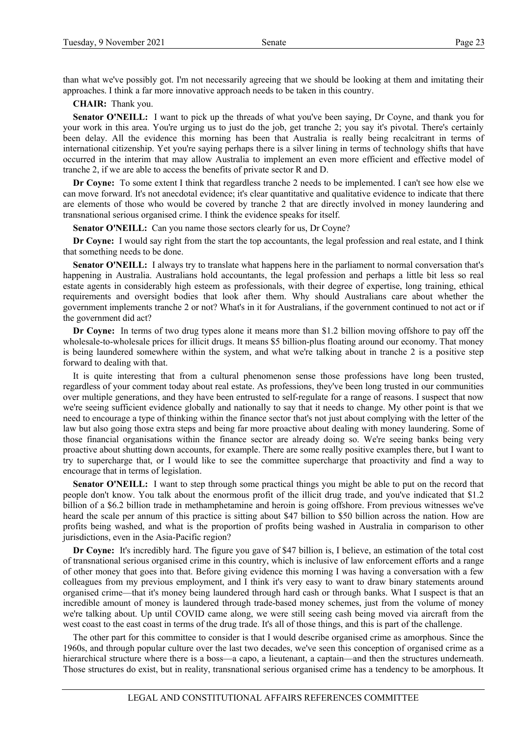than what we've possibly got. I'm not necessarily agreeing that we should be looking at them and imitating their approaches. I think a far more innovative approach needs to be taken in this country.

**CHAIR:** Thank you.

**Senator O'NEILL:** I want to pick up the threads of what you've been saying, Dr Coyne, and thank you for your work in this area. You're urging us to just do the job, get tranche 2; you say it's pivotal. There's certainly been delay. All the evidence this morning has been that Australia is really being recalcitrant in terms of international citizenship. Yet you're saying perhaps there is a silver lining in terms of technology shifts that have occurred in the interim that may allow Australia to implement an even more efficient and effective model of tranche 2, if we are able to access the benefits of private sector R and D.

**Dr Coyne:** To some extent I think that regardless tranche 2 needs to be implemented. I can't see how else we can move forward. It's not anecdotal evidence; it's clear quantitative and qualitative evidence to indicate that there are elements of those who would be covered by tranche 2 that are directly involved in money laundering and transnational serious organised crime. I think the evidence speaks for itself.

**Senator O'NEILL:** Can you name those sectors clearly for us, Dr Coyne?

**Dr Coyne:** I would say right from the start the top accountants, the legal profession and real estate, and I think that something needs to be done.

**Senator O'NEILL:** I always try to translate what happens here in the parliament to normal conversation that's happening in Australia. Australians hold accountants, the legal profession and perhaps a little bit less so real estate agents in considerably high esteem as professionals, with their degree of expertise, long training, ethical requirements and oversight bodies that look after them. Why should Australians care about whether the government implements tranche 2 or not? What's in it for Australians, if the government continued to not act or if the government did act?

**Dr Coyne:** In terms of two drug types alone it means more than $1.2 billion moving offshore to pay off the wholesale-to-wholesale prices for illicit drugs. It means $5 billion-plus floating around our economy. That money is being laundered somewhere within the system, and what we're talking about in tranche 2 is a positive step forward to dealing with that.

It is quite interesting that from a cultural phenomenon sense those professions have long been trusted, regardless of your comment today about real estate. As professions, they've been long trusted in our communities over multiple generations, and they have been entrusted to self-regulate for a range of reasons. I suspect that now we're seeing sufficient evidence globally and nationally to say that it needs to change. My other point is that we need to encourage a type of thinking within the finance sector that's not just about complying with the letter of the law but also going those extra steps and being far more proactive about dealing with money laundering. Some of those financial organisations within the finance sector are already doing so. We're seeing banks being very proactive about shutting down accounts, for example. There are some really positive examples there, but I want to try to supercharge that, or I would like to see the committee supercharge that proactivity and find a way to encourage that in terms of legislation.

**Senator O'NEILL:** I want to step through some practical things you might be able to put on the record that people don't know. You talk about the enormous profit of the illicit drug trade, and you've indicated that $1.2 billion of a $6.2 billion trade in methamphetamine and heroin is going offshore. From previous witnesses we've heard the scale per annum of this practice is sitting about $47 billion to $50 billion across the nation. How are profits being washed, and what is the proportion of profits being washed in Australia in comparison to other jurisdictions, even in the Asia-Pacific region?

**Dr Coyne:** It's incredibly hard. The figure you gave of $47 billion is, I believe, an estimation of the total cost of transnational serious organised crime in this country, which is inclusive of law enforcement efforts and a range of other money that goes into that. Before giving evidence this morning I was having a conversation with a few colleagues from my previous employment, and I think it's very easy to want to draw binary statements around organised crime—that it's money being laundered through hard cash or through banks. What I suspect is that an incredible amount of money is laundered through trade-based money schemes, just from the volume of money we're talking about. Up until COVID came along, we were still seeing cash being moved via aircraft from the west coast to the east coast in terms of the drug trade. It's all of those things, and this is part of the challenge.

The other part for this committee to consider is that I would describe organised crime as amorphous. Since the 1960s, and through popular culture over the last two decades, we've seen this conception of organised crime as a hierarchical structure where there is a boss—a capo, a lieutenant, a captain—and then the structures underneath. Those structures do exist, but in reality, transnational serious organised crime has a tendency to be amorphous. It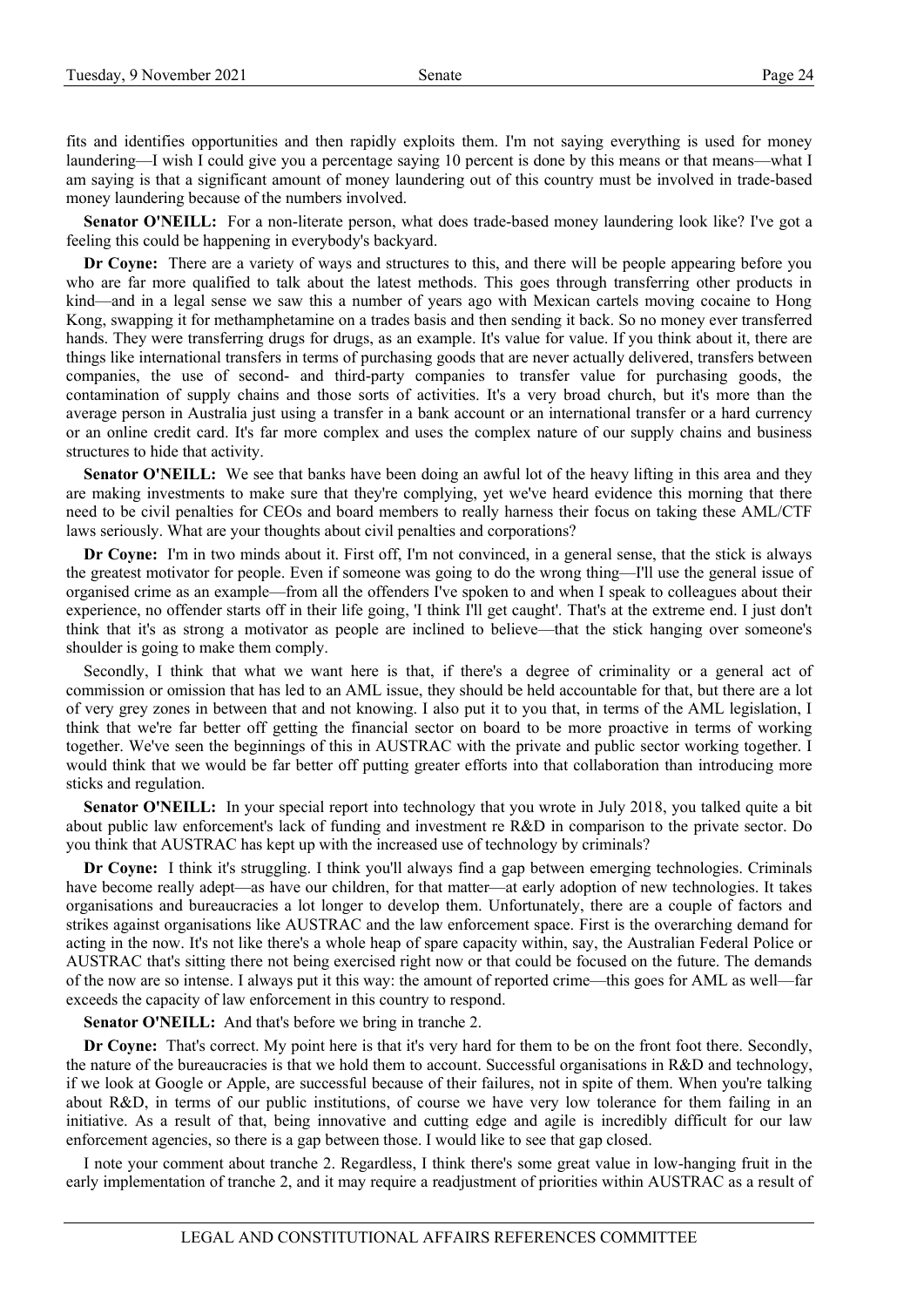fits and identifies opportunities and then rapidly exploits them. I'm not saying everything is used for money laundering—I wish I could give you a percentage saying 10 percent is done by this means or that means—what I am saying is that a significant amount of money laundering out of this country must be involved in trade-based money laundering because of the numbers involved.

**Senator O'NEILL:** For a non-literate person, what does trade-based money laundering look like? I've got a feeling this could be happening in everybody's backyard.

**Dr Coyne:** There are a variety of ways and structures to this, and there will be people appearing before you who are far more qualified to talk about the latest methods. This goes through transferring other products in kind—and in a legal sense we saw this a number of years ago with Mexican cartels moving cocaine to Hong Kong, swapping it for methamphetamine on a trades basis and then sending it back. So no money ever transferred hands. They were transferring drugs for drugs, as an example. It's value for value. If you think about it, there are things like international transfers in terms of purchasing goods that are never actually delivered, transfers between companies, the use of second- and third-party companies to transfer value for purchasing goods, the contamination of supply chains and those sorts of activities. It's a very broad church, but it's more than the average person in Australia just using a transfer in a bank account or an international transfer or a hard currency or an online credit card. It's far more complex and uses the complex nature of our supply chains and business structures to hide that activity.

**Senator O'NEILL:** We see that banks have been doing an awful lot of the heavy lifting in this area and they are making investments to make sure that they're complying, yet we've heard evidence this morning that there need to be civil penalties for CEOs and board members to really harness their focus on taking these AML/CTF laws seriously. What are your thoughts about civil penalties and corporations?

**Dr Coyne:** I'm in two minds about it. First off, I'm not convinced, in a general sense, that the stick is always the greatest motivator for people. Even if someone was going to do the wrong thing—I'll use the general issue of organised crime as an example—from all the offenders I've spoken to and when I speak to colleagues about their experience, no offender starts off in their life going, 'I think I'll get caught'. That's at the extreme end. I just don't think that it's as strong a motivator as people are inclined to believe—that the stick hanging over someone's shoulder is going to make them comply.

Secondly, I think that what we want here is that, if there's a degree of criminality or a general act of commission or omission that has led to an AML issue, they should be held accountable for that, but there are a lot of very grey zones in between that and not knowing. I also put it to you that, in terms of the AML legislation, I think that we're far better off getting the financial sector on board to be more proactive in terms of working together. We've seen the beginnings of this in AUSTRAC with the private and public sector working together. I would think that we would be far better off putting greater efforts into that collaboration than introducing more sticks and regulation.

**Senator O'NEILL:** In your special report into technology that you wrote in July 2018, you talked quite a bit about public law enforcement's lack of funding and investment re R&D in comparison to the private sector. Do you think that AUSTRAC has kept up with the increased use of technology by criminals?

**Dr Coyne:** I think it's struggling. I think you'll always find a gap between emerging technologies. Criminals have become really adept—as have our children, for that matter—at early adoption of new technologies. It takes organisations and bureaucracies a lot longer to develop them. Unfortunately, there are a couple of factors and strikes against organisations like AUSTRAC and the law enforcement space. First is the overarching demand for acting in the now. It's not like there's a whole heap of spare capacity within, say, the Australian Federal Police or AUSTRAC that's sitting there not being exercised right now or that could be focused on the future. The demands of the now are so intense. I always put it this way: the amount of reported crime—this goes for AML as well—far exceeds the capacity of law enforcement in this country to respond.

**Senator O'NEILL:** And that's before we bring in tranche 2.

**Dr Coyne:** That's correct. My point here is that it's very hard for them to be on the front foot there. Secondly, the nature of the bureaucracies is that we hold them to account. Successful organisations in R&D and technology, if we look at Google or Apple, are successful because of their failures, not in spite of them. When you're talking about R&D, in terms of our public institutions, of course we have very low tolerance for them failing in an initiative. As a result of that, being innovative and cutting edge and agile is incredibly difficult for our law enforcement agencies, so there is a gap between those. I would like to see that gap closed.

I note your comment about tranche 2. Regardless, I think there's some great value in low-hanging fruit in the early implementation of tranche 2, and it may require a readjustment of priorities within AUSTRAC as a result of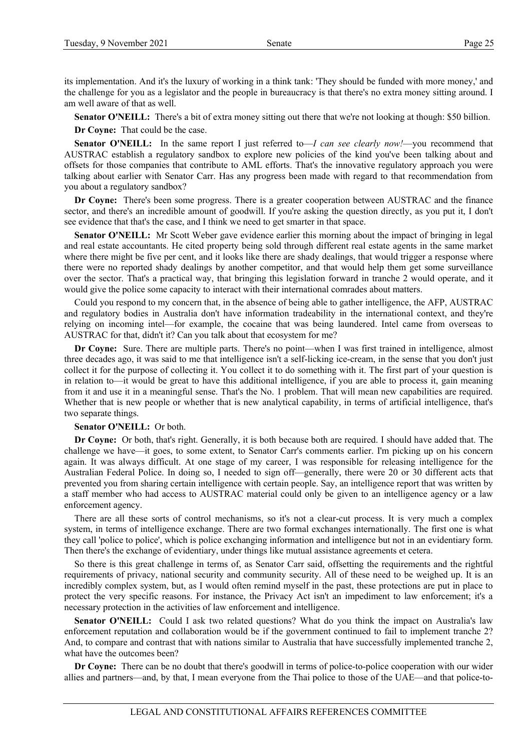its implementation. And it's the luxury of working in a think tank: 'They should be funded with more money,' and the challenge for you as a legislator and the people in bureaucracy is that there's no extra money sitting around. I am well aware of that as well.

**Senator O'NEILL:** There's a bit of extra money sitting out there that we're not looking at though: $50 billion.

**Dr Coyne:** That could be the case.

**Senator O'NEILL:** In the same report I just referred to—*I can see clearly now!*—you recommend that AUSTRAC establish a regulatory sandbox to explore new policies of the kind you've been talking about and offsets for those companies that contribute to AML efforts. That's the innovative regulatory approach you were talking about earlier with Senator Carr. Has any progress been made with regard to that recommendation from you about a regulatory sandbox?

**Dr Coyne:** There's been some progress. There is a greater cooperation between AUSTRAC and the finance sector, and there's an incredible amount of goodwill. If you're asking the question directly, as you put it, I don't see evidence that that's the case, and I think we need to get smarter in that space.

**Senator O'NEILL:** Mr Scott Weber gave evidence earlier this morning about the impact of bringing in legal and real estate accountants. He cited property being sold through different real estate agents in the same market where there might be five per cent, and it looks like there are shady dealings, that would trigger a response where there were no reported shady dealings by another competitor, and that would help them get some surveillance over the sector. That's a practical way, that bringing this legislation forward in tranche 2 would operate, and it would give the police some capacity to interact with their international comrades about matters.

Could you respond to my concern that, in the absence of being able to gather intelligence, the AFP, AUSTRAC and regulatory bodies in Australia don't have information tradeability in the international context, and they're relying on incoming intel—for example, the cocaine that was being laundered. Intel came from overseas to AUSTRAC for that, didn't it? Can you talk about that ecosystem for me?

**Dr Coyne:** Sure. There are multiple parts. There's no point—when I was first trained in intelligence, almost three decades ago, it was said to me that intelligence isn't a self-licking ice-cream, in the sense that you don't just collect it for the purpose of collecting it. You collect it to do something with it. The first part of your question is in relation to—it would be great to have this additional intelligence, if you are able to process it, gain meaning from it and use it in a meaningful sense. That's the No. 1 problem. That will mean new capabilities are required. Whether that is new people or whether that is new analytical capability, in terms of artificial intelligence, that's two separate things.

**Senator O'NEILL:** Or both.

**Dr Coyne:** Or both, that's right. Generally, it is both because both are required. I should have added that. The challenge we have—it goes, to some extent, to Senator Carr's comments earlier. I'm picking up on his concern again. It was always difficult. At one stage of my career, I was responsible for releasing intelligence for the Australian Federal Police. In doing so, I needed to sign off—generally, there were 20 or 30 different acts that prevented you from sharing certain intelligence with certain people. Say, an intelligence report that was written by a staff member who had access to AUSTRAC material could only be given to an intelligence agency or a law enforcement agency.

There are all these sorts of control mechanisms, so it's not a clear-cut process. It is very much a complex system, in terms of intelligence exchange. There are two formal exchanges internationally. The first one is what they call 'police to police', which is police exchanging information and intelligence but not in an evidentiary form. Then there's the exchange of evidentiary, under things like mutual assistance agreements et cetera.

So there is this great challenge in terms of, as Senator Carr said, offsetting the requirements and the rightful requirements of privacy, national security and community security. All of these need to be weighed up. It is an incredibly complex system, but, as I would often remind myself in the past, these protections are put in place to protect the very specific reasons. For instance, the Privacy Act isn't an impediment to law enforcement; it's a necessary protection in the activities of law enforcement and intelligence.

**Senator O'NEILL:** Could I ask two related questions? What do you think the impact on Australia's law enforcement reputation and collaboration would be if the government continued to fail to implement tranche 2? And, to compare and contrast that with nations similar to Australia that have successfully implemented tranche 2, what have the outcomes been?

**Dr Coyne:** There can be no doubt that there's goodwill in terms of police-to-police cooperation with our wider allies and partners—and, by that, I mean everyone from the Thai police to those of the UAE—and that police-to-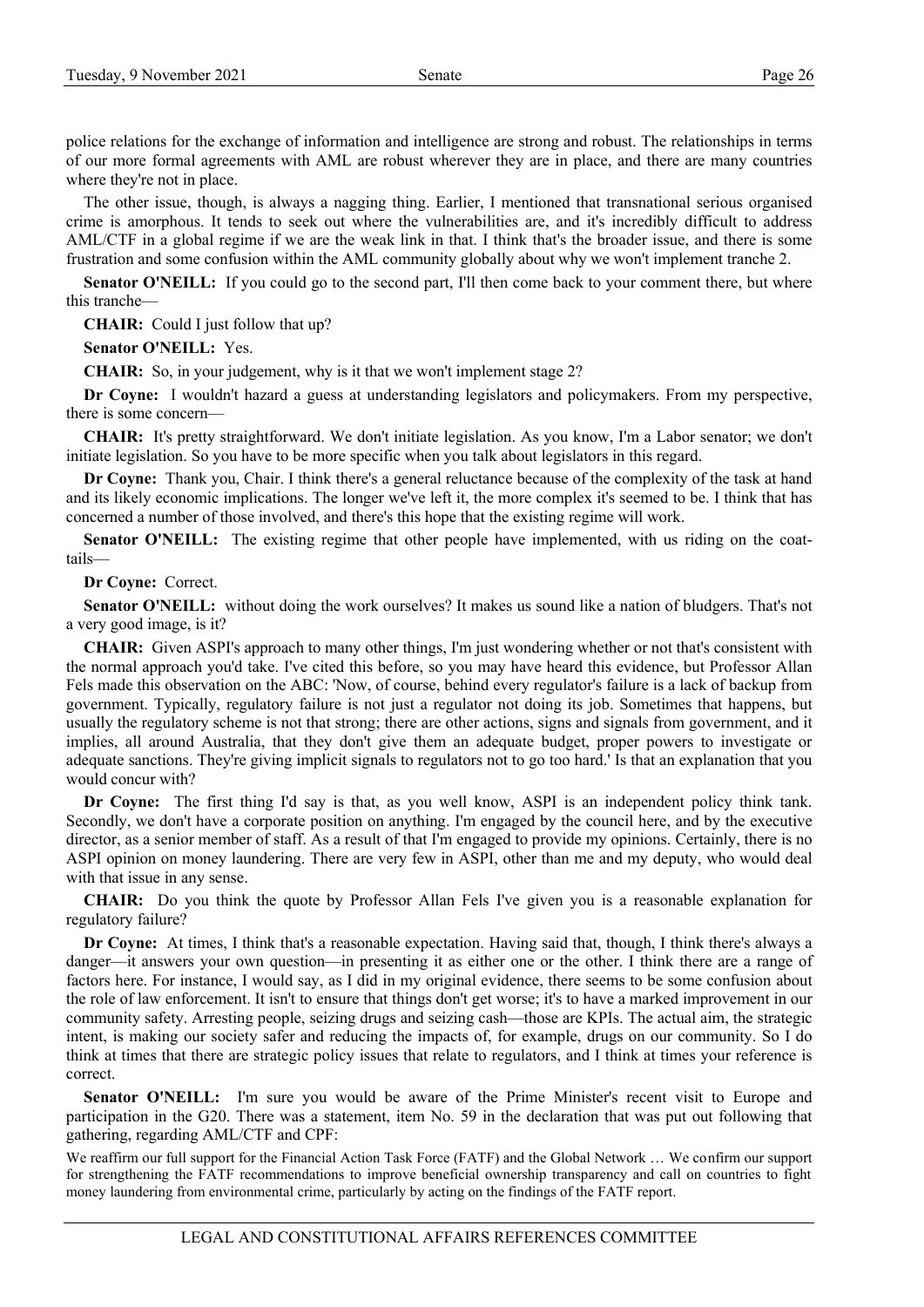police relations for the exchange of information and intelligence are strong and robust. The relationships in terms of our more formal agreements with AML are robust wherever they are in place, and there are many countries where they're not in place.

The other issue, though, is always a nagging thing. Earlier, I mentioned that transnational serious organised crime is amorphous. It tends to seek out where the vulnerabilities are, and it's incredibly difficult to address AML/CTF in a global regime if we are the weak link in that. I think that's the broader issue, and there is some frustration and some confusion within the AML community globally about why we won't implement tranche 2.

**Senator O'NEILL:** If you could go to the second part, I'll then come back to your comment there, but where this tranche—

**CHAIR:** Could I just follow that up?

**Senator O'NEILL:** Yes.

**CHAIR:** So, in your judgement, why is it that we won't implement stage 2?

**Dr Coyne:** I wouldn't hazard a guess at understanding legislators and policymakers. From my perspective, there is some concern—

**CHAIR:** It's pretty straightforward. We don't initiate legislation. As you know, I'm a Labor senator; we don't initiate legislation. So you have to be more specific when you talk about legislators in this regard.

**Dr Coyne:** Thank you, Chair. I think there's a general reluctance because of the complexity of the task at hand and its likely economic implications. The longer we've left it, the more complex it's seemed to be. I think that has concerned a number of those involved, and there's this hope that the existing regime will work.

**Senator O'NEILL:** The existing regime that other people have implemented, with us riding on the coat-tails—

**Dr Coyne:** Correct.

**Senator O'NEILL:** without doing the work ourselves? It makes us sound like a nation of bludgers. That's not a very good image, is it?

**CHAIR:** Given ASPI's approach to many other things, I'm just wondering whether or not that's consistent with the normal approach you'd take. I've cited this before, so you may have heard this evidence, but Professor Allan Fels made this observation on the ABC: 'Now, of course, behind every regulator's failure is a lack of backup from government. Typically, regulatory failure is not just a regulator not doing its job. Sometimes that happens, but usually the regulatory scheme is not that strong; there are other actions, signs and signals from government, and it implies, all around Australia, that they don't give them an adequate budget, proper powers to investigate or adequate sanctions. They're giving implicit signals to regulators not to go too hard.' Is that an explanation that you would concur with?

**Dr Coyne:** The first thing I'd say is that, as you well know, ASPI is an independent policy think tank. Secondly, we don't have a corporate position on anything. I'm engaged by the council here, and by the executive director, as a senior member of staff. As a result of that I'm engaged to provide my opinions. Certainly, there is no ASPI opinion on money laundering. There are very few in ASPI, other than me and my deputy, who would deal with that issue in any sense.

**CHAIR:** Do you think the quote by Professor Allan Fels I've given you is a reasonable explanation for regulatory failure?

**Dr Coyne:** At times, I think that's a reasonable expectation. Having said that, though, I think there's always a danger—it answers your own question—in presenting it as either one or the other. I think there are a range of factors here. For instance, I would say, as I did in my original evidence, there seems to be some confusion about the role of law enforcement. It isn't to ensure that things don't get worse; it's to have a marked improvement in our community safety. Arresting people, seizing drugs and seizing cash—those are KPIs. The actual aim, the strategic intent, is making our society safer and reducing the impacts of, for example, drugs on our community. So I do think at times that there are strategic policy issues that relate to regulators, and I think at times your reference is correct.

**Senator O'NEILL:** I'm sure you would be aware of the Prime Minister's recent visit to Europe and participation in the G20. There was a statement, item No. 59 in the declaration that was put out following that gathering, regarding AML/CTF and CPF:

> We reaffirm our full support for the Financial Action Task Force (FATF) and the Global Network … We confirm our support for strengthening the FATF recommendations to improve beneficial ownership transparency and call on countries to fight money laundering from environmental crime, particularly by acting on the findings of the FATF report.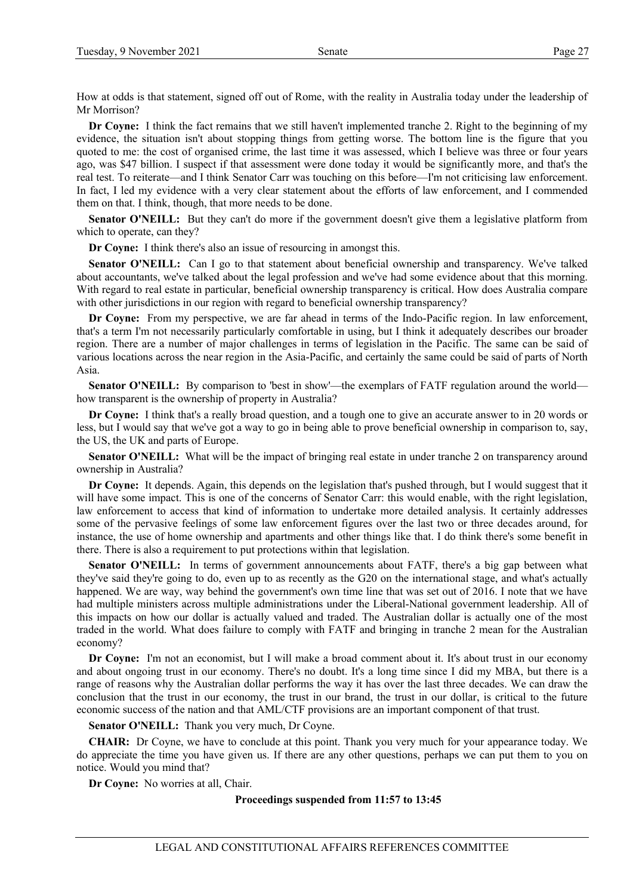How at odds is that statement, signed off out of Rome, with the reality in Australia today under the leadership of Mr Morrison?

**Dr Coyne:** I think the fact remains that we still haven't implemented tranche 2. Right to the beginning of my evidence, the situation isn't about stopping things from getting worse. The bottom line is the figure that you quoted to me: the cost of organised crime, the last time it was assessed, which I believe was three or four years ago, was $47 billion. I suspect if that assessment were done today it would be significantly more, and that's the real test. To reiterate—and I think Senator Carr was touching on this before—I'm not criticising law enforcement. In fact, I led my evidence with a very clear statement about the efforts of law enforcement, and I commended them on that. I think, though, that more needs to be done.

**Senator O'NEILL:** But they can't do more if the government doesn't give them a legislative platform from which to operate, can they?

**Dr Coyne:** I think there's also an issue of resourcing in amongst this.

**Senator O'NEILL:** Can I go to that statement about beneficial ownership and transparency. We've talked about accountants, we've talked about the legal profession and we've had some evidence about that this morning. With regard to real estate in particular, beneficial ownership transparency is critical. How does Australia compare with other jurisdictions in our region with regard to beneficial ownership transparency?

**Dr Coyne:** From my perspective, we are far ahead in terms of the Indo-Pacific region. In law enforcement, that's a term I'm not necessarily particularly comfortable in using, but I think it adequately describes our broader region. There are a number of major challenges in terms of legislation in the Pacific. The same can be said of various locations across the near region in the Asia-Pacific, and certainly the same could be said of parts of North Asia.

**Senator O'NEILL:** By comparison to 'best in show'—the exemplars of FATF regulation around the world—how transparent is the ownership of property in Australia?

**Dr Coyne:** I think that's a really broad question, and a tough one to give an accurate answer to in 20 words or less, but I would say that we've got a way to go in being able to prove beneficial ownership in comparison to, say, the US, the UK and parts of Europe.

**Senator O'NEILL:** What will be the impact of bringing real estate in under tranche 2 on transparency around ownership in Australia?

**Dr Coyne:** It depends. Again, this depends on the legislation that's pushed through, but I would suggest that it will have some impact. This is one of the concerns of Senator Carr: this would enable, with the right legislation, law enforcement to access that kind of information to undertake more detailed analysis. It certainly addresses some of the pervasive feelings of some law enforcement figures over the last two or three decades around, for instance, the use of home ownership and apartments and other things like that. I do think there's some benefit in there. There is also a requirement to put protections within that legislation.

**Senator O'NEILL:** In terms of government announcements about FATF, there's a big gap between what they've said they're going to do, even up to as recently as the G20 on the international stage, and what's actually happened. We are way, way behind the government's own time line that was set out of 2016. I note that we have had multiple ministers across multiple administrations under the Liberal-National government leadership. All of this impacts on how our dollar is actually valued and traded. The Australian dollar is actually one of the most traded in the world. What does failure to comply with FATF and bringing in tranche 2 mean for the Australian economy?

**Dr Coyne:** I'm not an economist, but I will make a broad comment about it. It's about trust in our economy and about ongoing trust in our economy. There's no doubt. It's a long time since I did my MBA, but there is a range of reasons why the Australian dollar performs the way it has over the last three decades. We can draw the conclusion that the trust in our economy, the trust in our brand, the trust in our dollar, is critical to the future economic success of the nation and that AML/CTF provisions are an important component of that trust.

**Senator O'NEILL:** Thank you very much, Dr Coyne.

**CHAIR:** Dr Coyne, we have to conclude at this point. Thank you very much for your appearance today. We do appreciate the time you have given us. If there are any other questions, perhaps we can put them to you on notice. Would you mind that?

**Dr Coyne:** No worries at all, Chair.

**Proceedings suspended from 11:57 to 13:45**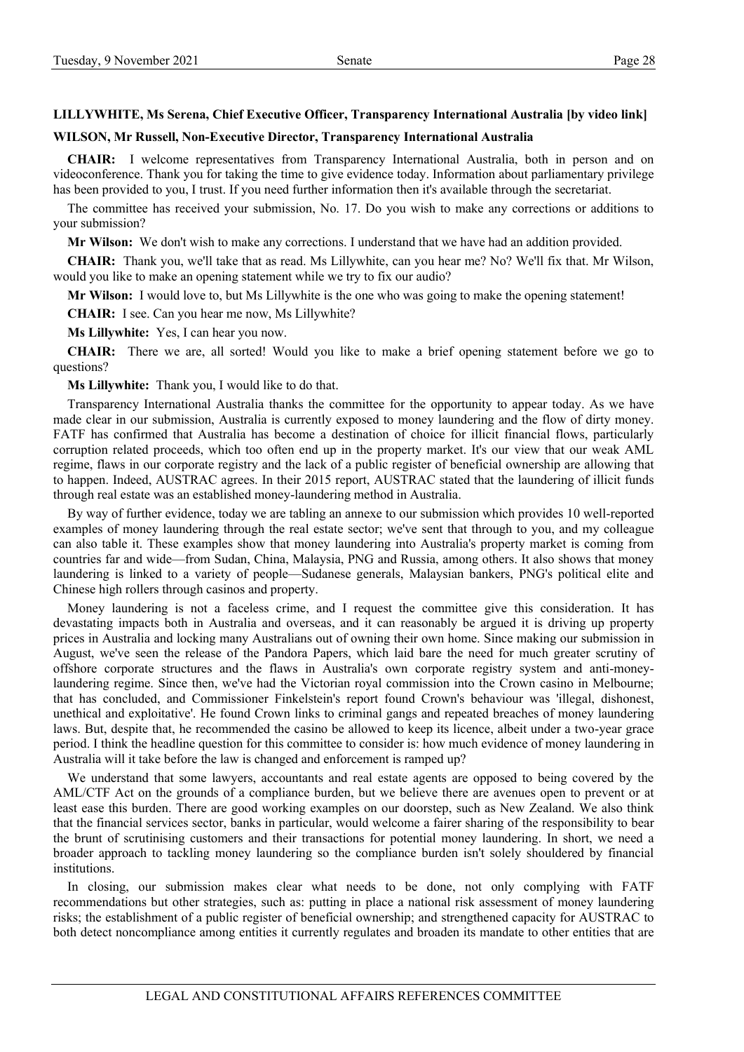**LILLYWHITE, Ms Serena, Chief Executive Officer, Transparency International Australia [by video link]**

**WILSON, Mr Russell, Non-Executive Director, Transparency International Australia**

**CHAIR:** I welcome representatives from Transparency International Australia, both in person and on videoconference. Thank you for taking the time to give evidence today. Information about parliamentary privilege has been provided to you, I trust. If you need further information then it's available through the secretariat.

The committee has received your submission, No. 17. Do you wish to make any corrections or additions to your submission?

**Mr Wilson:** We don't wish to make any corrections. I understand that we have had an addition provided.

**CHAIR:** Thank you, we'll take that as read. Ms Lillywhite, can you hear me? No? We'll fix that. Mr Wilson, would you like to make an opening statement while we try to fix our audio?

**Mr Wilson:** I would love to, but Ms Lillywhite is the one who was going to make the opening statement!

**CHAIR:** I see. Can you hear me now, Ms Lillywhite?

**Ms Lillywhite:** Yes, I can hear you now.

**CHAIR:** There we are, all sorted! Would you like to make a brief opening statement before we go to questions?

**Ms Lillywhite:** Thank you, I would like to do that.

Transparency International Australia thanks the committee for the opportunity to appear today. As we have made clear in our submission, Australia is currently exposed to money laundering and the flow of dirty money. FATF has confirmed that Australia has become a destination of choice for illicit financial flows, particularly corruption related proceeds, which too often end up in the property market. It's our view that our weak AML regime, flaws in our corporate registry and the lack of a public register of beneficial ownership are allowing that to happen. Indeed, AUSTRAC agrees. In their 2015 report, AUSTRAC stated that the laundering of illicit funds through real estate was an established money-laundering method in Australia.

By way of further evidence, today we are tabling an annexe to our submission which provides 10 well-reported examples of money laundering through the real estate sector; we've sent that through to you, and my colleague can also table it. These examples show that money laundering into Australia's property market is coming from countries far and wide—from Sudan, China, Malaysia, PNG and Russia, among others. It also shows that money laundering is linked to a variety of people—Sudanese generals, Malaysian bankers, PNG's political elite and Chinese high rollers through casinos and property.

Money laundering is not a faceless crime, and I request the committee give this consideration. It has devastating impacts both in Australia and overseas, and it can reasonably be argued it is driving up property prices in Australia and locking many Australians out of owning their own home. Since making our submission in August, we've seen the release of the Pandora Papers, which laid bare the need for much greater scrutiny of offshore corporate structures and the flaws in Australia's own corporate registry system and anti-money-laundering regime. Since then, we've had the Victorian royal commission into the Crown casino in Melbourne; that has concluded, and Commissioner Finkelstein's report found Crown's behaviour was 'illegal, dishonest, unethical and exploitative'. He found Crown links to criminal gangs and repeated breaches of money laundering laws. But, despite that, he recommended the casino be allowed to keep its licence, albeit under a two-year grace period. I think the headline question for this committee to consider is: how much evidence of money laundering in Australia will it take before the law is changed and enforcement is ramped up?

We understand that some lawyers, accountants and real estate agents are opposed to being covered by the AML/CTF Act on the grounds of a compliance burden, but we believe there are avenues open to prevent or at least ease this burden. There are good working examples on our doorstep, such as New Zealand. We also think that the financial services sector, banks in particular, would welcome a fairer sharing of the responsibility to bear the brunt of scrutinising customers and their transactions for potential money laundering. In short, we need a broader approach to tackling money laundering so the compliance burden isn't solely shouldered by financial institutions.

In closing, our submission makes clear what needs to be done, not only complying with FATF recommendations but other strategies, such as: putting in place a national risk assessment of money laundering risks; the establishment of a public register of beneficial ownership; and strengthened capacity for AUSTRAC to both detect noncompliance among entities it currently regulates and broaden its mandate to other entities that are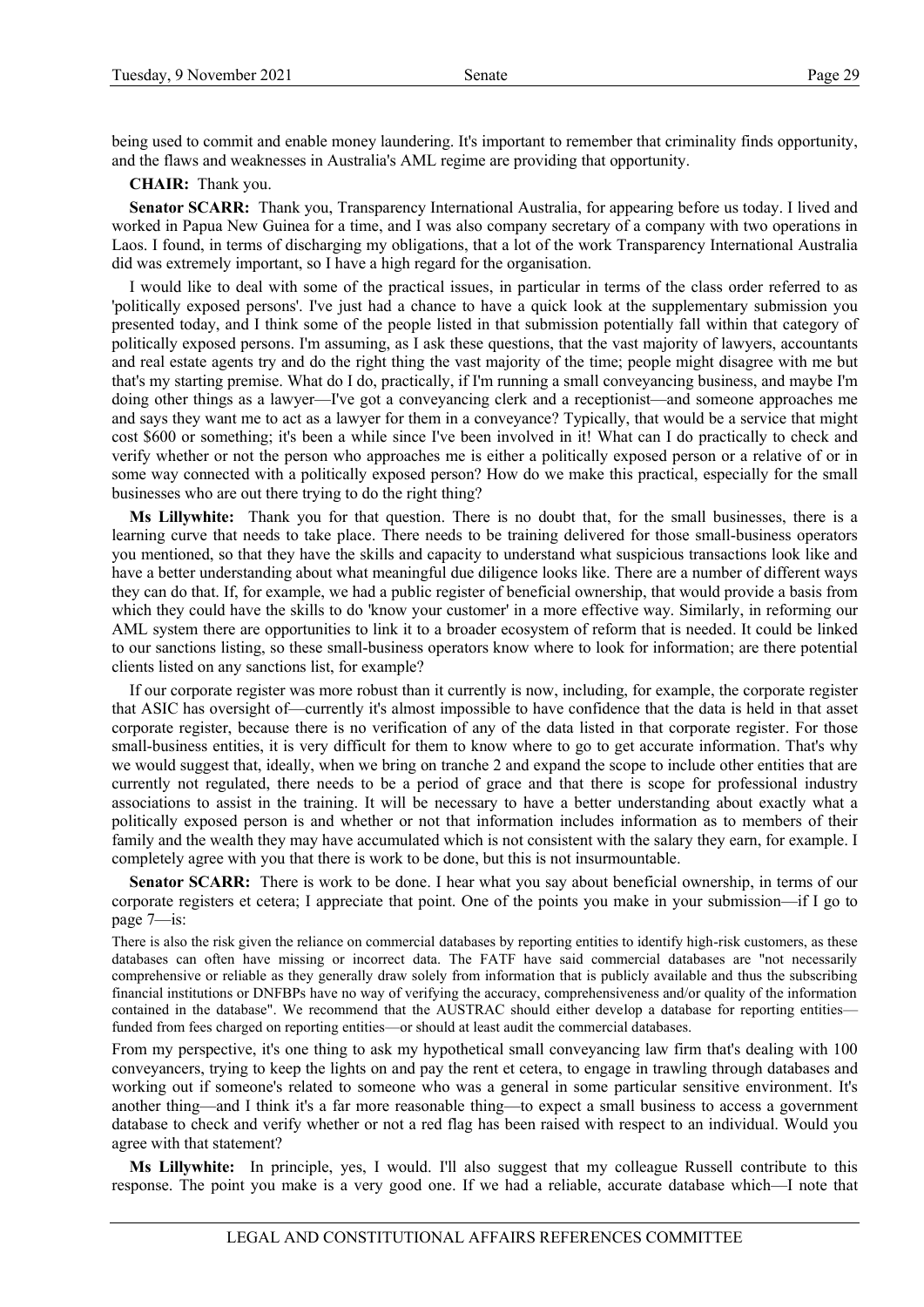being used to commit and enable money laundering. It's important to remember that criminality finds opportunity, and the flaws and weaknesses in Australia's AML regime are providing that opportunity.

**CHAIR:** Thank you.

**Senator SCARR:** Thank you, Transparency International Australia, for appearing before us today. I lived and worked in Papua New Guinea for a time, and I was also company secretary of a company with two operations in Laos. I found, in terms of discharging my obligations, that a lot of the work Transparency International Australia did was extremely important, so I have a high regard for the organisation.

I would like to deal with some of the practical issues, in particular in terms of the class order referred to as 'politically exposed persons'. I've just had a chance to have a quick look at the supplementary submission you presented today, and I think some of the people listed in that submission potentially fall within that category of politically exposed persons. I'm assuming, as I ask these questions, that the vast majority of lawyers, accountants and real estate agents try and do the right thing the vast majority of the time; people might disagree with me but that's my starting premise. What do I do, practically, if I'm running a small conveyancing business, and maybe I'm doing other things as a lawyer—I've got a conveyancing clerk and a receptionist—and someone approaches me and says they want me to act as a lawyer for them in a conveyance? Typically, that would be a service that might cost $600 or something; it's been a while since I've been involved in it! What can I do practically to check and verify whether or not the person who approaches me is either a politically exposed person or a relative of or in some way connected with a politically exposed person? How do we make this practical, especially for the small businesses who are out there trying to do the right thing?

**Ms Lillywhite:** Thank you for that question. There is no doubt that, for the small businesses, there is a learning curve that needs to take place. There needs to be training delivered for those small-business operators you mentioned, so that they have the skills and capacity to understand what suspicious transactions look like and have a better understanding about what meaningful due diligence looks like. There are a number of different ways they can do that. If, for example, we had a public register of beneficial ownership, that would provide a basis from which they could have the skills to do 'know your customer' in a more effective way. Similarly, in reforming our AML system there are opportunities to link it to a broader ecosystem of reform that is needed. It could be linked to our sanctions listing, so these small-business operators know where to look for information; are there potential clients listed on any sanctions list, for example?

If our corporate register was more robust than it currently is now, including, for example, the corporate register that ASIC has oversight of—currently it's almost impossible to have confidence that the data is held in that asset corporate register, because there is no verification of any of the data listed in that corporate register. For those small-business entities, it is very difficult for them to know where to go to get accurate information. That's why we would suggest that, ideally, when we bring on tranche 2 and expand the scope to include other entities that are currently not regulated, there needs to be a period of grace and that there is scope for professional industry associations to assist in the training. It will be necessary to have a better understanding about exactly what a politically exposed person is and whether or not that information includes information as to members of their family and the wealth they may have accumulated which is not consistent with the salary they earn, for example. I completely agree with you that there is work to be done, but this is not insurmountable.

**Senator SCARR:** There is work to be done. I hear what you say about beneficial ownership, in terms of our corporate registers et cetera; I appreciate that point. One of the points you make in your submission—if I go to page 7—is:

> There is also the risk given the reliance on commercial databases by reporting entities to identify high-risk customers, as these databases can often have missing or incorrect data. The FATF have said commercial databases are "not necessarily comprehensive or reliable as they generally draw solely from information that is publicly available and thus the subscribing financial institutions or DNFBPs have no way of verifying the accuracy, comprehensiveness and/or quality of the information contained in the database". We recommend that the AUSTRAC should either develop a database for reporting entities—funded from fees charged on reporting entities—or should at least audit the commercial databases.

From my perspective, it's one thing to ask my hypothetical small conveyancing law firm that's dealing with 100 conveyancers, trying to keep the lights on and pay the rent et cetera, to engage in trawling through databases and working out if someone's related to someone who was a general in some particular sensitive environment. It's another thing—and I think it's a far more reasonable thing—to expect a small business to access a government database to check and verify whether or not a red flag has been raised with respect to an individual. Would you agree with that statement?

**Ms Lillywhite:** In principle, yes, I would. I'll also suggest that my colleague Russell contribute to this response. The point you make is a very good one. If we had a reliable, accurate database which—I note that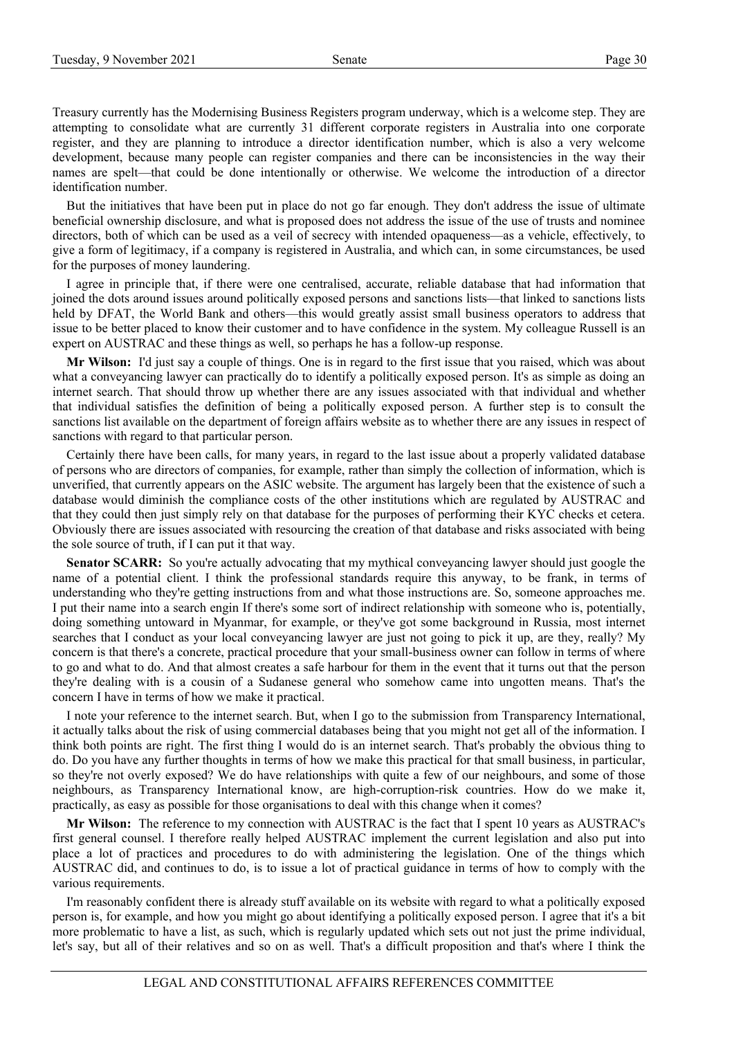Treasury currently has the Modernising Business Registers program underway, which is a welcome step. They are attempting to consolidate what are currently 31 different corporate registers in Australia into one corporate register, and they are planning to introduce a director identification number, which is also a very welcome development, because many people can register companies and there can be inconsistencies in the way their names are spelt—that could be done intentionally or otherwise. We welcome the introduction of a director identification number.

But the initiatives that have been put in place do not go far enough. They don't address the issue of ultimate beneficial ownership disclosure, and what is proposed does not address the issue of the use of trusts and nominee directors, both of which can be used as a veil of secrecy with intended opaqueness—as a vehicle, effectively, to give a form of legitimacy, if a company is registered in Australia, and which can, in some circumstances, be used for the purposes of money laundering.

I agree in principle that, if there were one centralised, accurate, reliable database that had information that joined the dots around issues around politically exposed persons and sanctions lists—that linked to sanctions lists held by DFAT, the World Bank and others—this would greatly assist small business operators to address that issue to be better placed to know their customer and to have confidence in the system. My colleague Russell is an expert on AUSTRAC and these things as well, so perhaps he has a follow-up response.

**Mr Wilson:** I'd just say a couple of things. One is in regard to the first issue that you raised, which was about what a conveyancing lawyer can practically do to identify a politically exposed person. It's as simple as doing an internet search. That should throw up whether there are any issues associated with that individual and whether that individual satisfies the definition of being a politically exposed person. A further step is to consult the sanctions list available on the department of foreign affairs website as to whether there are any issues in respect of sanctions with regard to that particular person.

Certainly there have been calls, for many years, in regard to the last issue about a properly validated database of persons who are directors of companies, for example, rather than simply the collection of information, which is unverified, that currently appears on the ASIC website. The argument has largely been that the existence of such a database would diminish the compliance costs of the other institutions which are regulated by AUSTRAC and that they could then just simply rely on that database for the purposes of performing their KYC checks et cetera. Obviously there are issues associated with resourcing the creation of that database and risks associated with being the sole source of truth, if I can put it that way.

**Senator SCARR:** So you're actually advocating that my mythical conveyancing lawyer should just google the name of a potential client. I think the professional standards require this anyway, to be frank, in terms of understanding who they're getting instructions from and what those instructions are. So, someone approaches me. I put their name into a search engin If there's some sort of indirect relationship with someone who is, potentially, doing something untoward in Myanmar, for example, or they've got some background in Russia, most internet searches that I conduct as your local conveyancing lawyer are just not going to pick it up, are they, really? My concern is that there's a concrete, practical procedure that your small-business owner can follow in terms of where to go and what to do. And that almost creates a safe harbour for them in the event that it turns out that the person they're dealing with is a cousin of a Sudanese general who somehow came into ungotten means. That's the concern I have in terms of how we make it practical.

I note your reference to the internet search. But, when I go to the submission from Transparency International, it actually talks about the risk of using commercial databases being that you might not get all of the information. I think both points are right. The first thing I would do is an internet search. That's probably the obvious thing to do. Do you have any further thoughts in terms of how we make this practical for that small business, in particular, so they're not overly exposed? We do have relationships with quite a few of our neighbours, and some of those neighbours, as Transparency International know, are high-corruption-risk countries. How do we make it, practically, as easy as possible for those organisations to deal with this change when it comes?

**Mr Wilson:** The reference to my connection with AUSTRAC is the fact that I spent 10 years as AUSTRAC's first general counsel. I therefore really helped AUSTRAC implement the current legislation and also put into place a lot of practices and procedures to do with administering the legislation. One of the things which AUSTRAC did, and continues to do, is to issue a lot of practical guidance in terms of how to comply with the various requirements.

I'm reasonably confident there is already stuff available on its website with regard to what a politically exposed person is, for example, and how you might go about identifying a politically exposed person. I agree that it's a bit more problematic to have a list, as such, which is regularly updated which sets out not just the prime individual, let's say, but all of their relatives and so on as well. That's a difficult proposition and that's where I think the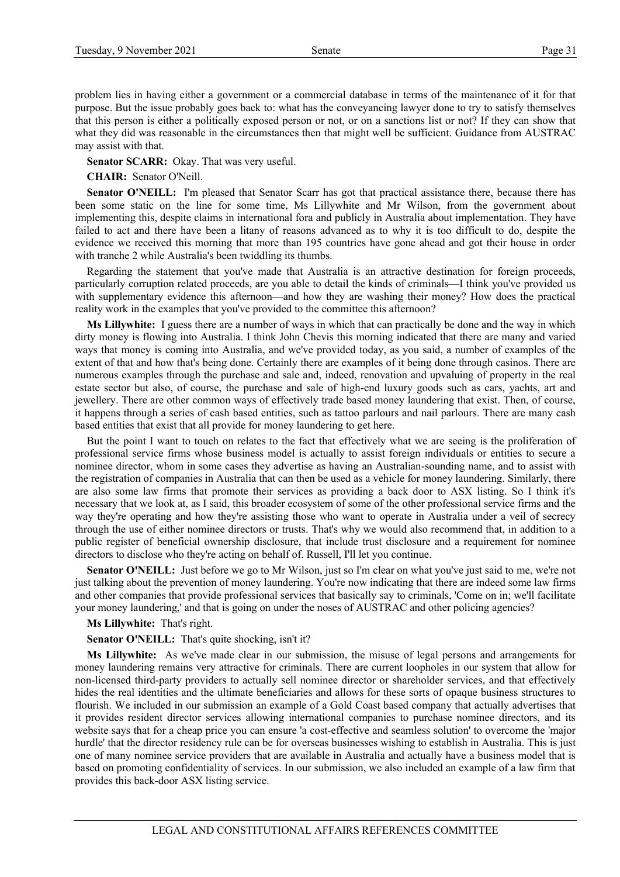problem lies in having either a government or a commercial database in terms of the maintenance of it for that purpose. But the issue probably goes back to: what has the conveyancing lawyer done to try to satisfy themselves that this person is either a politically exposed person or not, or on a sanctions list or not? If they can show that what they did was reasonable in the circumstances then that might well be sufficient. Guidance from AUSTRAC may assist with that.

**Senator SCARR:** Okay. That was very useful.

**CHAIR:** Senator O'Neill.

**Senator O'NEILL:** I'm pleased that Senator Scarr has got that practical assistance there, because there has been some static on the line for some time, Ms Lillywhite and Mr Wilson, from the government about implementing this, despite claims in international fora and publicly in Australia about implementation. They have failed to act and there have been a litany of reasons advanced as to why it is too difficult to do, despite the evidence we received this morning that more than 195 countries have gone ahead and got their house in order with tranche 2 while Australia's been twiddling its thumbs.

Regarding the statement that you've made that Australia is an attractive destination for foreign proceeds, particularly corruption related proceeds, are you able to detail the kinds of criminals—I think you've provided us with supplementary evidence this afternoon—and how they are washing their money? How does the practical reality work in the examples that you've provided to the committee this afternoon?

**Ms Lillywhite:** I guess there are a number of ways in which that can practically be done and the way in which dirty money is flowing into Australia. I think John Chevis this morning indicated that there are many and varied ways that money is coming into Australia, and we've provided today, as you said, a number of examples of the extent of that and how that's being done. Certainly there are examples of it being done through casinos. There are numerous examples through the purchase and sale and, indeed, renovation and upvaluing of property in the real estate sector but also, of course, the purchase and sale of high-end luxury goods such as cars, yachts, art and jewellery. There are other common ways of effectively trade based money laundering that exist. Then, of course, it happens through a series of cash based entities, such as tattoo parlours and nail parlours. There are many cash based entities that exist that all provide for money laundering to get here.

But the point I want to touch on relates to the fact that effectively what we are seeing is the proliferation of professional service firms whose business model is actually to assist foreign individuals or entities to secure a nominee director, whom in some cases they advertise as having an Australian-sounding name, and to assist with the registration of companies in Australia that can then be used as a vehicle for money laundering. Similarly, there are also some law firms that promote their services as providing a back door to ASX listing. So I think it's necessary that we look at, as I said, this broader ecosystem of some of the other professional service firms and the way they're operating and how they're assisting those who want to operate in Australia under a veil of secrecy through the use of either nominee directors or trusts. That's why we would also recommend that, in addition to a public register of beneficial ownership disclosure, that include trust disclosure and a requirement for nominee directors to disclose who they're acting on behalf of. Russell, I'll let you continue.

**Senator O'NEILL:** Just before we go to Mr Wilson, just so I'm clear on what you've just said to me, we're not just talking about the prevention of money laundering. You're now indicating that there are indeed some law firms and other companies that provide professional services that basically say to criminals, 'Come on in; we'll facilitate your money laundering,' and that is going on under the noses of AUSTRAC and other policing agencies?

**Ms Lillywhite:** That's right.

**Senator O'NEILL:** That's quite shocking, isn't it?

**Ms Lillywhite:** As we've made clear in our submission, the misuse of legal persons and arrangements for money laundering remains very attractive for criminals. There are current loopholes in our system that allow for non-licensed third-party providers to actually sell nominee director or shareholder services, and that effectively hides the real identities and the ultimate beneficiaries and allows for these sorts of opaque business structures to flourish. We included in our submission an example of a Gold Coast based company that actually advertises that it provides resident director services allowing international companies to purchase nominee directors, and its website says that for a cheap price you can ensure 'a cost-effective and seamless solution' to overcome the 'major hurdle' that the director residency rule can be for overseas businesses wishing to establish in Australia. This is just one of many nominee service providers that are available in Australia and actually have a business model that is based on promoting confidentiality of services. In our submission, we also included an example of a law firm that provides this back-door ASX listing service.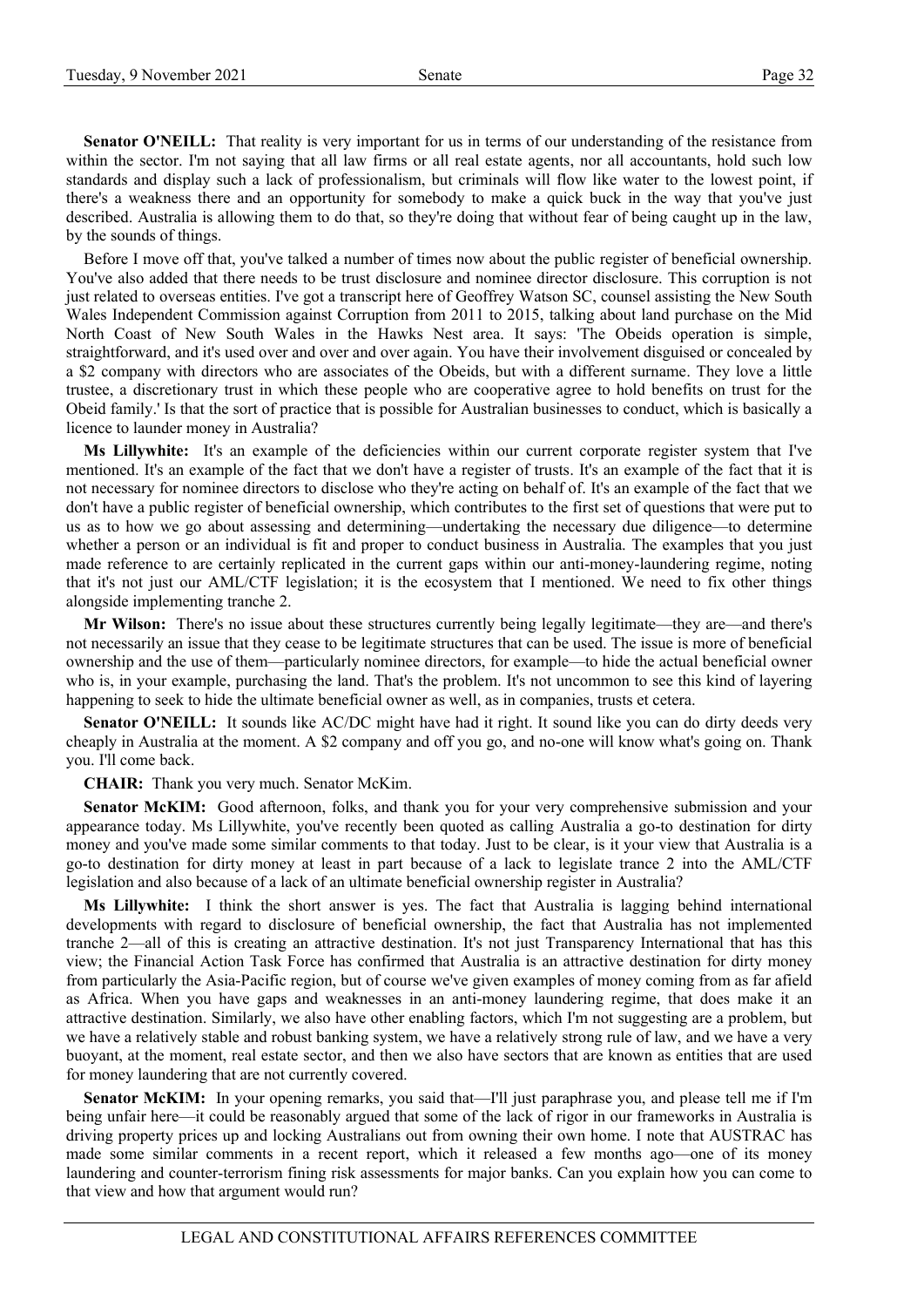**Senator O'NEILL:** That reality is very important for us in terms of our understanding of the resistance from within the sector. I'm not saying that all law firms or all real estate agents, nor all accountants, hold such low standards and display such a lack of professionalism, but criminals will flow like water to the lowest point, if there's a weakness there and an opportunity for somebody to make a quick buck in the way that you've just described. Australia is allowing them to do that, so they're doing that without fear of being caught up in the law, by the sounds of things.

Before I move off that, you've talked a number of times now about the public register of beneficial ownership. You've also added that there needs to be trust disclosure and nominee director disclosure. This corruption is not just related to overseas entities. I've got a transcript here of Geoffrey Watson SC, counsel assisting the New South Wales Independent Commission against Corruption from 2011 to 2015, talking about land purchase on the Mid North Coast of New South Wales in the Hawks Nest area. It says: 'The Obeids operation is simple, straightforward, and it's used over and over and over again. You have their involvement disguised or concealed by a $2 company with directors who are associates of the Obeids, but with a different surname. They love a little trustee, a discretionary trust in which these people who are cooperative agree to hold benefits on trust for the Obeid family.' Is that the sort of practice that is possible for Australian businesses to conduct, which is basically a licence to launder money in Australia?

**Ms Lillywhite:** It's an example of the deficiencies within our current corporate register system that I've mentioned. It's an example of the fact that we don't have a register of trusts. It's an example of the fact that it is not necessary for nominee directors to disclose who they're acting on behalf of. It's an example of the fact that we don't have a public register of beneficial ownership, which contributes to the first set of questions that were put to us as to how we go about assessing and determining—undertaking the necessary due diligence—to determine whether a person or an individual is fit and proper to conduct business in Australia. The examples that you just made reference to are certainly replicated in the current gaps within our anti-money-laundering regime, noting that it's not just our AML/CTF legislation; it is the ecosystem that I mentioned. We need to fix other things alongside implementing tranche 2.

**Mr Wilson:** There's no issue about these structures currently being legally legitimate—they are—and there's not necessarily an issue that they cease to be legitimate structures that can be used. The issue is more of beneficial ownership and the use of them—particularly nominee directors, for example—to hide the actual beneficial owner who is, in your example, purchasing the land. That's the problem. It's not uncommon to see this kind of layering happening to seek to hide the ultimate beneficial owner as well, as in companies, trusts et cetera.

**Senator O'NEILL:** It sounds like AC/DC might have had it right. It sound like you can do dirty deeds very cheaply in Australia at the moment. A $2 company and off you go, and no-one will know what's going on. Thank you. I'll come back.

**CHAIR:** Thank you very much. Senator McKim.

**Senator McKIM:** Good afternoon, folks, and thank you for your very comprehensive submission and your appearance today. Ms Lillywhite, you've recently been quoted as calling Australia a go-to destination for dirty money and you've made some similar comments to that today. Just to be clear, is it your view that Australia is a go-to destination for dirty money at least in part because of a lack to legislate trance 2 into the AML/CTF legislation and also because of a lack of an ultimate beneficial ownership register in Australia?

**Ms Lillywhite:** I think the short answer is yes. The fact that Australia is lagging behind international developments with regard to disclosure of beneficial ownership, the fact that Australia has not implemented tranche 2—all of this is creating an attractive destination. It's not just Transparency International that has this view; the Financial Action Task Force has confirmed that Australia is an attractive destination for dirty money from particularly the Asia-Pacific region, but of course we've given examples of money coming from as far afield as Africa. When you have gaps and weaknesses in an anti-money laundering regime, that does make it an attractive destination. Similarly, we also have other enabling factors, which I'm not suggesting are a problem, but we have a relatively stable and robust banking system, we have a relatively strong rule of law, and we have a very buoyant, at the moment, real estate sector, and then we also have sectors that are known as entities that are used for money laundering that are not currently covered.

**Senator McKIM:** In your opening remarks, you said that—I'll just paraphrase you, and please tell me if I'm being unfair here—it could be reasonably argued that some of the lack of rigor in our frameworks in Australia is driving property prices up and locking Australians out from owning their own home. I note that AUSTRAC has made some similar comments in a recent report, which it released a few months ago—one of its money laundering and counter-terrorism fining risk assessments for major banks. Can you explain how you can come to that view and how that argument would run?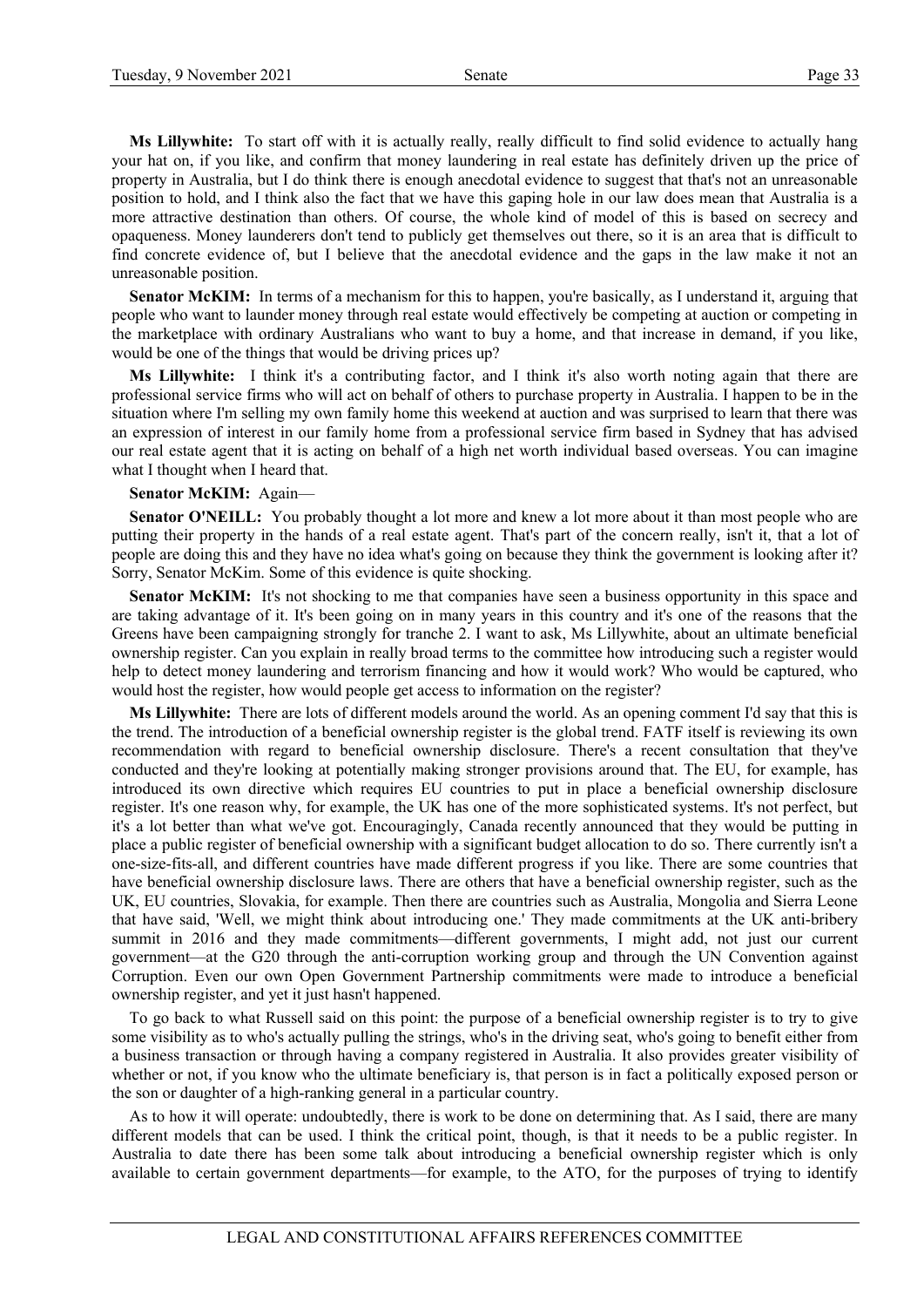**Ms Lillywhite:** To start off with it is actually really, really difficult to find solid evidence to actually hang your hat on, if you like, and confirm that money laundering in real estate has definitely driven up the price of property in Australia, but I do think there is enough anecdotal evidence to suggest that that's not an unreasonable position to hold, and I think also the fact that we have this gaping hole in our law does mean that Australia is a more attractive destination than others. Of course, the whole kind of model of this is based on secrecy and opaqueness. Money launderers don't tend to publicly get themselves out there, so it is an area that is difficult to find concrete evidence of, but I believe that the anecdotal evidence and the gaps in the law make it not an unreasonable position.

**Senator McKIM:** In terms of a mechanism for this to happen, you're basically, as I understand it, arguing that people who want to launder money through real estate would effectively be competing at auction or competing in the marketplace with ordinary Australians who want to buy a home, and that increase in demand, if you like, would be one of the things that would be driving prices up?

**Ms Lillywhite:** I think it's a contributing factor, and I think it's also worth noting again that there are professional service firms who will act on behalf of others to purchase property in Australia. I happen to be in the situation where I'm selling my own family home this weekend at auction and was surprised to learn that there was an expression of interest in our family home from a professional service firm based in Sydney that has advised our real estate agent that it is acting on behalf of a high net worth individual based overseas. You can imagine what I thought when I heard that.

**Senator McKIM:** Again—

**Senator O'NEILL:** You probably thought a lot more and knew a lot more about it than most people who are putting their property in the hands of a real estate agent. That's part of the concern really, isn't it, that a lot of people are doing this and they have no idea what's going on because they think the government is looking after it? Sorry, Senator McKim. Some of this evidence is quite shocking.

**Senator McKIM:** It's not shocking to me that companies have seen a business opportunity in this space and are taking advantage of it. It's been going on in many years in this country and it's one of the reasons that the Greens have been campaigning strongly for tranche 2. I want to ask, Ms Lillywhite, about an ultimate beneficial ownership register. Can you explain in really broad terms to the committee how introducing such a register would help to detect money laundering and terrorism financing and how it would work? Who would be captured, who would host the register, how would people get access to information on the register?

**Ms Lillywhite:** There are lots of different models around the world. As an opening comment I'd say that this is the trend. The introduction of a beneficial ownership register is the global trend. FATF itself is reviewing its own recommendation with regard to beneficial ownership disclosure. There's a recent consultation that they've conducted and they're looking at potentially making stronger provisions around that. The EU, for example, has introduced its own directive which requires EU countries to put in place a beneficial ownership disclosure register. It's one reason why, for example, the UK has one of the more sophisticated systems. It's not perfect, but it's a lot better than what we've got. Encouragingly, Canada recently announced that they would be putting in place a public register of beneficial ownership with a significant budget allocation to do so. There currently isn't a one-size-fits-all, and different countries have made different progress if you like. There are some countries that have beneficial ownership disclosure laws. There are others that have a beneficial ownership register, such as the UK, EU countries, Slovakia, for example. Then there are countries such as Australia, Mongolia and Sierra Leone that have said, 'Well, we might think about introducing one.' They made commitments at the UK anti-bribery summit in 2016 and they made commitments—different governments, I might add, not just our current government—at the G20 through the anti-corruption working group and through the UN Convention against Corruption. Even our own Open Government Partnership commitments were made to introduce a beneficial ownership register, and yet it just hasn't happened.

To go back to what Russell said on this point: the purpose of a beneficial ownership register is to try to give some visibility as to who's actually pulling the strings, who's in the driving seat, who's going to benefit either from a business transaction or through having a company registered in Australia. It also provides greater visibility of whether or not, if you know who the ultimate beneficiary is, that person is in fact a politically exposed person or the son or daughter of a high-ranking general in a particular country.

As to how it will operate: undoubtedly, there is work to be done on determining that. As I said, there are many different models that can be used. I think the critical point, though, is that it needs to be a public register. In Australia to date there has been some talk about introducing a beneficial ownership register which is only available to certain government departments—for example, to the ATO, for the purposes of trying to identify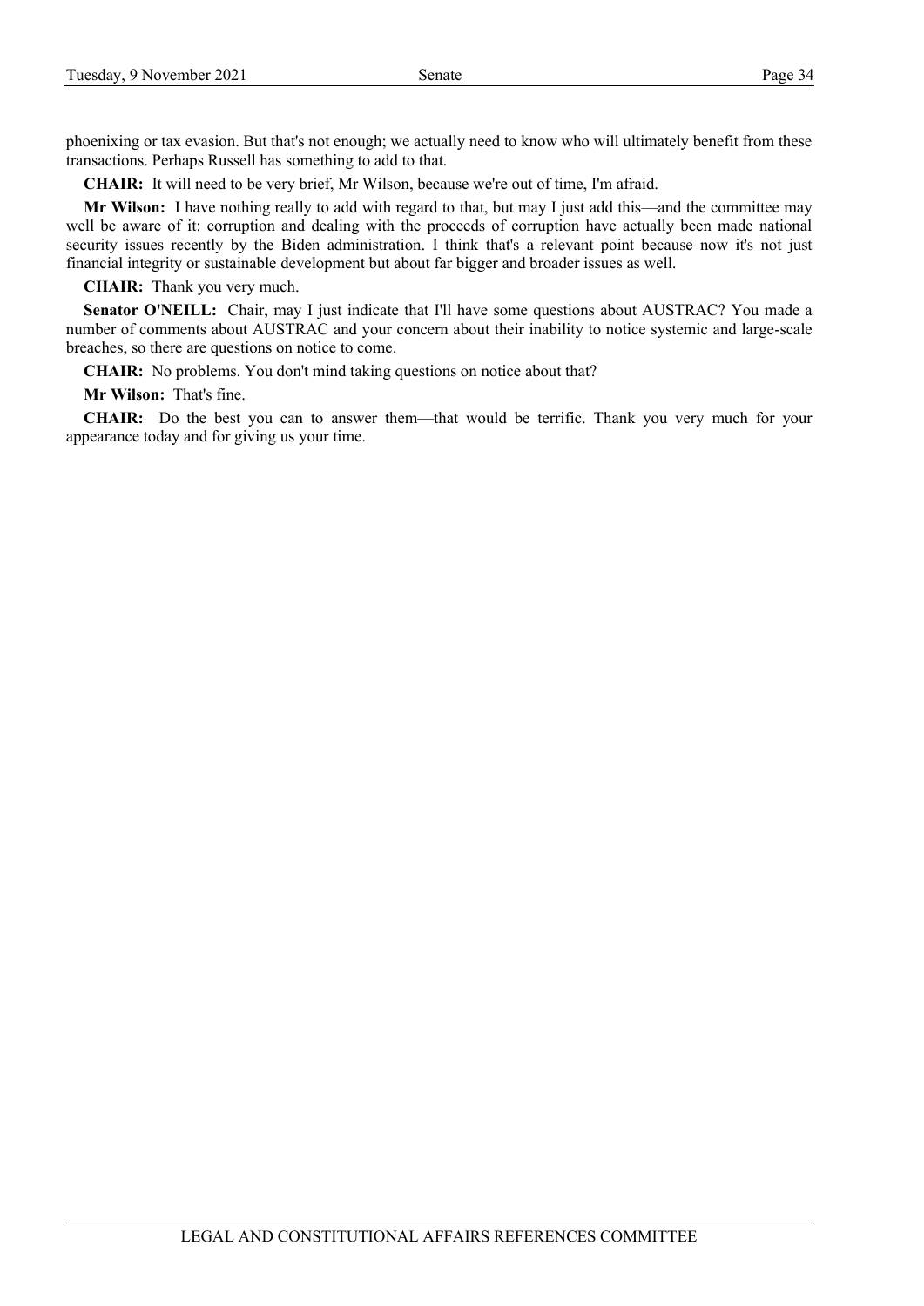phoenixing or tax evasion. But that's not enough; we actually need to know who will ultimately benefit from these transactions. Perhaps Russell has something to add to that.

**CHAIR:** It will need to be very brief, Mr Wilson, because we're out of time, I'm afraid.

**Mr Wilson:** I have nothing really to add with regard to that, but may I just add this—and the committee may well be aware of it: corruption and dealing with the proceeds of corruption have actually been made national security issues recently by the Biden administration. I think that's a relevant point because now it's not just financial integrity or sustainable development but about far bigger and broader issues as well.

**CHAIR:** Thank you very much.

**Senator O'NEILL:** Chair, may I just indicate that I'll have some questions about AUSTRAC? You made a number of comments about AUSTRAC and your concern about their inability to notice systemic and large-scale breaches, so there are questions on notice to come.

**CHAIR:** No problems. You don't mind taking questions on notice about that?

**Mr Wilson:** That's fine.

**CHAIR:** Do the best you can to answer them—that would be terrific. Thank you very much for your appearance today and for giving us your time.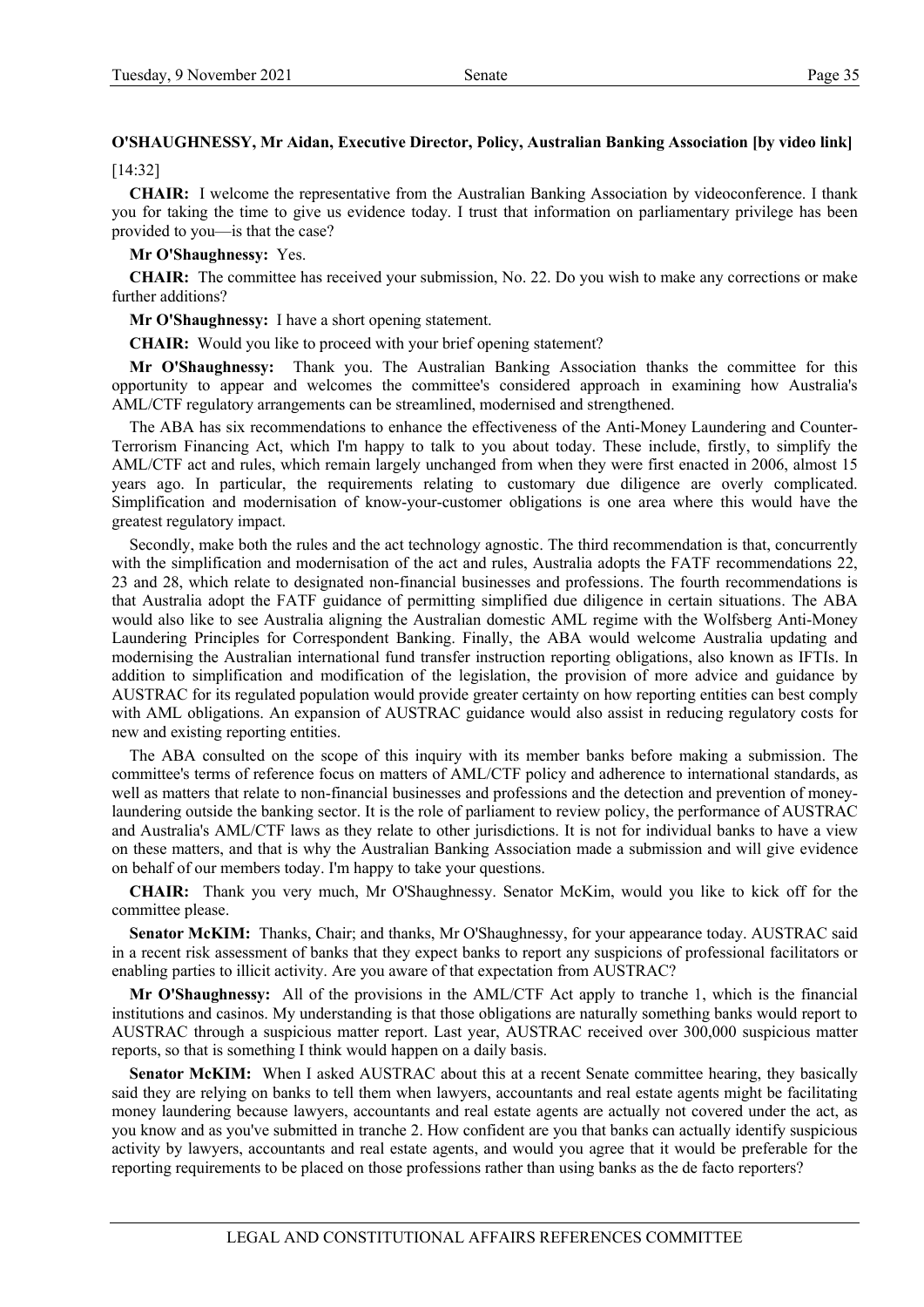**O'SHAUGHNESSY, Mr Aidan, Executive Director, Policy, Australian Banking Association [by video link]**

[14:32]

**CHAIR:** I welcome the representative from the Australian Banking Association by videoconference. I thank you for taking the time to give us evidence today. I trust that information on parliamentary privilege has been provided to you—is that the case?

**Mr O'Shaughnessy:** Yes.

**CHAIR:** The committee has received your submission, No. 22. Do you wish to make any corrections or make further additions?

**Mr O'Shaughnessy:** I have a short opening statement.

**CHAIR:** Would you like to proceed with your brief opening statement?

**Mr O'Shaughnessy:** Thank you. The Australian Banking Association thanks the committee for this opportunity to appear and welcomes the committee's considered approach in examining how Australia's AML/CTF regulatory arrangements can be streamlined, modernised and strengthened.

The ABA has six recommendations to enhance the effectiveness of the Anti-Money Laundering and Counter-Terrorism Financing Act, which I'm happy to talk to you about today. These include, firstly, to simplify the AML/CTF act and rules, which remain largely unchanged from when they were first enacted in 2006, almost 15 years ago. In particular, the requirements relating to customary due diligence are overly complicated. Simplification and modernisation of know-your-customer obligations is one area where this would have the greatest regulatory impact.

Secondly, make both the rules and the act technology agnostic. The third recommendation is that, concurrently with the simplification and modernisation of the act and rules, Australia adopts the FATF recommendations 22, 23 and 28, which relate to designated non-financial businesses and professions. The fourth recommendations is that Australia adopt the FATF guidance of permitting simplified due diligence in certain situations. The ABA would also like to see Australia aligning the Australian domestic AML regime with the Wolfsberg Anti-Money Laundering Principles for Correspondent Banking. Finally, the ABA would welcome Australia updating and modernising the Australian international fund transfer instruction reporting obligations, also known as IFTIs. In addition to simplification and modification of the legislation, the provision of more advice and guidance by AUSTRAC for its regulated population would provide greater certainty on how reporting entities can best comply with AML obligations. An expansion of AUSTRAC guidance would also assist in reducing regulatory costs for new and existing reporting entities.

The ABA consulted on the scope of this inquiry with its member banks before making a submission. The committee's terms of reference focus on matters of AML/CTF policy and adherence to international standards, as well as matters that relate to non-financial businesses and professions and the detection and prevention of money-laundering outside the banking sector. It is the role of parliament to review policy, the performance of AUSTRAC and Australia's AML/CTF laws as they relate to other jurisdictions. It is not for individual banks to have a view on these matters, and that is why the Australian Banking Association made a submission and will give evidence on behalf of our members today. I'm happy to take your questions.

**CHAIR:** Thank you very much, Mr O'Shaughnessy. Senator McKim, would you like to kick off for the committee please.

**Senator McKIM:** Thanks, Chair; and thanks, Mr O'Shaughnessy, for your appearance today. AUSTRAC said in a recent risk assessment of banks that they expect banks to report any suspicions of professional facilitators or enabling parties to illicit activity. Are you aware of that expectation from AUSTRAC?

**Mr O'Shaughnessy:** All of the provisions in the AML/CTF Act apply to tranche 1, which is the financial institutions and casinos. My understanding is that those obligations are naturally something banks would report to AUSTRAC through a suspicious matter report. Last year, AUSTRAC received over 300,000 suspicious matter reports, so that is something I think would happen on a daily basis.

**Senator McKIM:** When I asked AUSTRAC about this at a recent Senate committee hearing, they basically said they are relying on banks to tell them when lawyers, accountants and real estate agents might be facilitating money laundering because lawyers, accountants and real estate agents are actually not covered under the act, as you know and as you've submitted in tranche 2. How confident are you that banks can actually identify suspicious activity by lawyers, accountants and real estate agents, and would you agree that it would be preferable for the reporting requirements to be placed on those professions rather than using banks as the de facto reporters?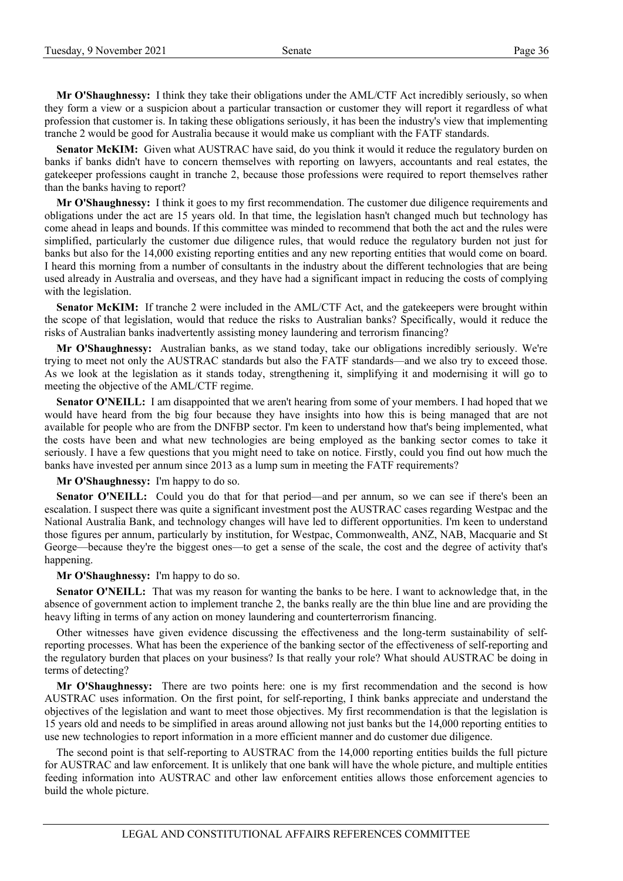**Mr O'Shaughnessy:** I think they take their obligations under the AML/CTF Act incredibly seriously, so when they form a view or a suspicion about a particular transaction or customer they will report it regardless of what profession that customer is. In taking these obligations seriously, it has been the industry's view that implementing tranche 2 would be good for Australia because it would make us compliant with the FATF standards.

**Senator McKIM:** Given what AUSTRAC have said, do you think it would it reduce the regulatory burden on banks if banks didn't have to concern themselves with reporting on lawyers, accountants and real estates, the gatekeeper professions caught in tranche 2, because those professions were required to report themselves rather than the banks having to report?

**Mr O'Shaughnessy:** I think it goes to my first recommendation. The customer due diligence requirements and obligations under the act are 15 years old. In that time, the legislation hasn't changed much but technology has come ahead in leaps and bounds. If this committee was minded to recommend that both the act and the rules were simplified, particularly the customer due diligence rules, that would reduce the regulatory burden not just for banks but also for the 14,000 existing reporting entities and any new reporting entities that would come on board. I heard this morning from a number of consultants in the industry about the different technologies that are being used already in Australia and overseas, and they have had a significant impact in reducing the costs of complying with the legislation.

**Senator McKIM:** If tranche 2 were included in the AML/CTF Act, and the gatekeepers were brought within the scope of that legislation, would that reduce the risks to Australian banks? Specifically, would it reduce the risks of Australian banks inadvertently assisting money laundering and terrorism financing?

**Mr O'Shaughnessy:** Australian banks, as we stand today, take our obligations incredibly seriously. We're trying to meet not only the AUSTRAC standards but also the FATF standards—and we also try to exceed those. As we look at the legislation as it stands today, strengthening it, simplifying it and modernising it will go to meeting the objective of the AML/CTF regime.

**Senator O'NEILL:** I am disappointed that we aren't hearing from some of your members. I had hoped that we would have heard from the big four because they have insights into how this is being managed that are not available for people who are from the DNFBP sector. I'm keen to understand how that's being implemented, what the costs have been and what new technologies are being employed as the banking sector comes to take it seriously. I have a few questions that you might need to take on notice. Firstly, could you find out how much the banks have invested per annum since 2013 as a lump sum in meeting the FATF requirements?

**Mr O'Shaughnessy:** I'm happy to do so.

**Senator O'NEILL:** Could you do that for that period—and per annum, so we can see if there's been an escalation. I suspect there was quite a significant investment post the AUSTRAC cases regarding Westpac and the National Australia Bank, and technology changes will have led to different opportunities. I'm keen to understand those figures per annum, particularly by institution, for Westpac, Commonwealth, ANZ, NAB, Macquarie and St George—because they're the biggest ones—to get a sense of the scale, the cost and the degree of activity that's happening.

**Mr O'Shaughnessy:** I'm happy to do so.

**Senator O'NEILL:** That was my reason for wanting the banks to be here. I want to acknowledge that, in the absence of government action to implement tranche 2, the banks really are the thin blue line and are providing the heavy lifting in terms of any action on money laundering and counterterrorism financing.

Other witnesses have given evidence discussing the effectiveness and the long-term sustainability of self-reporting processes. What has been the experience of the banking sector of the effectiveness of self-reporting and the regulatory burden that places on your business? Is that really your role? What should AUSTRAC be doing in terms of detecting?

**Mr O'Shaughnessy:** There are two points here: one is my first recommendation and the second is how AUSTRAC uses information. On the first point, for self-reporting, I think banks appreciate and understand the objectives of the legislation and want to meet those objectives. My first recommendation is that the legislation is 15 years old and needs to be simplified in areas around allowing not just banks but the 14,000 reporting entities to use new technologies to report information in a more efficient manner and do customer due diligence.

The second point is that self-reporting to AUSTRAC from the 14,000 reporting entities builds the full picture for AUSTRAC and law enforcement. It is unlikely that one bank will have the whole picture, and multiple entities feeding information into AUSTRAC and other law enforcement entities allows those enforcement agencies to build the whole picture.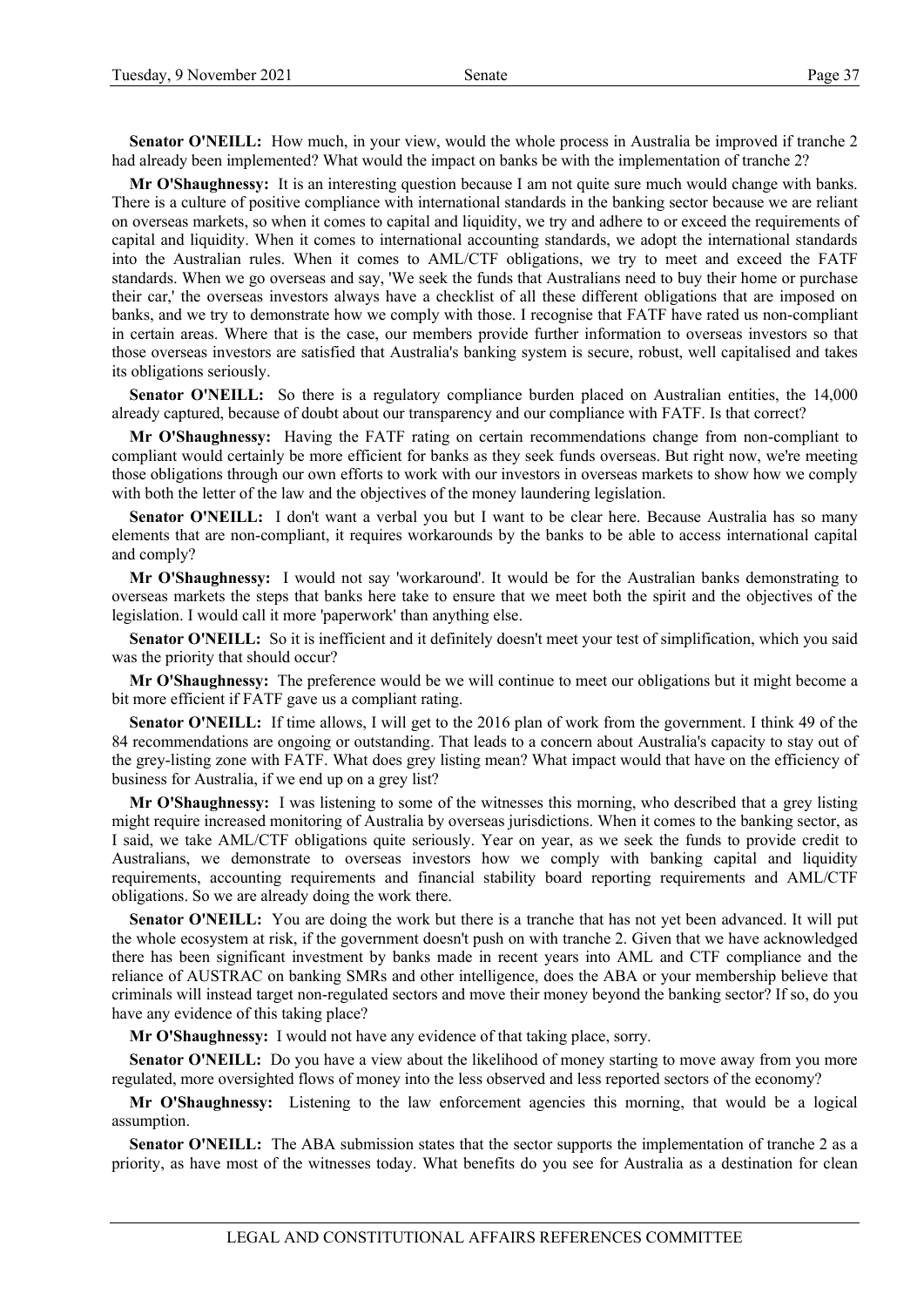**Senator O'NEILL:** How much, in your view, would the whole process in Australia be improved if tranche 2 had already been implemented? What would the impact on banks be with the implementation of tranche 2?

**Mr O'Shaughnessy:** It is an interesting question because I am not quite sure much would change with banks. There is a culture of positive compliance with international standards in the banking sector because we are reliant on overseas markets, so when it comes to capital and liquidity, we try and adhere to or exceed the requirements of capital and liquidity. When it comes to international accounting standards, we adopt the international standards into the Australian rules. When it comes to AML/CTF obligations, we try to meet and exceed the FATF standards. When we go overseas and say, 'We seek the funds that Australians need to buy their home or purchase their car,' the overseas investors always have a checklist of all these different obligations that are imposed on banks, and we try to demonstrate how we comply with those. I recognise that FATF have rated us non-compliant in certain areas. Where that is the case, our members provide further information to overseas investors so that those overseas investors are satisfied that Australia's banking system is secure, robust, well capitalised and takes its obligations seriously.

**Senator O'NEILL:** So there is a regulatory compliance burden placed on Australian entities, the 14,000 already captured, because of doubt about our transparency and our compliance with FATF. Is that correct?

**Mr O'Shaughnessy:** Having the FATF rating on certain recommendations change from non-compliant to compliant would certainly be more efficient for banks as they seek funds overseas. But right now, we're meeting those obligations through our own efforts to work with our investors in overseas markets to show how we comply with both the letter of the law and the objectives of the money laundering legislation.

**Senator O'NEILL:** I don't want a verbal you but I want to be clear here. Because Australia has so many elements that are non-compliant, it requires workarounds by the banks to be able to access international capital and comply?

**Mr O'Shaughnessy:** I would not say 'workaround'. It would be for the Australian banks demonstrating to overseas markets the steps that banks here take to ensure that we meet both the spirit and the objectives of the legislation. I would call it more 'paperwork' than anything else.

**Senator O'NEILL:** So it is inefficient and it definitely doesn't meet your test of simplification, which you said was the priority that should occur?

**Mr O'Shaughnessy:** The preference would be we will continue to meet our obligations but it might become a bit more efficient if FATF gave us a compliant rating.

**Senator O'NEILL:** If time allows, I will get to the 2016 plan of work from the government. I think 49 of the 84 recommendations are ongoing or outstanding. That leads to a concern about Australia's capacity to stay out of the grey-listing zone with FATF. What does grey listing mean? What impact would that have on the efficiency of business for Australia, if we end up on a grey list?

**Mr O'Shaughnessy:** I was listening to some of the witnesses this morning, who described that a grey listing might require increased monitoring of Australia by overseas jurisdictions. When it comes to the banking sector, as I said, we take AML/CTF obligations quite seriously. Year on year, as we seek the funds to provide credit to Australians, we demonstrate to overseas investors how we comply with banking capital and liquidity requirements, accounting requirements and financial stability board reporting requirements and AML/CTF obligations. So we are already doing the work there.

**Senator O'NEILL:** You are doing the work but there is a tranche that has not yet been advanced. It will put the whole ecosystem at risk, if the government doesn't push on with tranche 2. Given that we have acknowledged there has been significant investment by banks made in recent years into AML and CTF compliance and the reliance of AUSTRAC on banking SMRs and other intelligence, does the ABA or your membership believe that criminals will instead target non-regulated sectors and move their money beyond the banking sector? If so, do you have any evidence of this taking place?

**Mr O'Shaughnessy:** I would not have any evidence of that taking place, sorry.

**Senator O'NEILL:** Do you have a view about the likelihood of money starting to move away from you more regulated, more oversighted flows of money into the less observed and less reported sectors of the economy?

**Mr O'Shaughnessy:** Listening to the law enforcement agencies this morning, that would be a logical assumption.

**Senator O'NEILL:** The ABA submission states that the sector supports the implementation of tranche 2 as a priority, as have most of the witnesses today. What benefits do you see for Australia as a destination for clean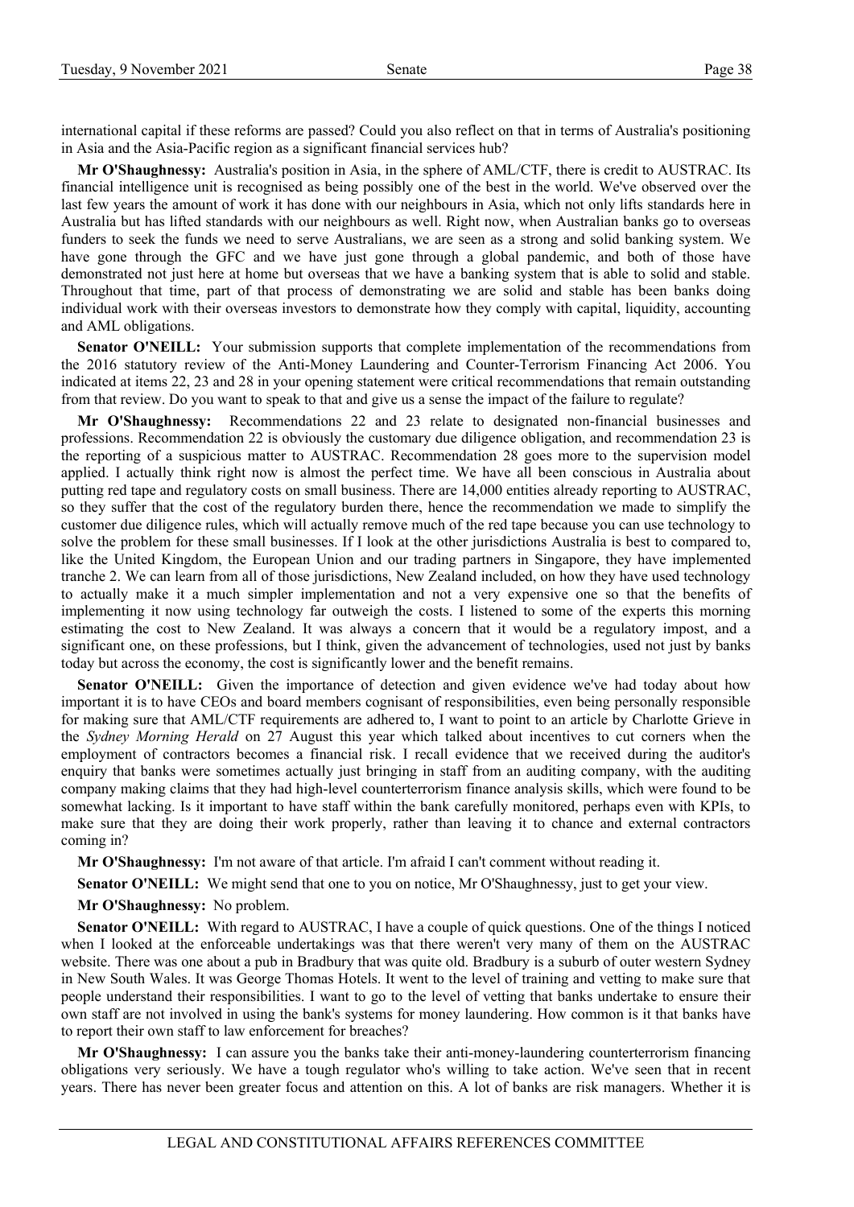international capital if these reforms are passed? Could you also reflect on that in terms of Australia's positioning in Asia and the Asia-Pacific region as a significant financial services hub?

**Mr O'Shaughnessy:** Australia's position in Asia, in the sphere of AML/CTF, there is credit to AUSTRAC. Its financial intelligence unit is recognised as being possibly one of the best in the world. We've observed over the last few years the amount of work it has done with our neighbours in Asia, which not only lifts standards here in Australia but has lifted standards with our neighbours as well. Right now, when Australian banks go to overseas funders to seek the funds we need to serve Australians, we are seen as a strong and solid banking system. We have gone through the GFC and we have just gone through a global pandemic, and both of those have demonstrated not just here at home but overseas that we have a banking system that is able to solid and stable. Throughout that time, part of that process of demonstrating we are solid and stable has been banks doing individual work with their overseas investors to demonstrate how they comply with capital, liquidity, accounting and AML obligations.

**Senator O'NEILL:** Your submission supports that complete implementation of the recommendations from the 2016 statutory review of the Anti-Money Laundering and Counter-Terrorism Financing Act 2006. You indicated at items 22, 23 and 28 in your opening statement were critical recommendations that remain outstanding from that review. Do you want to speak to that and give us a sense the impact of the failure to regulate?

**Mr O'Shaughnessy:** Recommendations 22 and 23 relate to designated non-financial businesses and professions. Recommendation 22 is obviously the customary due diligence obligation, and recommendation 23 is the reporting of a suspicious matter to AUSTRAC. Recommendation 28 goes more to the supervision model applied. I actually think right now is almost the perfect time. We have all been conscious in Australia about putting red tape and regulatory costs on small business. There are 14,000 entities already reporting to AUSTRAC, so they suffer that the cost of the regulatory burden there, hence the recommendation we made to simplify the customer due diligence rules, which will actually remove much of the red tape because you can use technology to solve the problem for these small businesses. If I look at the other jurisdictions Australia is best to compared to, like the United Kingdom, the European Union and our trading partners in Singapore, they have implemented tranche 2. We can learn from all of those jurisdictions, New Zealand included, on how they have used technology to actually make it a much simpler implementation and not a very expensive one so that the benefits of implementing it now using technology far outweigh the costs. I listened to some of the experts this morning estimating the cost to New Zealand. It was always a concern that it would be a regulatory impost, and a significant one, on these professions, but I think, given the advancement of technologies, used not just by banks today but across the economy, the cost is significantly lower and the benefit remains.

**Senator O'NEILL:** Given the importance of detection and given evidence we've had today about how important it is to have CEOs and board members cognisant of responsibilities, even being personally responsible for making sure that AML/CTF requirements are adhered to, I want to point to an article by Charlotte Grieve in the *Sydney Morning Herald* on 27 August this year which talked about incentives to cut corners when the employment of contractors becomes a financial risk. I recall evidence that we received during the auditor's enquiry that banks were sometimes actually just bringing in staff from an auditing company, with the auditing company making claims that they had high-level counterterrorism finance analysis skills, which were found to be somewhat lacking. Is it important to have staff within the bank carefully monitored, perhaps even with KPIs, to make sure that they are doing their work properly, rather than leaving it to chance and external contractors coming in?

**Mr O'Shaughnessy:** I'm not aware of that article. I'm afraid I can't comment without reading it.

**Senator O'NEILL:** We might send that one to you on notice, Mr O'Shaughnessy, just to get your view.

**Mr O'Shaughnessy:** No problem.

**Senator O'NEILL:** With regard to AUSTRAC, I have a couple of quick questions. One of the things I noticed when I looked at the enforceable undertakings was that there weren't very many of them on the AUSTRAC website. There was one about a pub in Bradbury that was quite old. Bradbury is a suburb of outer western Sydney in New South Wales. It was George Thomas Hotels. It went to the level of training and vetting to make sure that people understand their responsibilities. I want to go to the level of vetting that banks undertake to ensure their own staff are not involved in using the bank's systems for money laundering. How common is it that banks have to report their own staff to law enforcement for breaches?

**Mr O'Shaughnessy:** I can assure you the banks take their anti-money-laundering counterterrorism financing obligations very seriously. We have a tough regulator who's willing to take action. We've seen that in recent years. There has never been greater focus and attention on this. A lot of banks are risk managers. Whether it is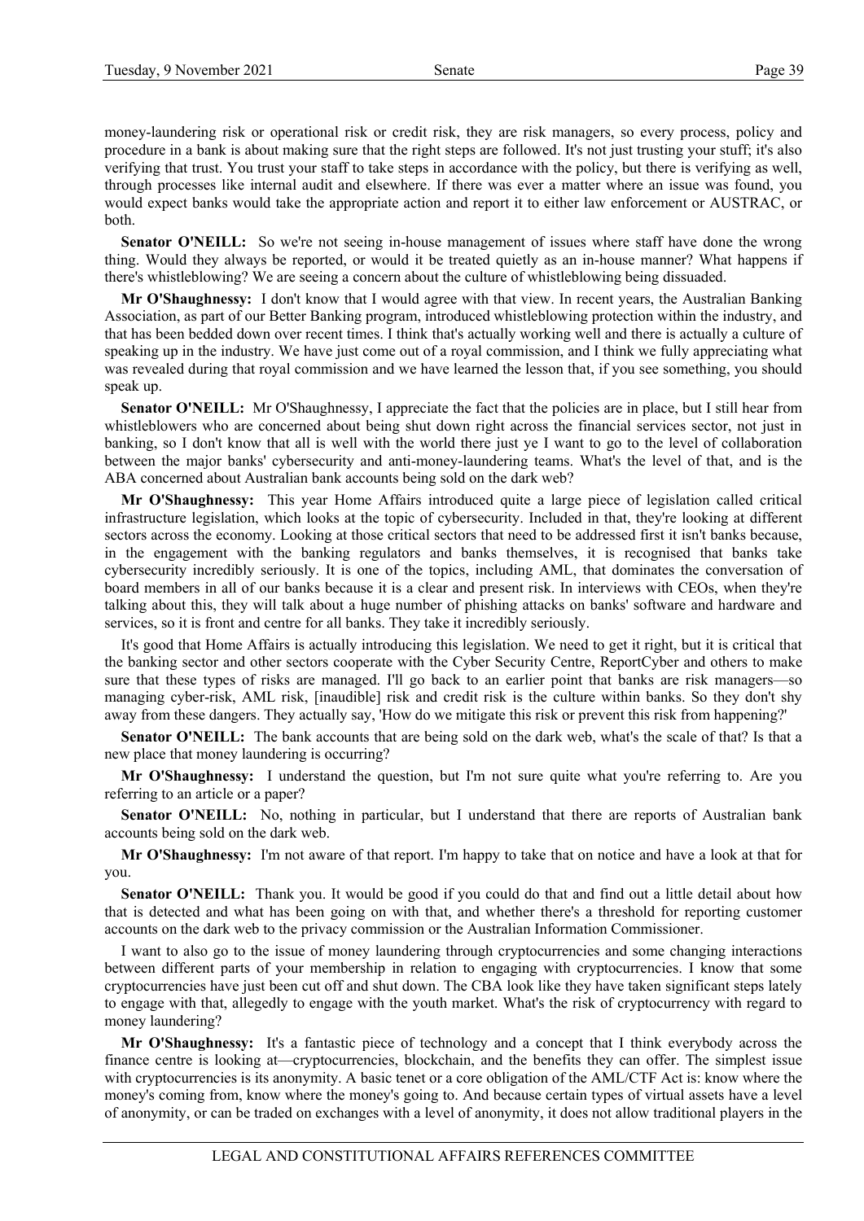money-laundering risk or operational risk or credit risk, they are risk managers, so every process, policy and procedure in a bank is about making sure that the right steps are followed. It's not just trusting your stuff; it's also verifying that trust. You trust your staff to take steps in accordance with the policy, but there is verifying as well, through processes like internal audit and elsewhere. If there was ever a matter where an issue was found, you would expect banks would take the appropriate action and report it to either law enforcement or AUSTRAC, or both.

**Senator O'NEILL:** So we're not seeing in-house management of issues where staff have done the wrong thing. Would they always be reported, or would it be treated quietly as an in-house manner? What happens if there's whistleblowing? We are seeing a concern about the culture of whistleblowing being dissuaded.

**Mr O'Shaughnessy:** I don't know that I would agree with that view. In recent years, the Australian Banking Association, as part of our Better Banking program, introduced whistleblowing protection within the industry, and that has been bedded down over recent times. I think that's actually working well and there is actually a culture of speaking up in the industry. We have just come out of a royal commission, and I think we fully appreciating what was revealed during that royal commission and we have learned the lesson that, if you see something, you should speak up.

**Senator O'NEILL:** Mr O'Shaughnessy, I appreciate the fact that the policies are in place, but I still hear from whistleblowers who are concerned about being shut down right across the financial services sector, not just in banking, so I don't know that all is well with the world there just ye I want to go to the level of collaboration between the major banks' cybersecurity and anti-money-laundering teams. What's the level of that, and is the ABA concerned about Australian bank accounts being sold on the dark web?

**Mr O'Shaughnessy:** This year Home Affairs introduced quite a large piece of legislation called critical infrastructure legislation, which looks at the topic of cybersecurity. Included in that, they're looking at different sectors across the economy. Looking at those critical sectors that need to be addressed first it isn't banks because, in the engagement with the banking regulators and banks themselves, it is recognised that banks take cybersecurity incredibly seriously. It is one of the topics, including AML, that dominates the conversation of board members in all of our banks because it is a clear and present risk. In interviews with CEOs, when they're talking about this, they will talk about a huge number of phishing attacks on banks' software and hardware and services, so it is front and centre for all banks. They take it incredibly seriously.

It's good that Home Affairs is actually introducing this legislation. We need to get it right, but it is critical that the banking sector and other sectors cooperate with the Cyber Security Centre, ReportCyber and others to make sure that these types of risks are managed. I'll go back to an earlier point that banks are risk managers—so managing cyber-risk, AML risk, [inaudible] risk and credit risk is the culture within banks. So they don't shy away from these dangers. They actually say, 'How do we mitigate this risk or prevent this risk from happening?'

**Senator O'NEILL:** The bank accounts that are being sold on the dark web, what's the scale of that? Is that a new place that money laundering is occurring?

**Mr O'Shaughnessy:** I understand the question, but I'm not sure quite what you're referring to. Are you referring to an article or a paper?

**Senator O'NEILL:** No, nothing in particular, but I understand that there are reports of Australian bank accounts being sold on the dark web.

**Mr O'Shaughnessy:** I'm not aware of that report. I'm happy to take that on notice and have a look at that for you.

**Senator O'NEILL:** Thank you. It would be good if you could do that and find out a little detail about how that is detected and what has been going on with that, and whether there's a threshold for reporting customer accounts on the dark web to the privacy commission or the Australian Information Commissioner.

I want to also go to the issue of money laundering through cryptocurrencies and some changing interactions between different parts of your membership in relation to engaging with cryptocurrencies. I know that some cryptocurrencies have just been cut off and shut down. The CBA look like they have taken significant steps lately to engage with that, allegedly to engage with the youth market. What's the risk of cryptocurrency with regard to money laundering?

**Mr O'Shaughnessy:** It's a fantastic piece of technology and a concept that I think everybody across the finance centre is looking at—cryptocurrencies, blockchain, and the benefits they can offer. The simplest issue with cryptocurrencies is its anonymity. A basic tenet or a core obligation of the AML/CTF Act is: know where the money's coming from, know where the money's going to. And because certain types of virtual assets have a level of anonymity, or can be traded on exchanges with a level of anonymity, it does not allow traditional players in the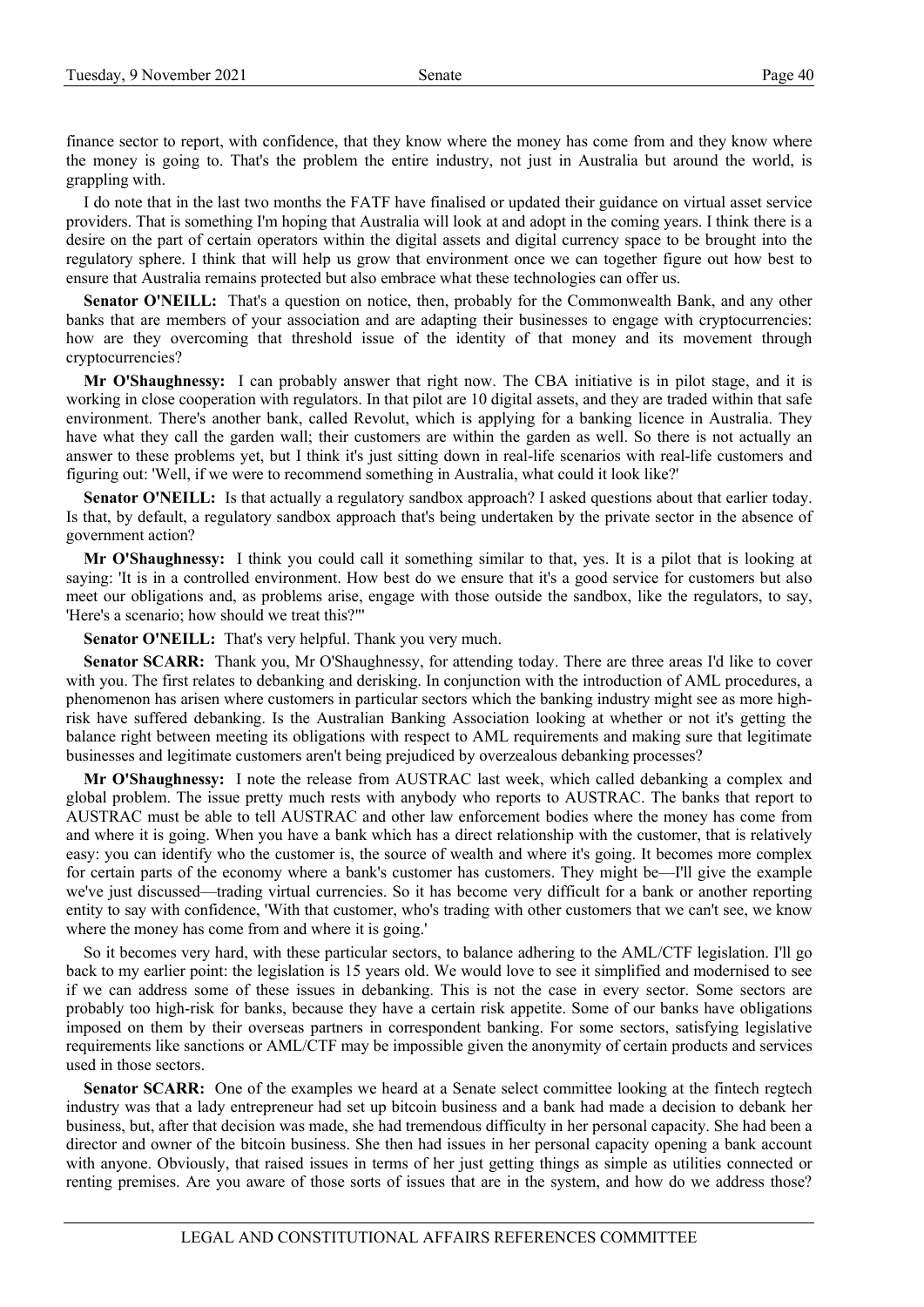finance sector to report, with confidence, that they know where the money has come from and they know where the money is going to. That's the problem the entire industry, not just in Australia but around the world, is grappling with.

I do note that in the last two months the FATF have finalised or updated their guidance on virtual asset service providers. That is something I'm hoping that Australia will look at and adopt in the coming years. I think there is a desire on the part of certain operators within the digital assets and digital currency space to be brought into the regulatory sphere. I think that will help us grow that environment once we can together figure out how best to ensure that Australia remains protected but also embrace what these technologies can offer us.

**Senator O'NEILL:** That's a question on notice, then, probably for the Commonwealth Bank, and any other banks that are members of your association and are adapting their businesses to engage with cryptocurrencies: how are they overcoming that threshold issue of the identity of that money and its movement through cryptocurrencies?

**Mr O'Shaughnessy:** I can probably answer that right now. The CBA initiative is in pilot stage, and it is working in close cooperation with regulators. In that pilot are 10 digital assets, and they are traded within that safe environment. There's another bank, called Revolut, which is applying for a banking licence in Australia. They have what they call the garden wall; their customers are within the garden as well. So there is not actually an answer to these problems yet, but I think it's just sitting down in real-life scenarios with real-life customers and figuring out: 'Well, if we were to recommend something in Australia, what could it look like?'

**Senator O'NEILL:** Is that actually a regulatory sandbox approach? I asked questions about that earlier today. Is that, by default, a regulatory sandbox approach that's being undertaken by the private sector in the absence of government action?

**Mr O'Shaughnessy:** I think you could call it something similar to that, yes. It is a pilot that is looking at saying: 'It is in a controlled environment. How best do we ensure that it's a good service for customers but also meet our obligations and, as problems arise, engage with those outside the sandbox, like the regulators, to say, 'Here's a scenario; how should we treat this?''

**Senator O'NEILL:** That's very helpful. Thank you very much.

**Senator SCARR:** Thank you, Mr O'Shaughnessy, for attending today. There are three areas I'd like to cover with you. The first relates to debanking and derisking. In conjunction with the introduction of AML procedures, a phenomenon has arisen where customers in particular sectors which the banking industry might see as more high-risk have suffered debanking. Is the Australian Banking Association looking at whether or not it's getting the balance right between meeting its obligations with respect to AML requirements and making sure that legitimate businesses and legitimate customers aren't being prejudiced by overzealous debanking processes?

**Mr O'Shaughnessy:** I note the release from AUSTRAC last week, which called debanking a complex and global problem. The issue pretty much rests with anybody who reports to AUSTRAC. The banks that report to AUSTRAC must be able to tell AUSTRAC and other law enforcement bodies where the money has come from and where it is going. When you have a bank which has a direct relationship with the customer, that is relatively easy: you can identify who the customer is, the source of wealth and where it's going. It becomes more complex for certain parts of the economy where a bank's customer has customers. They might be—I'll give the example we've just discussed—trading virtual currencies. So it has become very difficult for a bank or another reporting entity to say with confidence, 'With that customer, who's trading with other customers that we can't see, we know where the money has come from and where it is going.'

So it becomes very hard, with these particular sectors, to balance adhering to the AML/CTF legislation. I'll go back to my earlier point: the legislation is 15 years old. We would love to see it simplified and modernised to see if we can address some of these issues in debanking. This is not the case in every sector. Some sectors are probably too high-risk for banks, because they have a certain risk appetite. Some of our banks have obligations imposed on them by their overseas partners in correspondent banking. For some sectors, satisfying legislative requirements like sanctions or AML/CTF may be impossible given the anonymity of certain products and services used in those sectors.

**Senator SCARR:** One of the examples we heard at a Senate select committee looking at the fintech regtech industry was that a lady entrepreneur had set up bitcoin business and a bank had made a decision to debank her business, but, after that decision was made, she had tremendous difficulty in her personal capacity. She had been a director and owner of the bitcoin business. She then had issues in her personal capacity opening a bank account with anyone. Obviously, that raised issues in terms of her just getting things as simple as utilities connected or renting premises. Are you aware of those sorts of issues that are in the system, and how do we address those?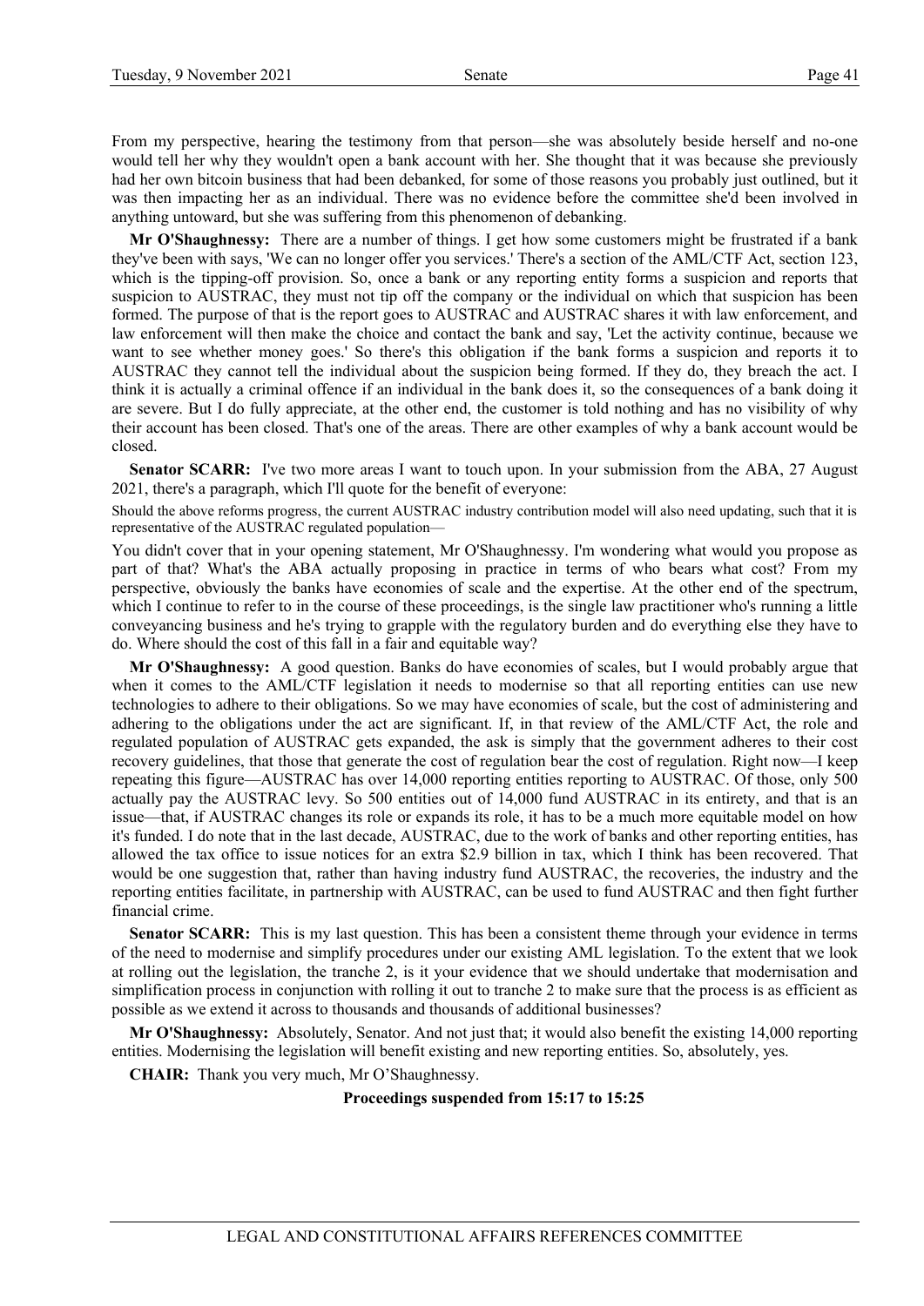From my perspective, hearing the testimony from that person—she was absolutely beside herself and no-one would tell her why they wouldn't open a bank account with her. She thought that it was because she previously had her own bitcoin business that had been debanked, for some of those reasons you probably just outlined, but it was then impacting her as an individual. There was no evidence before the committee she'd been involved in anything untoward, but she was suffering from this phenomenon of debanking.

**Mr O'Shaughnessy:** There are a number of things. I get how some customers might be frustrated if a bank they've been with says, 'We can no longer offer you services.' There's a section of the AML/CTF Act, section 123, which is the tipping-off provision. So, once a bank or any reporting entity forms a suspicion and reports that suspicion to AUSTRAC, they must not tip off the company or the individual on which that suspicion has been formed. The purpose of that is the report goes to AUSTRAC and AUSTRAC shares it with law enforcement, and law enforcement will then make the choice and contact the bank and say, 'Let the activity continue, because we want to see whether money goes.' So there's this obligation if the bank forms a suspicion and reports it to AUSTRAC they cannot tell the individual about the suspicion being formed. If they do, they breach the act. I think it is actually a criminal offence if an individual in the bank does it, so the consequences of a bank doing it are severe. But I do fully appreciate, at the other end, the customer is told nothing and has no visibility of why their account has been closed. That's one of the areas. There are other examples of why a bank account would be closed.

**Senator SCARR:** I've two more areas I want to touch upon. In your submission from the ABA, 27 August 2021, there's a paragraph, which I'll quote for the benefit of everyone:

Should the above reforms progress, the current AUSTRAC industry contribution model will also need updating, such that it is representative of the AUSTRAC regulated population—

You didn't cover that in your opening statement, Mr O'Shaughnessy. I'm wondering what would you propose as part of that? What's the ABA actually proposing in practice in terms of who bears what cost? From my perspective, obviously the banks have economies of scale and the expertise. At the other end of the spectrum, which I continue to refer to in the course of these proceedings, is the single law practitioner who's running a little conveyancing business and he's trying to grapple with the regulatory burden and do everything else they have to do. Where should the cost of this fall in a fair and equitable way?

**Mr O'Shaughnessy:** A good question. Banks do have economies of scales, but I would probably argue that when it comes to the AML/CTF legislation it needs to modernise so that all reporting entities can use new technologies to adhere to their obligations. So we may have economies of scale, but the cost of administering and adhering to the obligations under the act are significant. If, in that review of the AML/CTF Act, the role and regulated population of AUSTRAC gets expanded, the ask is simply that the government adheres to their cost recovery guidelines, that those that generate the cost of regulation bear the cost of regulation. Right now—I keep repeating this figure—AUSTRAC has over 14,000 reporting entities reporting to AUSTRAC. Of those, only 500 actually pay the AUSTRAC levy. So 500 entities out of 14,000 fund AUSTRAC in its entirety, and that is an issue—that, if AUSTRAC changes its role or expands its role, it has to be a much more equitable model on how it's funded. I do note that in the last decade, AUSTRAC, due to the work of banks and other reporting entities, has allowed the tax office to issue notices for an extra $2.9 billion in tax, which I think has been recovered. That would be one suggestion that, rather than having industry fund AUSTRAC, the recoveries, the industry and the reporting entities facilitate, in partnership with AUSTRAC, can be used to fund AUSTRAC and then fight further financial crime.

**Senator SCARR:** This is my last question. This has been a consistent theme through your evidence in terms of the need to modernise and simplify procedures under our existing AML legislation. To the extent that we look at rolling out the legislation, the tranche 2, is it your evidence that we should undertake that modernisation and simplification process in conjunction with rolling it out to tranche 2 to make sure that the process is as efficient as possible as we extend it across to thousands and thousands of additional businesses?

**Mr O'Shaughnessy:** Absolutely, Senator. And not just that; it would also benefit the existing 14,000 reporting entities. Modernising the legislation will benefit existing and new reporting entities. So, absolutely, yes.

**CHAIR:** Thank you very much, Mr O'Shaughnessy.

**Proceedings suspended from 15:17 to 15:25**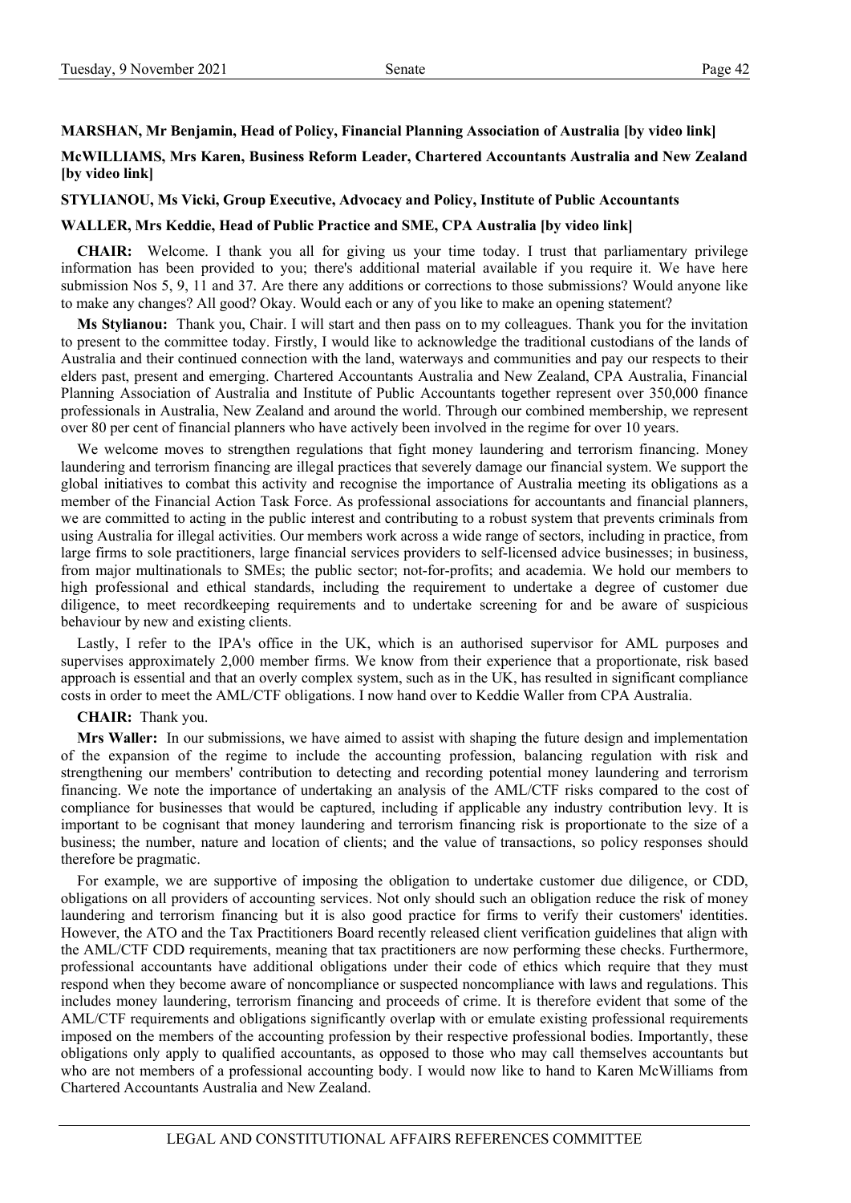**MARSHAN, Mr Benjamin, Head of Policy, Financial Planning Association of Australia [by video link]**

**McWILLIAMS, Mrs Karen, Business Reform Leader, Chartered Accountants Australia and New Zealand [by video link]**

**STYLIANOU, Ms Vicki, Group Executive, Advocacy and Policy, Institute of Public Accountants**

**WALLER, Mrs Keddie, Head of Public Practice and SME, CPA Australia [by video link]**

**CHAIR:** Welcome. I thank you all for giving us your time today. I trust that parliamentary privilege information has been provided to you; there's additional material available if you require it. We have here submission Nos 5, 9, 11 and 37. Are there any additions or corrections to those submissions? Would anyone like to make any changes? All good? Okay. Would each or any of you like to make an opening statement?

**Ms Stylianou:** Thank you, Chair. I will start and then pass on to my colleagues. Thank you for the invitation to present to the committee today. Firstly, I would like to acknowledge the traditional custodians of the lands of Australia and their continued connection with the land, waterways and communities and pay our respects to their elders past, present and emerging. Chartered Accountants Australia and New Zealand, CPA Australia, Financial Planning Association of Australia and Institute of Public Accountants together represent over 350,000 finance professionals in Australia, New Zealand and around the world. Through our combined membership, we represent over 80 per cent of financial planners who have actively been involved in the regime for over 10 years.

We welcome moves to strengthen regulations that fight money laundering and terrorism financing. Money laundering and terrorism financing are illegal practices that severely damage our financial system. We support the global initiatives to combat this activity and recognise the importance of Australia meeting its obligations as a member of the Financial Action Task Force. As professional associations for accountants and financial planners, we are committed to acting in the public interest and contributing to a robust system that prevents criminals from using Australia for illegal activities. Our members work across a wide range of sectors, including in practice, from large firms to sole practitioners, large financial services providers to self-licensed advice businesses; in business, from major multinationals to SMEs; the public sector; not-for-profits; and academia. We hold our members to high professional and ethical standards, including the requirement to undertake a degree of customer due diligence, to meet recordkeeping requirements and to undertake screening for and be aware of suspicious behaviour by new and existing clients.

Lastly, I refer to the IPA's office in the UK, which is an authorised supervisor for AML purposes and supervises approximately 2,000 member firms. We know from their experience that a proportionate, risk based approach is essential and that an overly complex system, such as in the UK, has resulted in significant compliance costs in order to meet the AML/CTF obligations. I now hand over to Keddie Waller from CPA Australia.

**CHAIR:** Thank you.

**Mrs Waller:** In our submissions, we have aimed to assist with shaping the future design and implementation of the expansion of the regime to include the accounting profession, balancing regulation with risk and strengthening our members' contribution to detecting and recording potential money laundering and terrorism financing. We note the importance of undertaking an analysis of the AML/CTF risks compared to the cost of compliance for businesses that would be captured, including if applicable any industry contribution levy. It is important to be cognisant that money laundering and terrorism financing risk is proportionate to the size of a business; the number, nature and location of clients; and the value of transactions, so policy responses should therefore be pragmatic.

For example, we are supportive of imposing the obligation to undertake customer due diligence, or CDD, obligations on all providers of accounting services. Not only should such an obligation reduce the risk of money laundering and terrorism financing but it is also good practice for firms to verify their customers' identities. However, the ATO and the Tax Practitioners Board recently released client verification guidelines that align with the AML/CTF CDD requirements, meaning that tax practitioners are now performing these checks. Furthermore, professional accountants have additional obligations under their code of ethics which require that they must respond when they become aware of noncompliance or suspected noncompliance with laws and regulations. This includes money laundering, terrorism financing and proceeds of crime. It is therefore evident that some of the AML/CTF requirements and obligations significantly overlap with or emulate existing professional requirements imposed on the members of the accounting profession by their respective professional bodies. Importantly, these obligations only apply to qualified accountants, as opposed to those who may call themselves accountants but who are not members of a professional accounting body. I would now like to hand to Karen McWilliams from Chartered Accountants Australia and New Zealand.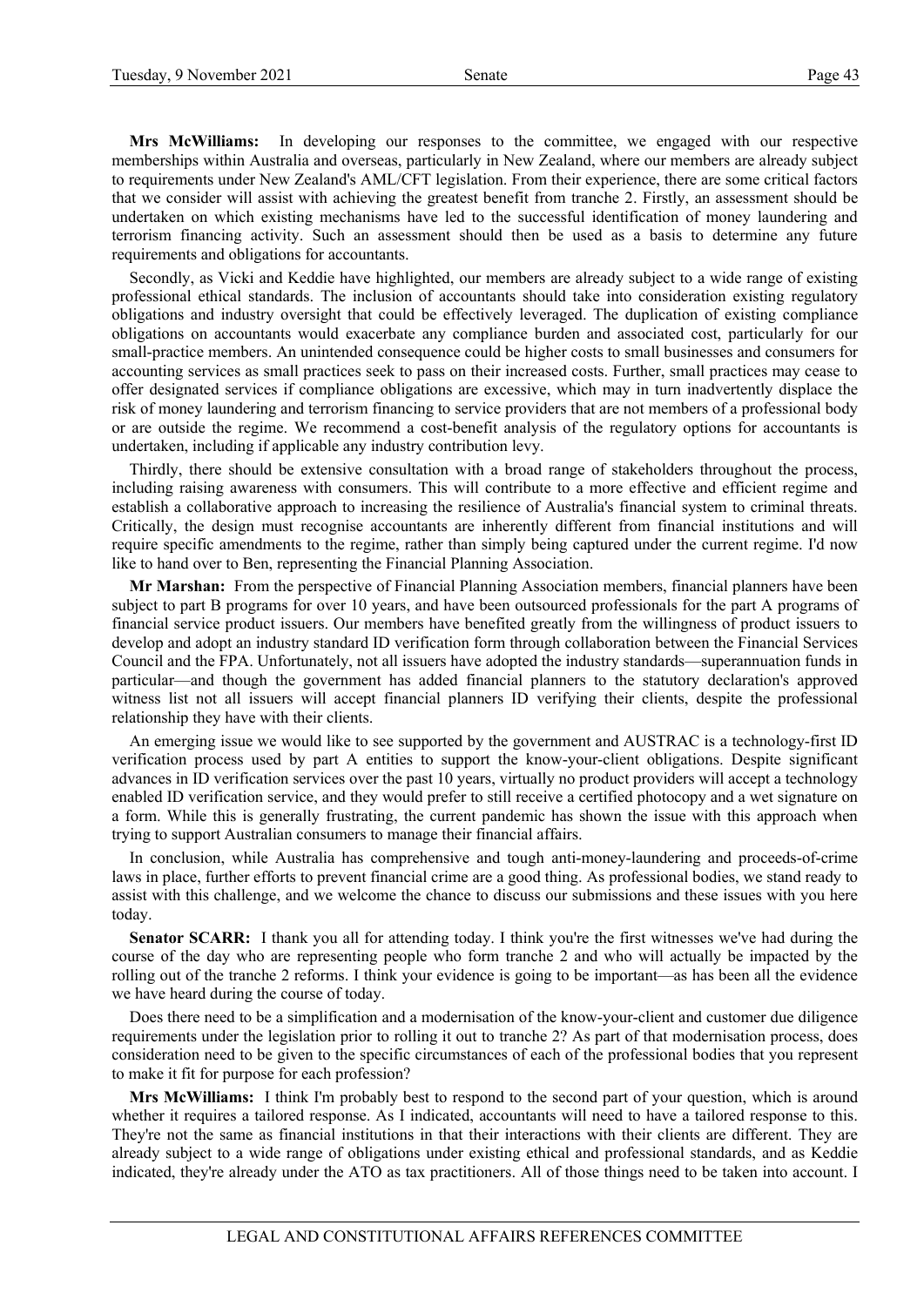**Mrs McWilliams:** In developing our responses to the committee, we engaged with our respective memberships within Australia and overseas, particularly in New Zealand, where our members are already subject to requirements under New Zealand's AML/CFT legislation. From their experience, there are some critical factors that we consider will assist with achieving the greatest benefit from tranche 2. Firstly, an assessment should be undertaken on which existing mechanisms have led to the successful identification of money laundering and terrorism financing activity. Such an assessment should then be used as a basis to determine any future requirements and obligations for accountants.

Secondly, as Vicki and Keddie have highlighted, our members are already subject to a wide range of existing professional ethical standards. The inclusion of accountants should take into consideration existing regulatory obligations and industry oversight that could be effectively leveraged. The duplication of existing compliance obligations on accountants would exacerbate any compliance burden and associated cost, particularly for our small-practice members. An unintended consequence could be higher costs to small businesses and consumers for accounting services as small practices seek to pass on their increased costs. Further, small practices may cease to offer designated services if compliance obligations are excessive, which may in turn inadvertently displace the risk of money laundering and terrorism financing to service providers that are not members of a professional body or are outside the regime. We recommend a cost-benefit analysis of the regulatory options for accountants is undertaken, including if applicable any industry contribution levy.

Thirdly, there should be extensive consultation with a broad range of stakeholders throughout the process, including raising awareness with consumers. This will contribute to a more effective and efficient regime and establish a collaborative approach to increasing the resilience of Australia's financial system to criminal threats. Critically, the design must recognise accountants are inherently different from financial institutions and will require specific amendments to the regime, rather than simply being captured under the current regime. I'd now like to hand over to Ben, representing the Financial Planning Association.

**Mr Marshan:** From the perspective of Financial Planning Association members, financial planners have been subject to part B programs for over 10 years, and have been outsourced professionals for the part A programs of financial service product issuers. Our members have benefited greatly from the willingness of product issuers to develop and adopt an industry standard ID verification form through collaboration between the Financial Services Council and the FPA. Unfortunately, not all issuers have adopted the industry standards—superannuation funds in particular—and though the government has added financial planners to the statutory declaration's approved witness list not all issuers will accept financial planners ID verifying their clients, despite the professional relationship they have with their clients.

An emerging issue we would like to see supported by the government and AUSTRAC is a technology-first ID verification process used by part A entities to support the know-your-client obligations. Despite significant advances in ID verification services over the past 10 years, virtually no product providers will accept a technology enabled ID verification service, and they would prefer to still receive a certified photocopy and a wet signature on a form. While this is generally frustrating, the current pandemic has shown the issue with this approach when trying to support Australian consumers to manage their financial affairs.

In conclusion, while Australia has comprehensive and tough anti-money-laundering and proceeds-of-crime laws in place, further efforts to prevent financial crime are a good thing. As professional bodies, we stand ready to assist with this challenge, and we welcome the chance to discuss our submissions and these issues with you here today.

**Senator SCARR:** I thank you all for attending today. I think you're the first witnesses we've had during the course of the day who are representing people who form tranche 2 and who will actually be impacted by the rolling out of the tranche 2 reforms. I think your evidence is going to be important—as has been all the evidence we have heard during the course of today.

Does there need to be a simplification and a modernisation of the know-your-client and customer due diligence requirements under the legislation prior to rolling it out to tranche 2? As part of that modernisation process, does consideration need to be given to the specific circumstances of each of the professional bodies that you represent to make it fit for purpose for each profession?

**Mrs McWilliams:** I think I'm probably best to respond to the second part of your question, which is around whether it requires a tailored response. As I indicated, accountants will need to have a tailored response to this. They're not the same as financial institutions in that their interactions with their clients are different. They are already subject to a wide range of obligations under existing ethical and professional standards, and as Keddie indicated, they're already under the ATO as tax practitioners. All of those things need to be taken into account. I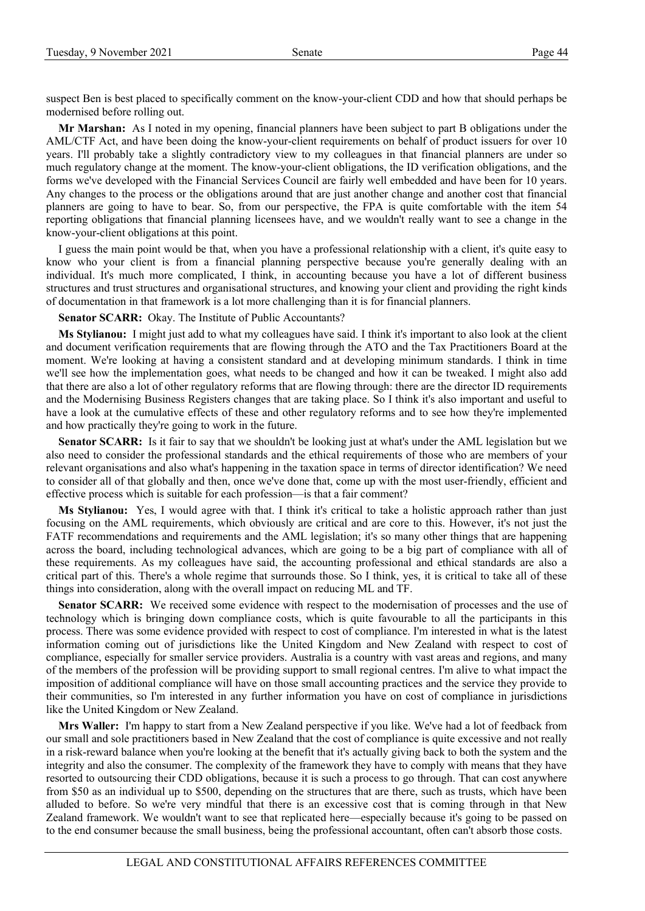suspect Ben is best placed to specifically comment on the know-your-client CDD and how that should perhaps be modernised before rolling out.

**Mr Marshan:** As I noted in my opening, financial planners have been subject to part B obligations under the AML/CTF Act, and have been doing the know-your-client requirements on behalf of product issuers for over 10 years. I'll probably take a slightly contradictory view to my colleagues in that financial planners are under so much regulatory change at the moment. The know-your-client obligations, the ID verification obligations, and the forms we've developed with the Financial Services Council are fairly well embedded and have been for 10 years. Any changes to the process or the obligations around that are just another change and another cost that financial planners are going to have to bear. So, from our perspective, the FPA is quite comfortable with the item 54 reporting obligations that financial planning licensees have, and we wouldn't really want to see a change in the know-your-client obligations at this point.

I guess the main point would be that, when you have a professional relationship with a client, it's quite easy to know who your client is from a financial planning perspective because you're generally dealing with an individual. It's much more complicated, I think, in accounting because you have a lot of different business structures and trust structures and organisational structures, and knowing your client and providing the right kinds of documentation in that framework is a lot more challenging than it is for financial planners.

**Senator SCARR:** Okay. The Institute of Public Accountants?

**Ms Stylianou:** I might just add to what my colleagues have said. I think it's important to also look at the client and document verification requirements that are flowing through the ATO and the Tax Practitioners Board at the moment. We're looking at having a consistent standard and at developing minimum standards. I think in time we'll see how the implementation goes, what needs to be changed and how it can be tweaked. I might also add that there are also a lot of other regulatory reforms that are flowing through: there are the director ID requirements and the Modernising Business Registers changes that are taking place. So I think it's also important and useful to have a look at the cumulative effects of these and other regulatory reforms and to see how they're implemented and how practically they're going to work in the future.

**Senator SCARR:** Is it fair to say that we shouldn't be looking just at what's under the AML legislation but we also need to consider the professional standards and the ethical requirements of those who are members of your relevant organisations and also what's happening in the taxation space in terms of director identification? We need to consider all of that globally and then, once we've done that, come up with the most user-friendly, efficient and effective process which is suitable for each profession—is that a fair comment?

**Ms Stylianou:** Yes, I would agree with that. I think it's critical to take a holistic approach rather than just focusing on the AML requirements, which obviously are critical and are core to this. However, it's not just the FATF recommendations and requirements and the AML legislation; it's so many other things that are happening across the board, including technological advances, which are going to be a big part of compliance with all of these requirements. As my colleagues have said, the accounting professional and ethical standards are also a critical part of this. There's a whole regime that surrounds those. So I think, yes, it is critical to take all of these things into consideration, along with the overall impact on reducing ML and TF.

**Senator SCARR:** We received some evidence with respect to the modernisation of processes and the use of technology which is bringing down compliance costs, which is quite favourable to all the participants in this process. There was some evidence provided with respect to cost of compliance. I'm interested in what is the latest information coming out of jurisdictions like the United Kingdom and New Zealand with respect to cost of compliance, especially for smaller service providers. Australia is a country with vast areas and regions, and many of the members of the profession will be providing support to small regional centres. I'm alive to what impact the imposition of additional compliance will have on those small accounting practices and the service they provide to their communities, so I'm interested in any further information you have on cost of compliance in jurisdictions like the United Kingdom or New Zealand.

**Mrs Waller:** I'm happy to start from a New Zealand perspective if you like. We've had a lot of feedback from our small and sole practitioners based in New Zealand that the cost of compliance is quite excessive and not really in a risk-reward balance when you're looking at the benefit that it's actually giving back to both the system and the integrity and also the consumer. The complexity of the framework they have to comply with means that they have resorted to outsourcing their CDD obligations, because it is such a process to go through. That can cost anywhere from $50 as an individual up to $500, depending on the structures that are there, such as trusts, which have been alluded to before. So we're very mindful that there is an excessive cost that is coming through in that New Zealand framework. We wouldn't want to see that replicated here—especially because it's going to be passed on to the end consumer because the small business, being the professional accountant, often can't absorb those costs.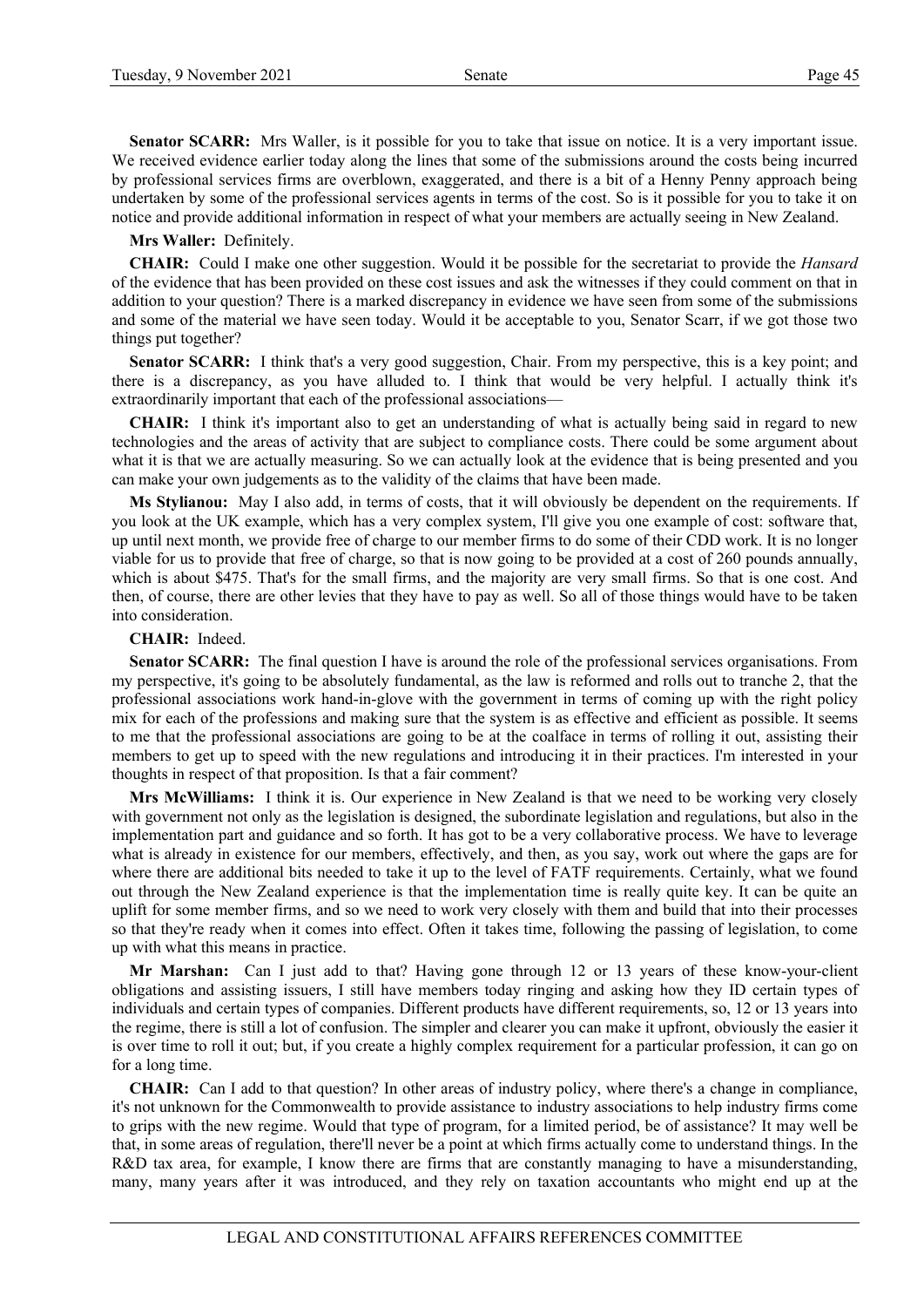**Senator SCARR:** Mrs Waller, is it possible for you to take that issue on notice. It is a very important issue. We received evidence earlier today along the lines that some of the submissions around the costs being incurred by professional services firms are overblown, exaggerated, and there is a bit of a Henny Penny approach being undertaken by some of the professional services agents in terms of the cost. So is it possible for you to take it on notice and provide additional information in respect of what your members are actually seeing in New Zealand.

**Mrs Waller:** Definitely.

**CHAIR:** Could I make one other suggestion. Would it be possible for the secretariat to provide the *Hansard* of the evidence that has been provided on these cost issues and ask the witnesses if they could comment on that in addition to your question? There is a marked discrepancy in evidence we have seen from some of the submissions and some of the material we have seen today. Would it be acceptable to you, Senator Scarr, if we got those two things put together?

**Senator SCARR:** I think that's a very good suggestion, Chair. From my perspective, this is a key point; and there is a discrepancy, as you have alluded to. I think that would be very helpful. I actually think it's extraordinarily important that each of the professional associations—

**CHAIR:** I think it's important also to get an understanding of what is actually being said in regard to new technologies and the areas of activity that are subject to compliance costs. There could be some argument about what it is that we are actually measuring. So we can actually look at the evidence that is being presented and you can make your own judgements as to the validity of the claims that have been made.

**Ms Stylianou:** May I also add, in terms of costs, that it will obviously be dependent on the requirements. If you look at the UK example, which has a very complex system, I'll give you one example of cost: software that, up until next month, we provide free of charge to our member firms to do some of their CDD work. It is no longer viable for us to provide that free of charge, so that is now going to be provided at a cost of 260 pounds annually, which is about $475. That's for the small firms, and the majority are very small firms. So that is one cost. And then, of course, there are other levies that they have to pay as well. So all of those things would have to be taken into consideration.

**CHAIR:** Indeed.

**Senator SCARR:** The final question I have is around the role of the professional services organisations. From my perspective, it's going to be absolutely fundamental, as the law is reformed and rolls out to tranche 2, that the professional associations work hand-in-glove with the government in terms of coming up with the right policy mix for each of the professions and making sure that the system is as effective and efficient as possible. It seems to me that the professional associations are going to be at the coalface in terms of rolling it out, assisting their members to get up to speed with the new regulations and introducing it in their practices. I'm interested in your thoughts in respect of that proposition. Is that a fair comment?

**Mrs McWilliams:** I think it is. Our experience in New Zealand is that we need to be working very closely with government not only as the legislation is designed, the subordinate legislation and regulations, but also in the implementation part and guidance and so forth. It has got to be a very collaborative process. We have to leverage what is already in existence for our members, effectively, and then, as you say, work out where the gaps are for where there are additional bits needed to take it up to the level of FATF requirements. Certainly, what we found out through the New Zealand experience is that the implementation time is really quite key. It can be quite an uplift for some member firms, and so we need to work very closely with them and build that into their processes so that they're ready when it comes into effect. Often it takes time, following the passing of legislation, to come up with what this means in practice.

**Mr Marshan:** Can I just add to that? Having gone through 12 or 13 years of these know-your-client obligations and assisting issuers, I still have members today ringing and asking how they ID certain types of individuals and certain types of companies. Different products have different requirements, so, 12 or 13 years into the regime, there is still a lot of confusion. The simpler and clearer you can make it upfront, obviously the easier it is over time to roll it out; but, if you create a highly complex requirement for a particular profession, it can go on for a long time.

**CHAIR:** Can I add to that question? In other areas of industry policy, where there's a change in compliance, it's not unknown for the Commonwealth to provide assistance to industry associations to help industry firms come to grips with the new regime. Would that type of program, for a limited period, be of assistance? It may well be that, in some areas of regulation, there'll never be a point at which firms actually come to understand things. In the R&D tax area, for example, I know there are firms that are constantly managing to have a misunderstanding, many, many years after it was introduced, and they rely on taxation accountants who might end up at the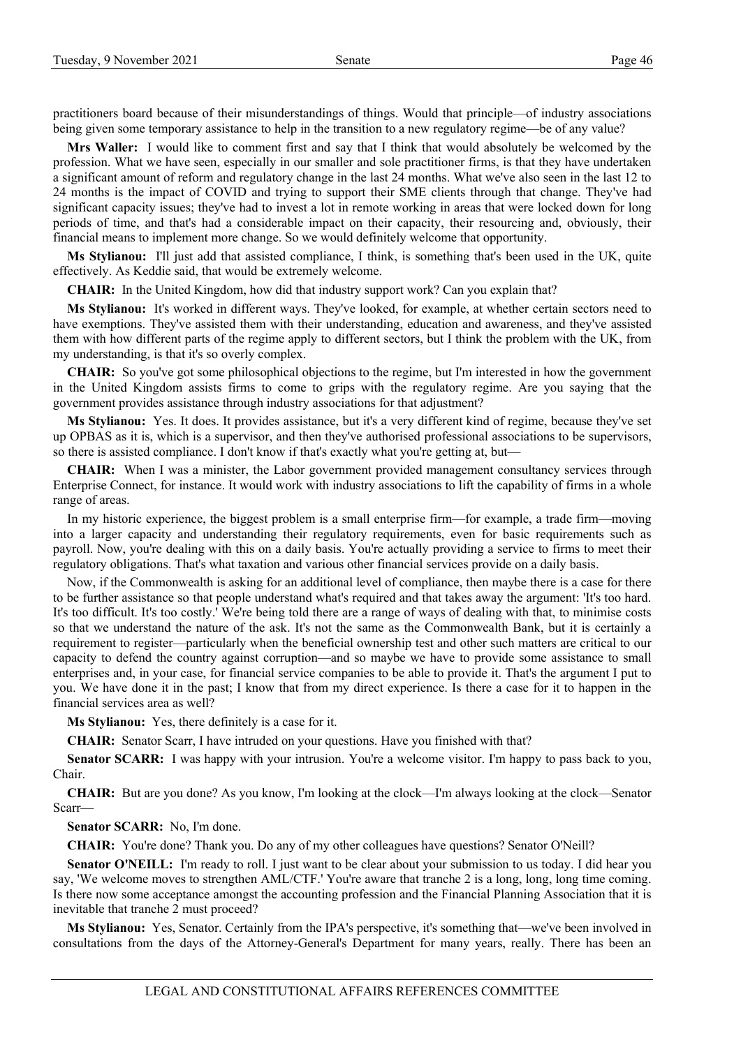practitioners board because of their misunderstandings of things. Would that principle—of industry associations being given some temporary assistance to help in the transition to a new regulatory regime—be of any value?

**Mrs Waller:** I would like to comment first and say that I think that would absolutely be welcomed by the profession. What we have seen, especially in our smaller and sole practitioner firms, is that they have undertaken a significant amount of reform and regulatory change in the last 24 months. What we've also seen in the last 12 to 24 months is the impact of COVID and trying to support their SME clients through that change. They've had significant capacity issues; they've had to invest a lot in remote working in areas that were locked down for long periods of time, and that's had a considerable impact on their capacity, their resourcing and, obviously, their financial means to implement more change. So we would definitely welcome that opportunity.

**Ms Stylianou:** I'll just add that assisted compliance, I think, is something that's been used in the UK, quite effectively. As Keddie said, that would be extremely welcome.

**CHAIR:** In the United Kingdom, how did that industry support work? Can you explain that?

**Ms Stylianou:** It's worked in different ways. They've looked, for example, at whether certain sectors need to have exemptions. They've assisted them with their understanding, education and awareness, and they've assisted them with how different parts of the regime apply to different sectors, but I think the problem with the UK, from my understanding, is that it's so overly complex.

**CHAIR:** So you've got some philosophical objections to the regime, but I'm interested in how the government in the United Kingdom assists firms to come to grips with the regulatory regime. Are you saying that the government provides assistance through industry associations for that adjustment?

**Ms Stylianou:** Yes. It does. It provides assistance, but it's a very different kind of regime, because they've set up OPBAS as it is, which is a supervisor, and then they've authorised professional associations to be supervisors, so there is assisted compliance. I don't know if that's exactly what you're getting at, but—

**CHAIR:** When I was a minister, the Labor government provided management consultancy services through Enterprise Connect, for instance. It would work with industry associations to lift the capability of firms in a whole range of areas.

In my historic experience, the biggest problem is a small enterprise firm—for example, a trade firm—moving into a larger capacity and understanding their regulatory requirements, even for basic requirements such as payroll. Now, you're dealing with this on a daily basis. You're actually providing a service to firms to meet their regulatory obligations. That's what taxation and various other financial services provide on a daily basis.

Now, if the Commonwealth is asking for an additional level of compliance, then maybe there is a case for there to be further assistance so that people understand what's required and that takes away the argument: 'It's too hard. It's too difficult. It's too costly.' We're being told there are a range of ways of dealing with that, to minimise costs so that we understand the nature of the ask. It's not the same as the Commonwealth Bank, but it is certainly a requirement to register—particularly when the beneficial ownership test and other such matters are critical to our capacity to defend the country against corruption—and so maybe we have to provide some assistance to small enterprises and, in your case, for financial service companies to be able to provide it. That's the argument I put to you. We have done it in the past; I know that from my direct experience. Is there a case for it to happen in the financial services area as well?

**Ms Stylianou:** Yes, there definitely is a case for it.

**CHAIR:** Senator Scarr, I have intruded on your questions. Have you finished with that?

**Senator SCARR:** I was happy with your intrusion. You're a welcome visitor. I'm happy to pass back to you, Chair.

**CHAIR:** But are you done? As you know, I'm looking at the clock—I'm always looking at the clock—Senator Scarr—

**Senator SCARR:** No, I'm done.

**CHAIR:** You're done? Thank you. Do any of my other colleagues have questions? Senator O'Neill?

**Senator O'NEILL:** I'm ready to roll. I just want to be clear about your submission to us today. I did hear you say, 'We welcome moves to strengthen AML/CTF.' You're aware that tranche 2 is a long, long, long time coming. Is there now some acceptance amongst the accounting profession and the Financial Planning Association that it is inevitable that tranche 2 must proceed?

**Ms Stylianou:** Yes, Senator. Certainly from the IPA's perspective, it's something that—we've been involved in consultations from the days of the Attorney-General's Department for many years, really. There has been an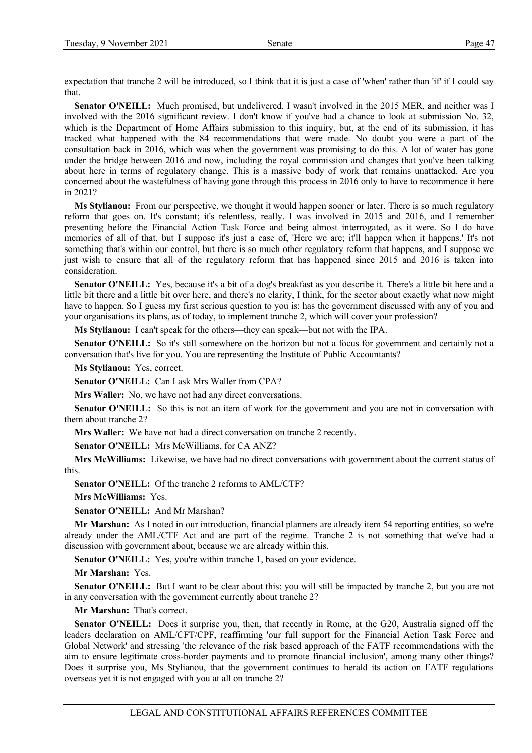expectation that tranche 2 will be introduced, so I think that it is just a case of 'when' rather than 'if' if I could say that.

**Senator O'NEILL:** Much promised, but undelivered. I wasn't involved in the 2015 MER, and neither was I involved with the 2016 significant review. I don't know if you've had a chance to look at submission No. 32, which is the Department of Home Affairs submission to this inquiry, but, at the end of its submission, it has tracked what happened with the 84 recommendations that were made. No doubt you were a part of the consultation back in 2016, which was when the government was promising to do this. A lot of water has gone under the bridge between 2016 and now, including the royal commission and changes that you've been talking about here in terms of regulatory change. This is a massive body of work that remains unattacked. Are you concerned about the wastefulness of having gone through this process in 2016 only to have to recommence it here in 2021?

**Ms Stylianou:** From our perspective, we thought it would happen sooner or later. There is so much regulatory reform that goes on. It's constant; it's relentless, really. I was involved in 2015 and 2016, and I remember presenting before the Financial Action Task Force and being almost interrogated, as it were. So I do have memories of all of that, but I suppose it's just a case of, 'Here we are; it'll happen when it happens.' It's not something that's within our control, but there is so much other regulatory reform that happens, and I suppose we just wish to ensure that all of the regulatory reform that has happened since 2015 and 2016 is taken into consideration.

**Senator O'NEILL:** Yes, because it's a bit of a dog's breakfast as you describe it. There's a little bit here and a little bit there and a little bit over here, and there's no clarity, I think, for the sector about exactly what now might have to happen. So I guess my first serious question to you is: has the government discussed with any of you and your organisations its plans, as of today, to implement tranche 2, which will cover your profession?

**Ms Stylianou:** I can't speak for the others—they can speak—but not with the IPA.

**Senator O'NEILL:** So it's still somewhere on the horizon but not a focus for government and certainly not a conversation that's live for you. You are representing the Institute of Public Accountants?

**Ms Stylianou:** Yes, correct.

**Senator O'NEILL:** Can I ask Mrs Waller from CPA?

**Mrs Waller:** No, we have not had any direct conversations.

**Senator O'NEILL:** So this is not an item of work for the government and you are not in conversation with them about tranche 2?

**Mrs Waller:** We have not had a direct conversation on tranche 2 recently.

**Senator O'NEILL:** Mrs McWilliams, for CA ANZ?

**Mrs McWilliams:** Likewise, we have had no direct conversations with government about the current status of this.

**Senator O'NEILL:** Of the tranche 2 reforms to AML/CTF?

**Mrs McWilliams:** Yes.

**Senator O'NEILL:** And Mr Marshan?

**Mr Marshan:** As I noted in our introduction, financial planners are already item 54 reporting entities, so we're already under the AML/CTF Act and are part of the regime. Tranche 2 is not something that we've had a discussion with government about, because we are already within this.

**Senator O'NEILL:** Yes, you're within tranche 1, based on your evidence.

**Mr Marshan:** Yes.

**Senator O'NEILL:** But I want to be clear about this: you will still be impacted by tranche 2, but you are not in any conversation with the government currently about tranche 2?

**Mr Marshan:** That's correct.

**Senator O'NEILL:** Does it surprise you, then, that recently in Rome, at the G20, Australia signed off the leaders declaration on AML/CFT/CPF, reaffirming 'our full support for the Financial Action Task Force and Global Network' and stressing 'the relevance of the risk based approach of the FATF recommendations with the aim to ensure legitimate cross-border payments and to promote financial inclusion', among many other things? Does it surprise you, Ms Stylianou, that the government continues to herald its action on FATF regulations overseas yet it is not engaged with you at all on tranche 2?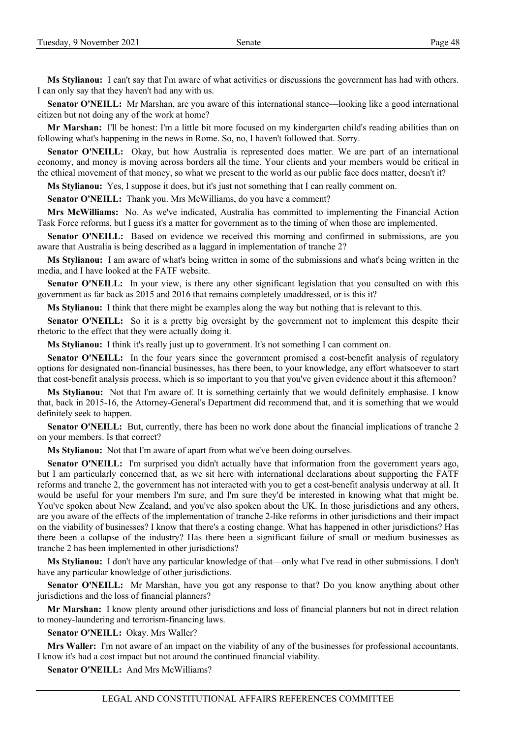**Ms Stylianou:** I can't say that I'm aware of what activities or discussions the government has had with others. I can only say that they haven't had any with us.

**Senator O'NEILL:** Mr Marshan, are you aware of this international stance—looking like a good international citizen but not doing any of the work at home?

**Mr Marshan:** I'll be honest: I'm a little bit more focused on my kindergarten child's reading abilities than on following what's happening in the news in Rome. So, no, I haven't followed that. Sorry.

**Senator O'NEILL:** Okay, but how Australia is represented does matter. We are part of an international economy, and money is moving across borders all the time. Your clients and your members would be critical in the ethical movement of that money, so what we present to the world as our public face does matter, doesn't it?

**Ms Stylianou:** Yes, I suppose it does, but it's just not something that I can really comment on.

**Senator O'NEILL:** Thank you. Mrs McWilliams, do you have a comment?

**Mrs McWilliams:** No. As we've indicated, Australia has committed to implementing the Financial Action Task Force reforms, but I guess it's a matter for government as to the timing of when those are implemented.

**Senator O'NEILL:** Based on evidence we received this morning and confirmed in submissions, are you aware that Australia is being described as a laggard in implementation of tranche 2?

**Ms Stylianou:** I am aware of what's being written in some of the submissions and what's being written in the media, and I have looked at the FATF website.

**Senator O'NEILL:** In your view, is there any other significant legislation that you consulted on with this government as far back as 2015 and 2016 that remains completely unaddressed, or is this it?

**Ms Stylianou:** I think that there might be examples along the way but nothing that is relevant to this.

**Senator O'NEILL:** So it is a pretty big oversight by the government not to implement this despite their rhetoric to the effect that they were actually doing it.

**Ms Stylianou:** I think it's really just up to government. It's not something I can comment on.

**Senator O'NEILL:** In the four years since the government promised a cost-benefit analysis of regulatory options for designated non-financial businesses, has there been, to your knowledge, any effort whatsoever to start that cost-benefit analysis process, which is so important to you that you've given evidence about it this afternoon?

**Ms Stylianou:** Not that I'm aware of. It is something certainly that we would definitely emphasise. I know that, back in 2015-16, the Attorney-General's Department did recommend that, and it is something that we would definitely seek to happen.

**Senator O'NEILL:** But, currently, there has been no work done about the financial implications of tranche 2 on your members. Is that correct?

**Ms Stylianou:** Not that I'm aware of apart from what we've been doing ourselves.

**Senator O'NEILL:** I'm surprised you didn't actually have that information from the government years ago, but I am particularly concerned that, as we sit here with international declarations about supporting the FATF reforms and tranche 2, the government has not interacted with you to get a cost-benefit analysis underway at all. It would be useful for your members I'm sure, and I'm sure they'd be interested in knowing what that might be. You've spoken about New Zealand, and you've also spoken about the UK. In those jurisdictions and any others, are you aware of the effects of the implementation of tranche 2-like reforms in other jurisdictions and their impact on the viability of businesses? I know that there's a costing change. What has happened in other jurisdictions? Has there been a collapse of the industry? Has there been a significant failure of small or medium businesses as tranche 2 has been implemented in other jurisdictions?

**Ms Stylianou:** I don't have any particular knowledge of that—only what I've read in other submissions. I don't have any particular knowledge of other jurisdictions.

**Senator O'NEILL:** Mr Marshan, have you got any response to that? Do you know anything about other jurisdictions and the loss of financial planners?

**Mr Marshan:** I know plenty around other jurisdictions and loss of financial planners but not in direct relation to money-laundering and terrorism-financing laws.

**Senator O'NEILL:** Okay. Mrs Waller?

**Mrs Waller:** I'm not aware of an impact on the viability of any of the businesses for professional accountants. I know it's had a cost impact but not around the continued financial viability.

**Senator O'NEILL:** And Mrs McWilliams?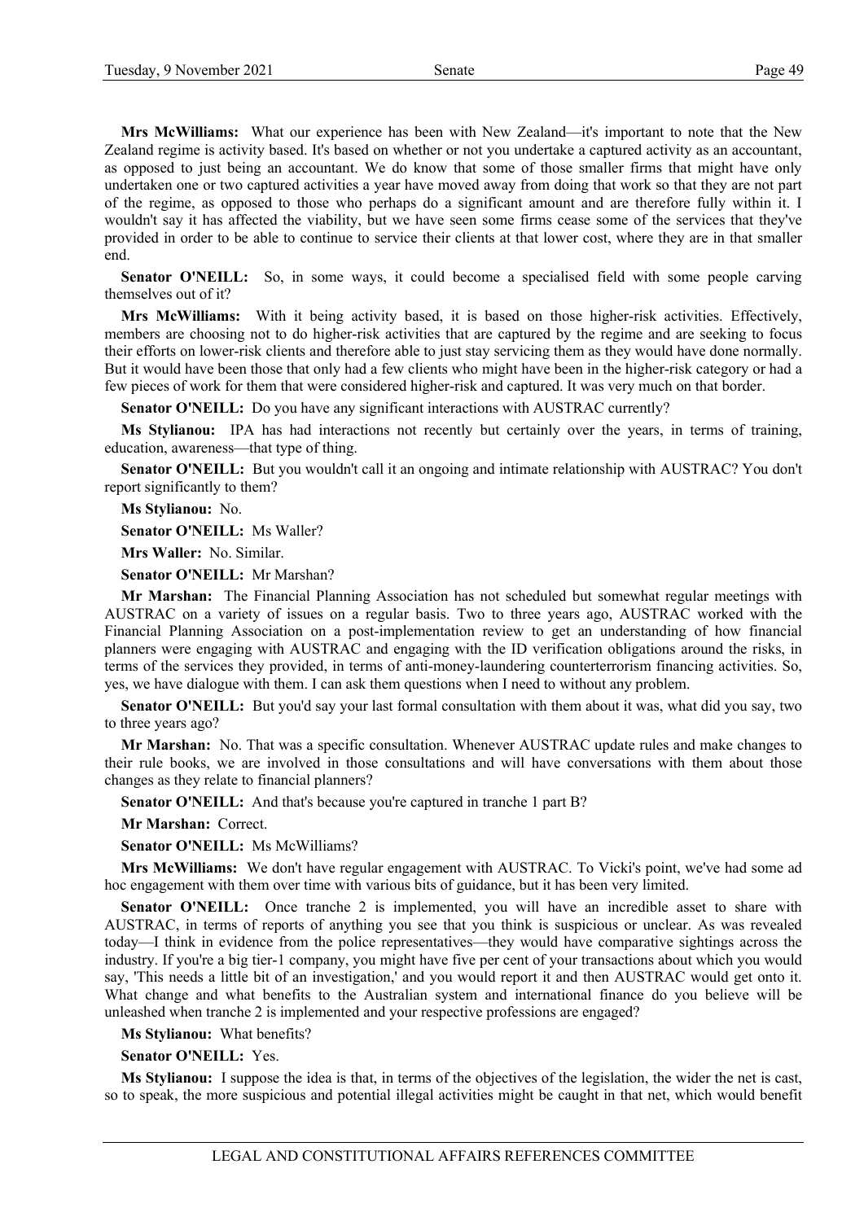**Mrs McWilliams:** What our experience has been with New Zealand—it's important to note that the New Zealand regime is activity based. It's based on whether or not you undertake a captured activity as an accountant, as opposed to just being an accountant. We do know that some of those smaller firms that might have only undertaken one or two captured activities a year have moved away from doing that work so that they are not part of the regime, as opposed to those who perhaps do a significant amount and are therefore fully within it. I wouldn't say it has affected the viability, but we have seen some firms cease some of the services that they've provided in order to be able to continue to service their clients at that lower cost, where they are in that smaller end.

**Senator O'NEILL:** So, in some ways, it could become a specialised field with some people carving themselves out of it?

**Mrs McWilliams:** With it being activity based, it is based on those higher-risk activities. Effectively, members are choosing not to do higher-risk activities that are captured by the regime and are seeking to focus their efforts on lower-risk clients and therefore able to just stay servicing them as they would have done normally. But it would have been those that only had a few clients who might have been in the higher-risk category or had a few pieces of work for them that were considered higher-risk and captured. It was very much on that border.

**Senator O'NEILL:** Do you have any significant interactions with AUSTRAC currently?

**Ms Stylianou:** IPA has had interactions not recently but certainly over the years, in terms of training, education, awareness—that type of thing.

**Senator O'NEILL:** But you wouldn't call it an ongoing and intimate relationship with AUSTRAC? You don't report significantly to them?

**Ms Stylianou:** No.

**Senator O'NEILL:** Ms Waller?

**Mrs Waller:** No. Similar.

**Senator O'NEILL:** Mr Marshan?

**Mr Marshan:** The Financial Planning Association has not scheduled but somewhat regular meetings with AUSTRAC on a variety of issues on a regular basis. Two to three years ago, AUSTRAC worked with the Financial Planning Association on a post-implementation review to get an understanding of how financial planners were engaging with AUSTRAC and engaging with the ID verification obligations around the risks, in terms of the services they provided, in terms of anti-money-laundering counterterrorism financing activities. So, yes, we have dialogue with them. I can ask them questions when I need to without any problem.

**Senator O'NEILL:** But you'd say your last formal consultation with them about it was, what did you say, two to three years ago?

**Mr Marshan:** No. That was a specific consultation. Whenever AUSTRAC update rules and make changes to their rule books, we are involved in those consultations and will have conversations with them about those changes as they relate to financial planners?

**Senator O'NEILL:** And that's because you're captured in tranche 1 part B?

**Mr Marshan:** Correct.

**Senator O'NEILL:** Ms McWilliams?

**Mrs McWilliams:** We don't have regular engagement with AUSTRAC. To Vicki's point, we've had some ad hoc engagement with them over time with various bits of guidance, but it has been very limited.

**Senator O'NEILL:** Once tranche 2 is implemented, you will have an incredible asset to share with AUSTRAC, in terms of reports of anything you see that you think is suspicious or unclear. As was revealed today—I think in evidence from the police representatives—they would have comparative sightings across the industry. If you're a big tier-1 company, you might have five per cent of your transactions about which you would say, 'This needs a little bit of an investigation,' and you would report it and then AUSTRAC would get onto it. What change and what benefits to the Australian system and international finance do you believe will be unleashed when tranche 2 is implemented and your respective professions are engaged?

**Ms Stylianou:** What benefits?

**Senator O'NEILL:** Yes.

**Ms Stylianou:** I suppose the idea is that, in terms of the objectives of the legislation, the wider the net is cast, so to speak, the more suspicious and potential illegal activities might be caught in that net, which would benefit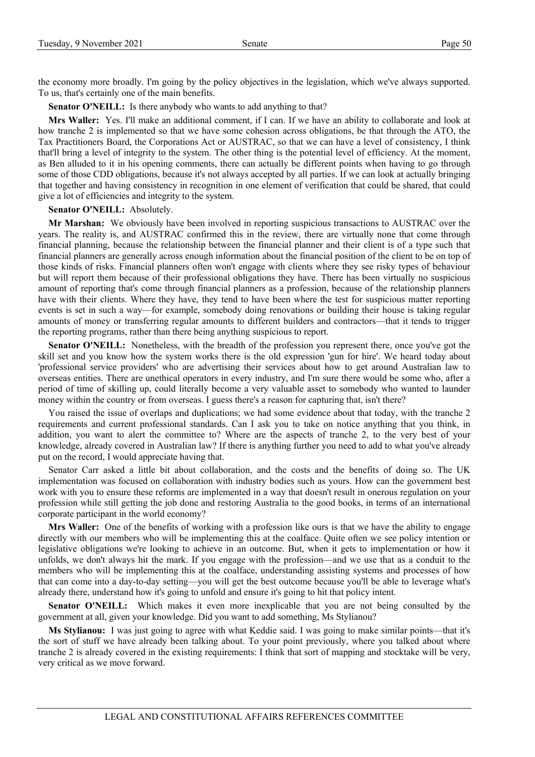the economy more broadly. I'm going by the policy objectives in the legislation, which we've always supported. To us, that's certainly one of the main benefits.

**Senator O'NEILL:** Is there anybody who wants to add anything to that?

**Mrs Waller:** Yes. I'll make an additional comment, if I can. If we have an ability to collaborate and look at how tranche 2 is implemented so that we have some cohesion across obligations, be that through the ATO, the Tax Practitioners Board, the Corporations Act or AUSTRAC, so that we can have a level of consistency, I think that'll bring a level of integrity to the system. The other thing is the potential level of efficiency. At the moment, as Ben alluded to it in his opening comments, there can actually be different points when having to go through some of those CDD obligations, because it's not always accepted by all parties. If we can look at actually bringing that together and having consistency in recognition in one element of verification that could be shared, that could give a lot of efficiencies and integrity to the system.

**Senator O'NEILL:** Absolutely.

**Mr Marshan:** We obviously have been involved in reporting suspicious transactions to AUSTRAC over the years. The reality is, and AUSTRAC confirmed this in the review, there are virtually none that come through financial planning, because the relationship between the financial planner and their client is of a type such that financial planners are generally across enough information about the financial position of the client to be on top of those kinds of risks. Financial planners often won't engage with clients where they see risky types of behaviour but will report them because of their professional obligations they have. There has been virtually no suspicious amount of reporting that's come through financial planners as a profession, because of the relationship planners have with their clients. Where they have, they tend to have been where the test for suspicious matter reporting events is set in such a way—for example, somebody doing renovations or building their house is taking regular amounts of money or transferring regular amounts to different builders and contractors—that it tends to trigger the reporting programs, rather than there being anything suspicious to report.

**Senator O'NEILL:** Nonetheless, with the breadth of the profession you represent there, once you've got the skill set and you know how the system works there is the old expression 'gun for hire'. We heard today about 'professional service providers' who are advertising their services about how to get around Australian law to overseas entities. There are unethical operators in every industry, and I'm sure there would be some who, after a period of time of skilling up, could literally become a very valuable asset to somebody who wanted to launder money within the country or from overseas. I guess there's a reason for capturing that, isn't there?

You raised the issue of overlaps and duplications; we had some evidence about that today, with the tranche 2 requirements and current professional standards. Can I ask you to take on notice anything that you think, in addition, you want to alert the committee to? Where are the aspects of tranche 2, to the very best of your knowledge, already covered in Australian law? If there is anything further you need to add to what you've already put on the record, I would appreciate having that.

Senator Carr asked a little bit about collaboration, and the costs and the benefits of doing so. The UK implementation was focused on collaboration with industry bodies such as yours. How can the government best work with you to ensure these reforms are implemented in a way that doesn't result in onerous regulation on your profession while still getting the job done and restoring Australia to the good books, in terms of an international corporate participant in the world economy?

**Mrs Waller:** One of the benefits of working with a profession like ours is that we have the ability to engage directly with our members who will be implementing this at the coalface. Quite often we see policy intention or legislative obligations we're looking to achieve in an outcome. But, when it gets to implementation or how it unfolds, we don't always hit the mark. If you engage with the profession—and we use that as a conduit to the members who will be implementing this at the coalface, understanding assisting systems and processes of how that can come into a day-to-day setting—you will get the best outcome because you'll be able to leverage what's already there, understand how it's going to unfold and ensure it's going to hit that policy intent.

**Senator O'NEILL:** Which makes it even more inexplicable that you are not being consulted by the government at all, given your knowledge. Did you want to add something, Ms Stylianou?

**Ms Stylianou:** I was just going to agree with what Keddie said. I was going to make similar points—that it's the sort of stuff we have already been talking about. To your point previously, where you talked about where tranche 2 is already covered in the existing requirements: I think that sort of mapping and stocktake will be very, very critical as we move forward.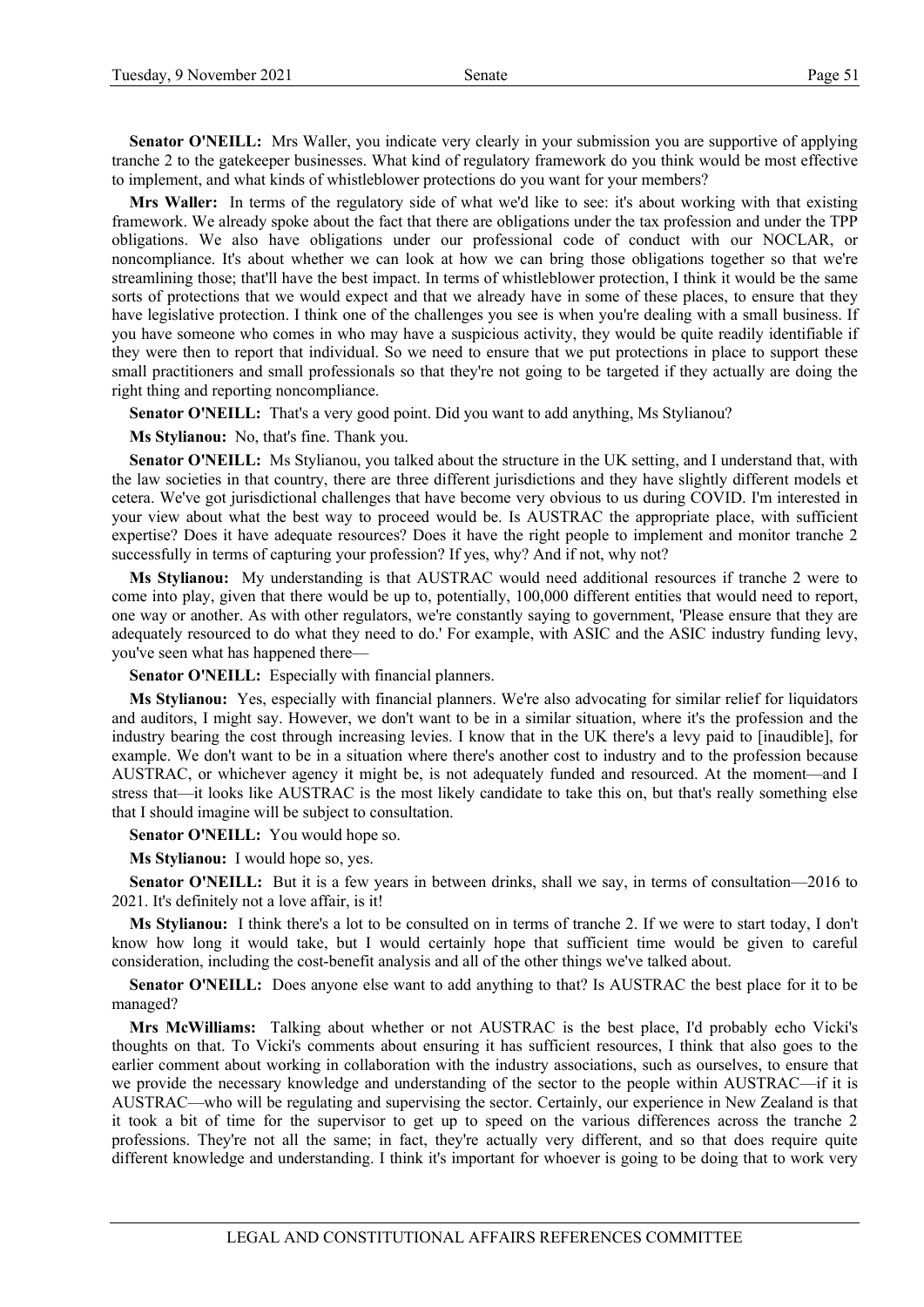**Senator O'NEILL:** Mrs Waller, you indicate very clearly in your submission you are supportive of applying tranche 2 to the gatekeeper businesses. What kind of regulatory framework do you think would be most effective to implement, and what kinds of whistleblower protections do you want for your members?

**Mrs Waller:** In terms of the regulatory side of what we'd like to see: it's about working with that existing framework. We already spoke about the fact that there are obligations under the tax profession and under the TPP obligations. We also have obligations under our professional code of conduct with our NOCLAR, or noncompliance. It's about whether we can look at how we can bring those obligations together so that we're streamlining those; that'll have the best impact. In terms of whistleblower protection, I think it would be the same sorts of protections that we would expect and that we already have in some of these places, to ensure that they have legislative protection. I think one of the challenges you see is when you're dealing with a small business. If you have someone who comes in who may have a suspicious activity, they would be quite readily identifiable if they were then to report that individual. So we need to ensure that we put protections in place to support these small practitioners and small professionals so that they're not going to be targeted if they actually are doing the right thing and reporting noncompliance.

**Senator O'NEILL:** That's a very good point. Did you want to add anything, Ms Stylianou?

**Ms Stylianou:** No, that's fine. Thank you.

**Senator O'NEILL:** Ms Stylianou, you talked about the structure in the UK setting, and I understand that, with the law societies in that country, there are three different jurisdictions and they have slightly different models et cetera. We've got jurisdictional challenges that have become very obvious to us during COVID. I'm interested in your view about what the best way to proceed would be. Is AUSTRAC the appropriate place, with sufficient expertise? Does it have adequate resources? Does it have the right people to implement and monitor tranche 2 successfully in terms of capturing your profession? If yes, why? And if not, why not?

**Ms Stylianou:** My understanding is that AUSTRAC would need additional resources if tranche 2 were to come into play, given that there would be up to, potentially, 100,000 different entities that would need to report, one way or another. As with other regulators, we're constantly saying to government, 'Please ensure that they are adequately resourced to do what they need to do.' For example, with ASIC and the ASIC industry funding levy, you've seen what has happened there—

**Senator O'NEILL:** Especially with financial planners.

**Ms Stylianou:** Yes, especially with financial planners. We're also advocating for similar relief for liquidators and auditors, I might say. However, we don't want to be in a similar situation, where it's the profession and the industry bearing the cost through increasing levies. I know that in the UK there's a levy paid to [inaudible], for example. We don't want to be in a situation where there's another cost to industry and to the profession because AUSTRAC, or whichever agency it might be, is not adequately funded and resourced. At the moment—and I stress that—it looks like AUSTRAC is the most likely candidate to take this on, but that's really something else that I should imagine will be subject to consultation.

**Senator O'NEILL:** You would hope so.

**Ms Stylianou:** I would hope so, yes.

**Senator O'NEILL:** But it is a few years in between drinks, shall we say, in terms of consultation—2016 to 2021. It's definitely not a love affair, is it!

**Ms Stylianou:** I think there's a lot to be consulted on in terms of tranche 2. If we were to start today, I don't know how long it would take, but I would certainly hope that sufficient time would be given to careful consideration, including the cost-benefit analysis and all of the other things we've talked about.

**Senator O'NEILL:** Does anyone else want to add anything to that? Is AUSTRAC the best place for it to be managed?

**Mrs McWilliams:** Talking about whether or not AUSTRAC is the best place, I'd probably echo Vicki's thoughts on that. To Vicki's comments about ensuring it has sufficient resources, I think that also goes to the earlier comment about working in collaboration with the industry associations, such as ourselves, to ensure that we provide the necessary knowledge and understanding of the sector to the people within AUSTRAC—if it is AUSTRAC—who will be regulating and supervising the sector. Certainly, our experience in New Zealand is that it took a bit of time for the supervisor to get up to speed on the various differences across the tranche 2 professions. They're not all the same; in fact, they're actually very different, and so that does require quite different knowledge and understanding. I think it's important for whoever is going to be doing that to work very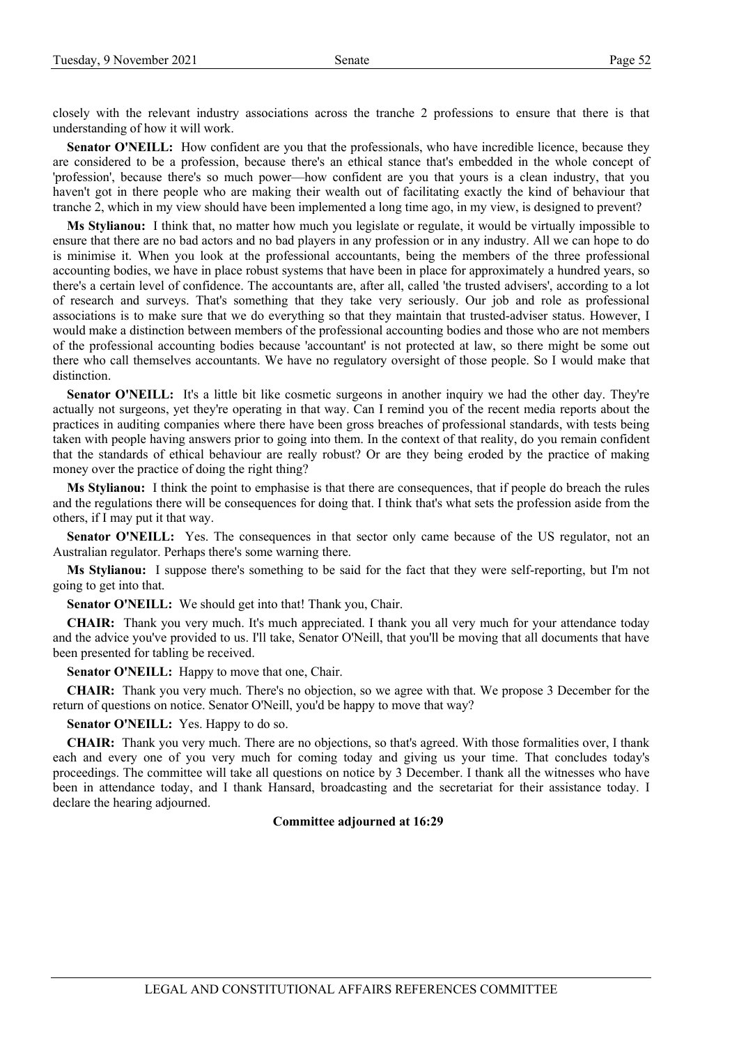closely with the relevant industry associations across the tranche 2 professions to ensure that there is that understanding of how it will work.

**Senator O'NEILL:** How confident are you that the professionals, who have incredible licence, because they are considered to be a profession, because there's an ethical stance that's embedded in the whole concept of 'profession', because there's so much power—how confident are you that yours is a clean industry, that you haven't got in there people who are making their wealth out of facilitating exactly the kind of behaviour that tranche 2, which in my view should have been implemented a long time ago, in my view, is designed to prevent?

**Ms Stylianou:** I think that, no matter how much you legislate or regulate, it would be virtually impossible to ensure that there are no bad actors and no bad players in any profession or in any industry. All we can hope to do is minimise it. When you look at the professional accountants, being the members of the three professional accounting bodies, we have in place robust systems that have been in place for approximately a hundred years, so there's a certain level of confidence. The accountants are, after all, called 'the trusted advisers', according to a lot of research and surveys. That's something that they take very seriously. Our job and role as professional associations is to make sure that we do everything so that they maintain that trusted-adviser status. However, I would make a distinction between members of the professional accounting bodies and those who are not members of the professional accounting bodies because 'accountant' is not protected at law, so there might be some out there who call themselves accountants. We have no regulatory oversight of those people. So I would make that distinction.

**Senator O'NEILL:** It's a little bit like cosmetic surgeons in another inquiry we had the other day. They're actually not surgeons, yet they're operating in that way. Can I remind you of the recent media reports about the practices in auditing companies where there have been gross breaches of professional standards, with tests being taken with people having answers prior to going into them. In the context of that reality, do you remain confident that the standards of ethical behaviour are really robust? Or are they being eroded by the practice of making money over the practice of doing the right thing?

**Ms Stylianou:** I think the point to emphasise is that there are consequences, that if people do breach the rules and the regulations there will be consequences for doing that. I think that's what sets the profession aside from the others, if I may put it that way.

**Senator O'NEILL:** Yes. The consequences in that sector only came because of the US regulator, not an Australian regulator. Perhaps there's some warning there.

**Ms Stylianou:** I suppose there's something to be said for the fact that they were self-reporting, but I'm not going to get into that.

**Senator O'NEILL:** We should get into that! Thank you, Chair.

**CHAIR:** Thank you very much. It's much appreciated. I thank you all very much for your attendance today and the advice you've provided to us. I'll take, Senator O'Neill, that you'll be moving that all documents that have been presented for tabling be received.

**Senator O'NEILL:** Happy to move that one, Chair.

**CHAIR:** Thank you very much. There's no objection, so we agree with that. We propose 3 December for the return of questions on notice. Senator O'Neill, you'd be happy to move that way?

**Senator O'NEILL:** Yes. Happy to do so.

**CHAIR:** Thank you very much. There are no objections, so that's agreed. With those formalities over, I thank each and every one of you very much for coming today and giving us your time. That concludes today's proceedings. The committee will take all questions on notice by 3 December. I thank all the witnesses who have been in attendance today, and I thank Hansard, broadcasting and the secretariat for their assistance today. I declare the hearing adjourned.

**Committee adjourned at 16:29**